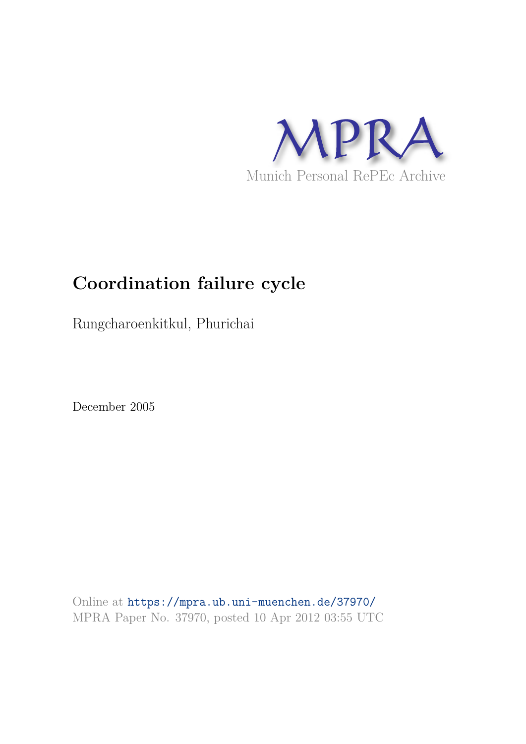MPRA

Munich Personal RePEc Archive

# Coordination failure cycle

Rungcharoenkitkul, Phurichai

December 2005

Online at https://mpra.ub.uni-muenchen.de/37970/
MPRA Paper No. 37970, posted 10 Apr 2012 03:55 UTC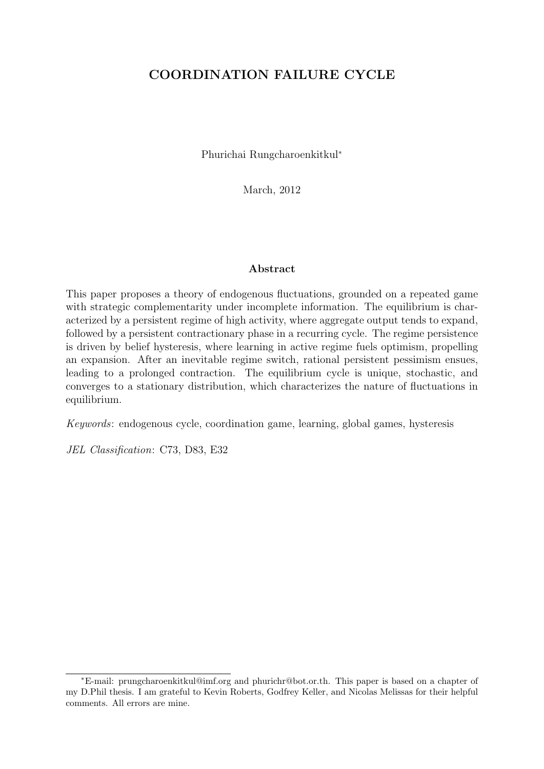# COORDINATION FAILURE CYCLE

Phurichai Rungcharoenkitkul*

March, 2012

## Abstract

This paper proposes a theory of endogenous fluctuations, grounded on a repeated game with strategic complementarity under incomplete information. The equilibrium is characterized by a persistent regime of high activity, where aggregate output tends to expand, followed by a persistent contractionary phase in a recurring cycle. The regime persistence is driven by belief hysteresis, where learning in active regime fuels optimism, propelling an expansion. After an inevitable regime switch, rational persistent pessimism ensues, leading to a prolonged contraction. The equilibrium cycle is unique, stochastic, and converges to a stationary distribution, which characterizes the nature of fluctuations in equilibrium.

*Keywords*: endogenous cycle, coordination game, learning, global games, hysteresis

*JEL Classification*: C73, D83, E32

---

*E-mail: prungcharoenkitkul@imf.org and phurichr@bot.or.th. This paper is based on a chapter of my D.Phil thesis. I am grateful to Kevin Roberts, Godfrey Keller, and Nicolas Melissas for their helpful comments. All errors are mine.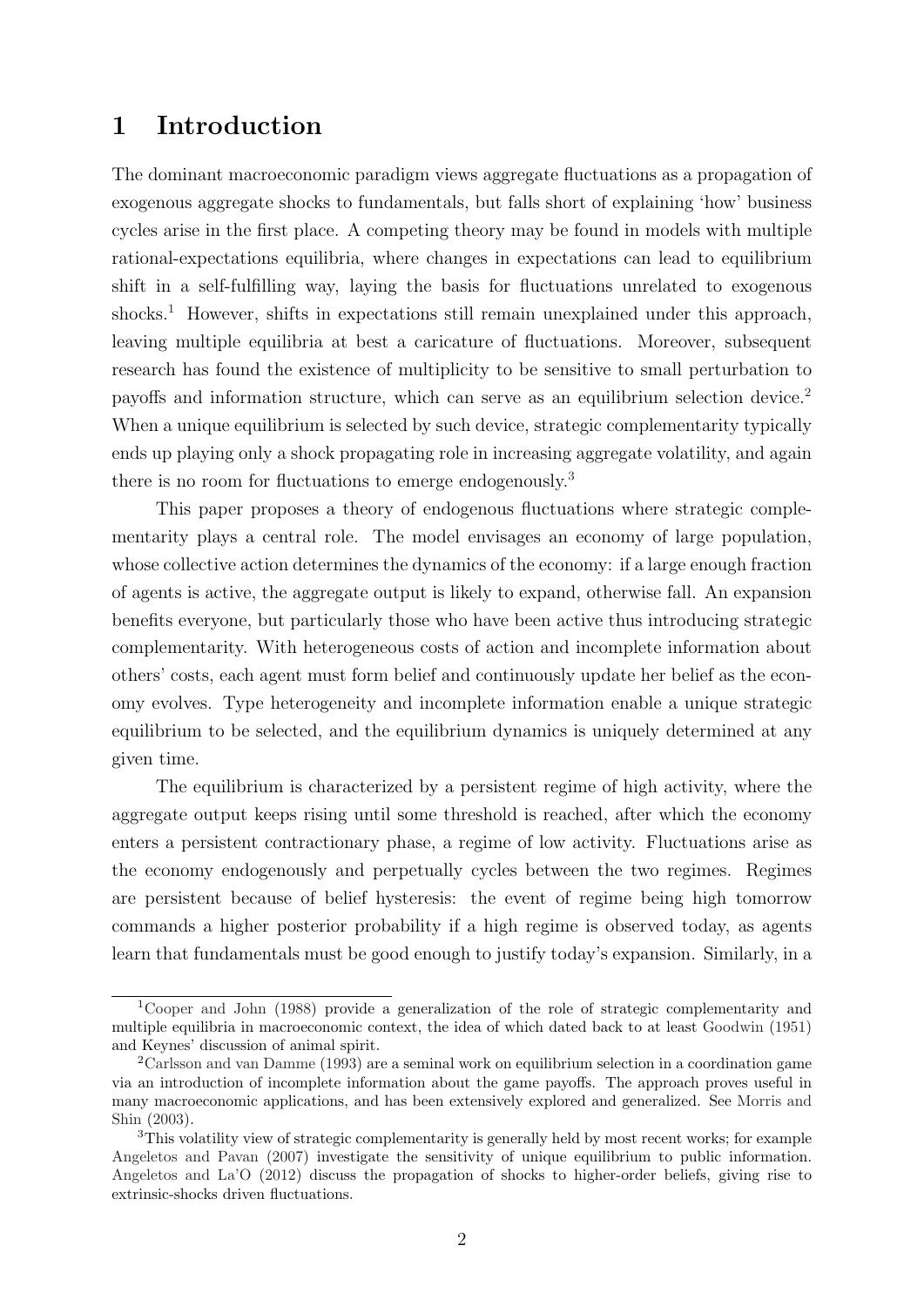# 1 Introduction

The dominant macroeconomic paradigm views aggregate fluctuations as a propagation of exogenous aggregate shocks to fundamentals, but falls short of explaining 'how' business cycles arise in the first place. A competing theory may be found in models with multiple rational-expectations equilibria, where changes in expectations can lead to equilibrium shift in a self-fulfilling way, laying the basis for fluctuations unrelated to exogenous shocks.[1] However, shifts in expectations still remain unexplained under this approach, leaving multiple equilibria at best a caricature of fluctuations. Moreover, subsequent research has found the existence of multiplicity to be sensitive to small perturbation to payoffs and information structure, which can serve as an equilibrium selection device.[2] When a unique equilibrium is selected by such device, strategic complementarity typically ends up playing only a shock propagating role in increasing aggregate volatility, and again there is no room for fluctuations to emerge endogenously.[3]

This paper proposes a theory of endogenous fluctuations where strategic complementarity plays a central role. The model envisages an economy of large population, whose collective action determines the dynamics of the economy: if a large enough fraction of agents is active, the aggregate output is likely to expand, otherwise fall. An expansion benefits everyone, but particularly those who have been active thus introducing strategic complementarity. With heterogeneous costs of action and incomplete information about others' costs, each agent must form belief and continuously update her belief as the economy evolves. Type heterogeneity and incomplete information enable a unique strategic equilibrium to be selected, and the equilibrium dynamics is uniquely determined at any given time.

The equilibrium is characterized by a persistent regime of high activity, where the aggregate output keeps rising until some threshold is reached, after which the economy enters a persistent contractionary phase, a regime of low activity. Fluctuations arise as the economy endogenously and perpetually cycles between the two regimes. Regimes are persistent because of belief hysteresis: the event of regime being high tomorrow commands a higher posterior probability if a high regime is observed today, as agents learn that fundamentals must be good enough to justify today's expansion. Similarly, in a

---

[1] Cooper and John (1988) provide a generalization of the role of strategic complementarity and multiple equilibria in macroeconomic context, the idea of which dated back to at least Goodwin (1951) and Keynes' discussion of animal spirit.

[2] Carlsson and van Damme (1993) are a seminal work on equilibrium selection in a coordination game via an introduction of incomplete information about the game payoffs. The approach proves useful in many macroeconomic applications, and has been extensively explored and generalized. See Morris and Shin (2003).

[3] This volatility view of strategic complementarity is generally held by most recent works; for example Angeletos and Pavan (2007) investigate the sensitivity of unique equilibrium to public information. Angeletos and La'O (2012) discuss the propagation of shocks to higher-order beliefs, giving rise to extrinsic-shocks driven fluctuations.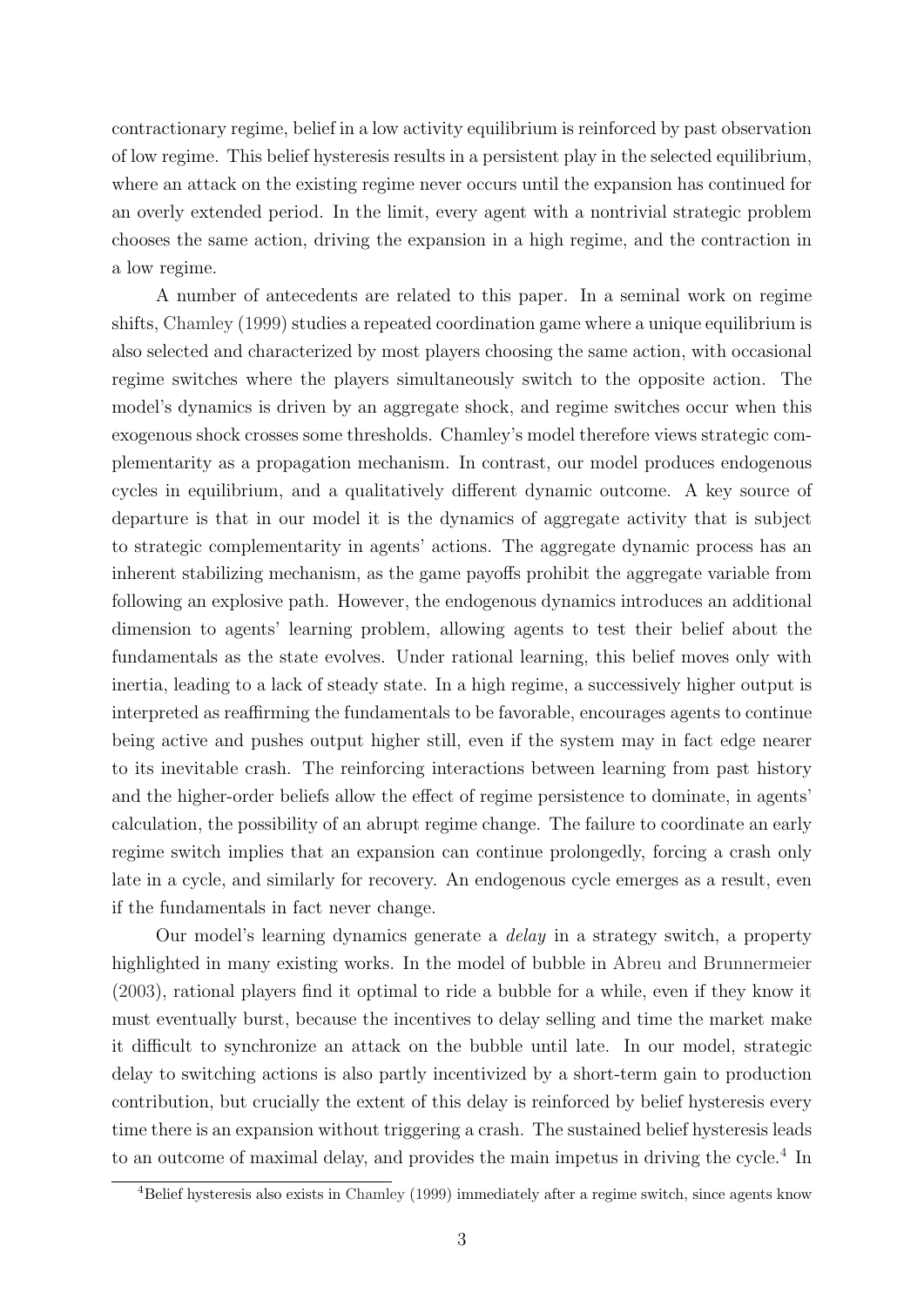contractionary regime, belief in a low activity equilibrium is reinforced by past observation of low regime. This belief hysteresis results in a persistent play in the selected equilibrium, where an attack on the existing regime never occurs until the expansion has continued for an overly extended period. In the limit, every agent with a nontrivial strategic problem chooses the same action, driving the expansion in a high regime, and the contraction in a low regime.

A number of antecedents are related to this paper. In a seminal work on regime shifts, Chamley (1999) studies a repeated coordination game where a unique equilibrium is also selected and characterized by most players choosing the same action, with occasional regime switches where the players simultaneously switch to the opposite action. The model's dynamics is driven by an aggregate shock, and regime switches occur when this exogenous shock crosses some thresholds. Chamley's model therefore views strategic complementarity as a propagation mechanism. In contrast, our model produces endogenous cycles in equilibrium, and a qualitatively different dynamic outcome. A key source of departure is that in our model it is the dynamics of aggregate activity that is subject to strategic complementarity in agents' actions. The aggregate dynamic process has an inherent stabilizing mechanism, as the game payoffs prohibit the aggregate variable from following an explosive path. However, the endogenous dynamics introduces an additional dimension to agents' learning problem, allowing agents to test their belief about the fundamentals as the state evolves. Under rational learning, this belief moves only with inertia, leading to a lack of steady state. In a high regime, a successively higher output is interpreted as reaffirming the fundamentals to be favorable, encourages agents to continue being active and pushes output higher still, even if the system may in fact edge nearer to its inevitable crash. The reinforcing interactions between learning from past history and the higher-order beliefs allow the effect of regime persistence to dominate, in agents' calculation, the possibility of an abrupt regime change. The failure to coordinate an early regime switch implies that an expansion can continue prolongedly, forcing a crash only late in a cycle, and similarly for recovery. An endogenous cycle emerges as a result, even if the fundamentals in fact never change.

Our model's learning dynamics generate a *delay* in a strategy switch, a property highlighted in many existing works. In the model of bubble in Abreu and Brunnermeier (2003), rational players find it optimal to ride a bubble for a while, even if they know it must eventually burst, because the incentives to delay selling and time the market make it difficult to synchronize an attack on the bubble until late. In our model, strategic delay to switching actions is also partly incentivized by a short-term gain to production contribution, but crucially the extent of this delay is reinforced by belief hysteresis every time there is an expansion without triggering a crash. The sustained belief hysteresis leads to an outcome of maximal delay, and provides the main impetus in driving the cycle.[4] In

[4]Belief hysteresis also exists in Chamley (1999) immediately after a regime switch, since agents know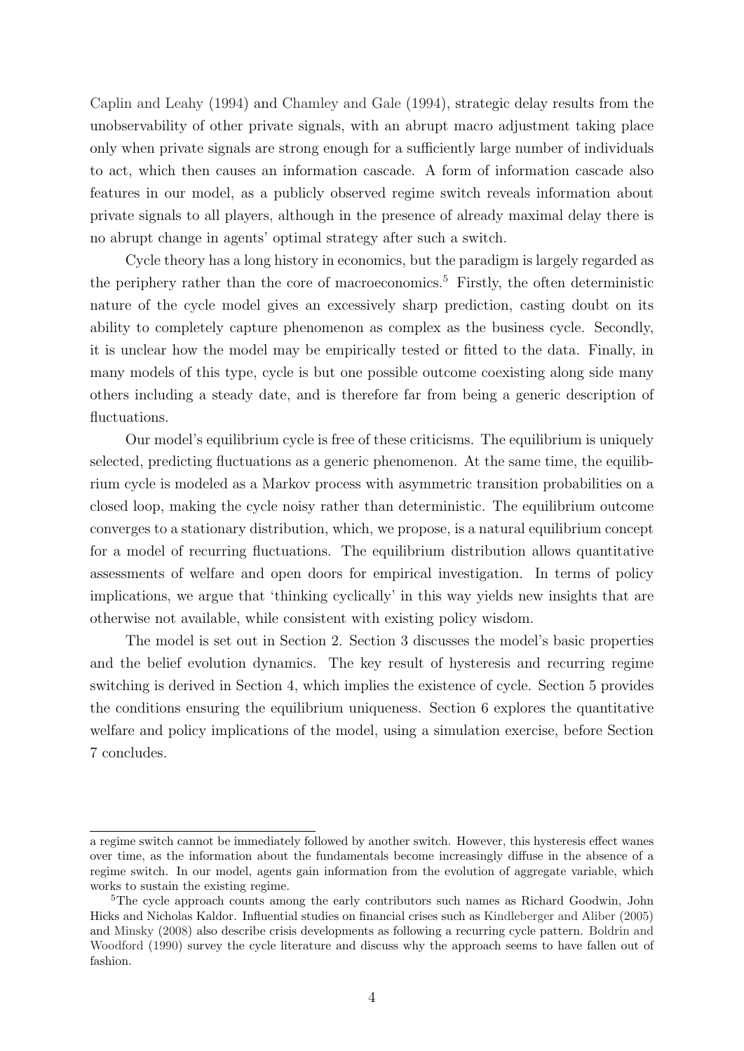Caplin and Leahy (1994) and Chamley and Gale (1994), strategic delay results from the unobservability of other private signals, with an abrupt macro adjustment taking place only when private signals are strong enough for a sufficiently large number of individuals to act, which then causes an information cascade. A form of information cascade also features in our model, as a publicly observed regime switch reveals information about private signals to all players, although in the presence of already maximal delay there is no abrupt change in agents' optimal strategy after such a switch.

Cycle theory has a long history in economics, but the paradigm is largely regarded as the periphery rather than the core of macroeconomics.[5] Firstly, the often deterministic nature of the cycle model gives an excessively sharp prediction, casting doubt on its ability to completely capture phenomenon as complex as the business cycle. Secondly, it is unclear how the model may be empirically tested or fitted to the data. Finally, in many models of this type, cycle is but one possible outcome coexisting along side many others including a steady date, and is therefore far from being a generic description of fluctuations.

Our model's equilibrium cycle is free of these criticisms. The equilibrium is uniquely selected, predicting fluctuations as a generic phenomenon. At the same time, the equilibrium cycle is modeled as a Markov process with asymmetric transition probabilities on a closed loop, making the cycle noisy rather than deterministic. The equilibrium outcome converges to a stationary distribution, which, we propose, is a natural equilibrium concept for a model of recurring fluctuations. The equilibrium distribution allows quantitative assessments of welfare and open doors for empirical investigation. In terms of policy implications, we argue that 'thinking cyclically' in this way yields new insights that are otherwise not available, while consistent with existing policy wisdom.

The model is set out in Section 2. Section 3 discusses the model's basic properties and the belief evolution dynamics. The key result of hysteresis and recurring regime switching is derived in Section 4, which implies the existence of cycle. Section 5 provides the conditions ensuring the equilibrium uniqueness. Section 6 explores the quantitative welfare and policy implications of the model, using a simulation exercise, before Section 7 concludes.

---

a regime switch cannot be immediately followed by another switch. However, this hysteresis effect wanes over time, as the information about the fundamentals become increasingly diffuse in the absence of a regime switch. In our model, agents gain information from the evolution of aggregate variable, which works to sustain the existing regime.

[5] The cycle approach counts among the early contributors such names as Richard Goodwin, John Hicks and Nicholas Kaldor. Influential studies on financial crises such as Kindleberger and Aliber (2005) and Minsky (2008) also describe crisis developments as following a recurring cycle pattern. Boldrin and Woodford (1990) survey the cycle literature and discuss why the approach seems to have fallen out of fashion.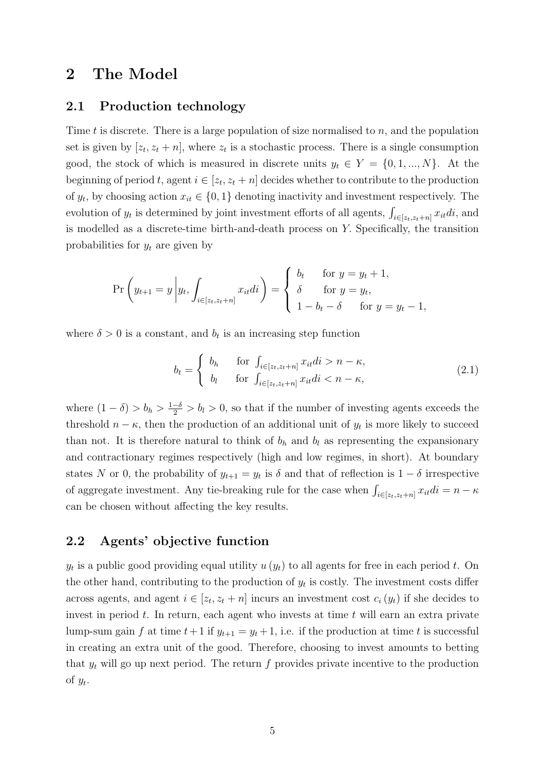## 2 The Model

### 2.1 Production technology

Time $t$ is discrete. There is a large population of size normalised to $n$, and the population set is given by $[z_t, z_t + n]$, where $z_t$ is a stochastic process. There is a single consumption good, the stock of which is measured in discrete units $y_t \in Y = \{0, 1, ..., N\}$. At the beginning of period $t$, agent $i \in [z_t, z_t + n]$ decides whether to contribute to the production of $y_t$, by choosing action $x_{it} \in \{0, 1\}$ denoting inactivity and investment respectively. The evolution of $y_t$ is determined by joint investment efforts of all agents, $\int_{i\in[z_t,z_t+n]} x_{it}di$, and is modelled as a discrete-time birth-and-death process on $Y$. Specifically, the transition probabilities for $y_t$ are given by

$$\Pr\left(y_{t+1} = y \,\middle|\, y_t, \int_{i\in[z_t,z_t+n]} x_{it}di\right) = \begin{cases} b_t & \text{for } y = y_t + 1, \\ \delta & \text{for } y = y_t, \\ 1 - b_t - \delta & \text{for } y = y_t - 1, \end{cases}$$

where $\delta > 0$ is a constant, and $b_t$ is an increasing step function

$$b_t = \begin{cases} b_h & \text{for } \int_{i\in[z_t,z_t+n]} x_{it}di > n - \kappa, \\ b_l & \text{for } \int_{i\in[z_t,z_t+n]} x_{it}di < n - \kappa, \end{cases} \tag{2.1}$$

where $(1 - \delta) > b_h > \frac{1-\delta}{2} > b_l > 0$, so that if the number of investing agents exceeds the threshold $n - \kappa$, then the production of an additional unit of $y_t$ is more likely to succeed than not. It is therefore natural to think of $b_h$ and $b_l$ as representing the expansionary and contractionary regimes respectively (high and low regimes, in short). At boundary states $N$ or 0, the probability of $y_{t+1} = y_t$ is $\delta$ and that of reflection is $1 - \delta$ irrespective of aggregate investment. Any tie-breaking rule for the case when $\int_{i\in[z_t,z_t+n]} x_{it}di = n - \kappa$ can be chosen without affecting the key results.

### 2.2 Agents' objective function

$y_t$ is a public good providing equal utility $u(y_t)$ to all agents for free in each period $t$. On the other hand, contributing to the production of $y_t$ is costly. The investment costs differ across agents, and agent $i \in [z_t, z_t + n]$ incurs an investment cost $c_i(y_t)$ if she decides to invest in period $t$. In return, each agent who invests at time $t$ will earn an extra private lump-sum gain $f$ at time $t+1$ if $y_{t+1} = y_t + 1$, i.e. if the production at time $t$ is successful in creating an extra unit of the good. Therefore, choosing to invest amounts to betting that $y_t$ will go up next period. The return $f$ provides private incentive to the production of $y_t$.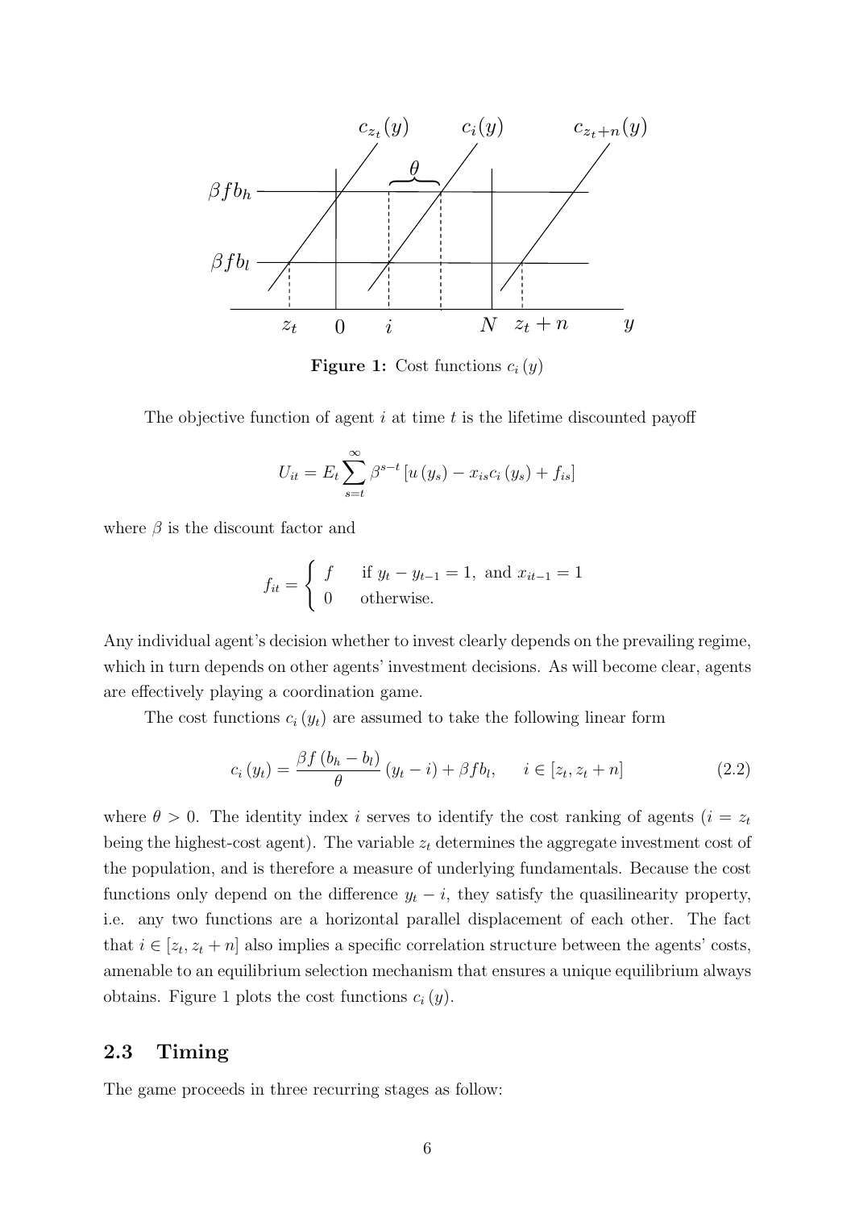**Figure 1:** Cost functions $c_i(y)$

The objective function of agent $i$ at time $t$ is the lifetime discounted payoff

$$U_{it} = E_t \sum_{s=t}^{\infty} \beta^{s-t} \left[ u(y_s) - x_{is} c_i(y_s) + f_{is} \right]$$

where $\beta$ is the discount factor and

$$f_{it} = \begin{cases} f & \text{if } y_t - y_{t-1} = 1, \text{ and } x_{it-1} = 1 \\ 0 & \text{otherwise.} \end{cases}$$

Any individual agent's decision whether to invest clearly depends on the prevailing regime, which in turn depends on other agents' investment decisions. As will become clear, agents are effectively playing a coordination game.

The cost functions $c_i(y_t)$ are assumed to take the following linear form

$$c_i(y_t) = \frac{\beta f (b_h - b_l)}{\theta} (y_t - i) + \beta f b_l, \qquad i \in [z_t, z_t + n] \tag{2.2}$$

where $\theta > 0$. The identity index $i$ serves to identify the cost ranking of agents ($i = z_t$ being the highest-cost agent). The variable $z_t$ determines the aggregate investment cost of the population, and is therefore a measure of underlying fundamentals. Because the cost functions only depend on the difference $y_t - i$, they satisfy the quasilinearity property, i.e. any two functions are a horizontal parallel displacement of each other. The fact that $i \in [z_t, z_t + n]$ also implies a specific correlation structure between the agents' costs, amenable to an equilibrium selection mechanism that ensures a unique equilibrium always obtains. Figure 1 plots the cost functions $c_i(y)$.

## 2.3 Timing

The game proceeds in three recurring stages as follow: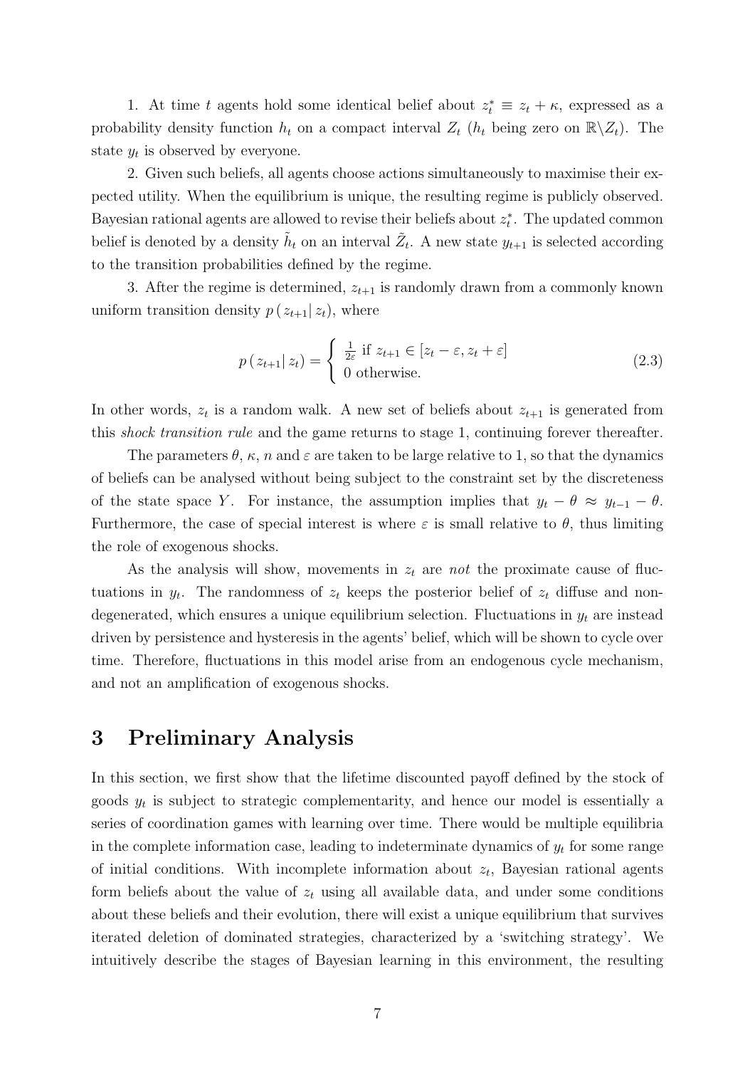1. At time $t$ agents hold some identical belief about $z_t^* \equiv z_t + \kappa$, expressed as a probability density function $h_t$ on a compact interval $Z_t$ ($h_t$ being zero on $\mathbb{R}\backslash Z_t$). The state $y_t$ is observed by everyone.

2. Given such beliefs, all agents choose actions simultaneously to maximise their expected utility. When the equilibrium is unique, the resulting regime is publicly observed. Bayesian rational agents are allowed to revise their beliefs about $z_t^*$. The updated common belief is denoted by a density $\tilde{h}_t$ on an interval $\tilde{Z}_t$. A new state $y_{t+1}$ is selected according to the transition probabilities defined by the regime.

3. After the regime is determined, $z_{t+1}$ is randomly drawn from a commonly known uniform transition density $p\left(z_{t+1} \middle| z_t\right)$, where

$$p\left(z_{t+1} \middle| z_t\right) = \begin{cases} \frac{1}{2\varepsilon} \text{ if } z_{t+1} \in [z_t - \varepsilon, z_t + \varepsilon] \\ 0 \text{ otherwise.} \end{cases} \tag{2.3}$$

In other words, $z_t$ is a random walk. A new set of beliefs about $z_{t+1}$ is generated from this *shock transition rule* and the game returns to stage 1, continuing forever thereafter.

The parameters $\theta$, $\kappa$, $n$ and $\varepsilon$ are taken to be large relative to 1, so that the dynamics of beliefs can be analysed without being subject to the constraint set by the discreteness of the state space $Y$. For instance, the assumption implies that $y_t - \theta \approx y_{t-1} - \theta$. Furthermore, the case of special interest is where $\varepsilon$ is small relative to $\theta$, thus limiting the role of exogenous shocks.

As the analysis will show, movements in $z_t$ are *not* the proximate cause of fluctuations in $y_t$. The randomness of $z_t$ keeps the posterior belief of $z_t$ diffuse and non-degenerated, which ensures a unique equilibrium selection. Fluctuations in $y_t$ are instead driven by persistence and hysteresis in the agents' belief, which will be shown to cycle over time. Therefore, fluctuations in this model arise from an endogenous cycle mechanism, and not an amplification of exogenous shocks.

# 3 Preliminary Analysis

In this section, we first show that the lifetime discounted payoff defined by the stock of goods $y_t$ is subject to strategic complementarity, and hence our model is essentially a series of coordination games with learning over time. There would be multiple equilibria in the complete information case, leading to indeterminate dynamics of $y_t$ for some range of initial conditions. With incomplete information about $z_t$, Bayesian rational agents form beliefs about the value of $z_t$ using all available data, and under some conditions about these beliefs and their evolution, there will exist a unique equilibrium that survives iterated deletion of dominated strategies, characterized by a 'switching strategy'. We intuitively describe the stages of Bayesian learning in this environment, the resulting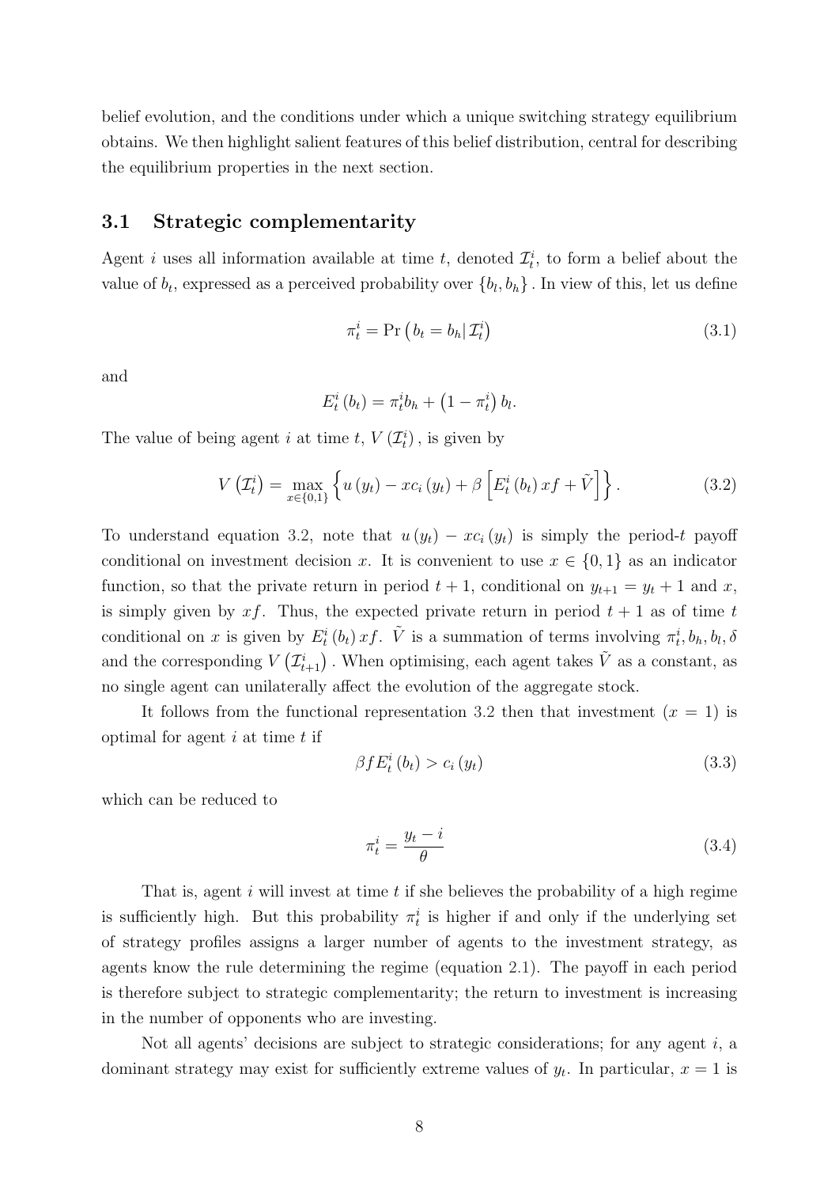belief evolution, and the conditions under which a unique switching strategy equilibrium obtains. We then highlight salient features of this belief distribution, central for describing the equilibrium properties in the next section.

## 3.1 Strategic complementarity

Agent $i$ uses all information available at time $t$, denoted $\mathcal{I}_t^i$, to form a belief about the value of $b_t$, expressed as a perceived probability over $\{b_l, b_h\}$. In view of this, let us define

$$\pi_t^i = \Pr\left(b_t = b_h | \mathcal{I}_t^i\right) \tag{3.1}$$

and

$$E_t^i(b_t) = \pi_t^i b_h + \left(1 - \pi_t^i\right) b_l.$$

The value of being agent $i$ at time $t$, $V\left(\mathcal{I}_t^i\right)$, is given by

$$V\left(\mathcal{I}_t^i\right) = \max_{x \in \{0,1\}} \left\{ u(y_t) - x c_i(y_t) + \beta \left[ E_t^i(b_t) x f + \tilde{V} \right] \right\}. \tag{3.2}$$

To understand equation 3.2, note that $u(y_t) - x c_i(y_t)$ is simply the period-$t$ payoff conditional on investment decision $x$. It is convenient to use $x \in \{0, 1\}$ as an indicator function, so that the private return in period $t+1$, conditional on $y_{t+1} = y_t + 1$ and $x$, is simply given by $xf$. Thus, the expected private return in period $t+1$ as of time $t$ conditional on $x$ is given by $E_t^i(b_t) xf$. $\tilde{V}$ is a summation of terms involving $\pi_t^i, b_h, b_l, \delta$ and the corresponding $V\left(\mathcal{I}_{t+1}^i\right)$. When optimising, each agent takes $\tilde{V}$ as a constant, as no single agent can unilaterally affect the evolution of the aggregate stock.

It follows from the functional representation 3.2 then that investment ($x = 1$) is optimal for agent $i$ at time $t$ if

$$\beta f E_t^i(b_t) > c_i(y_t) \tag{3.3}$$

which can be reduced to

$$\pi_t^i = \frac{y_t - i}{\theta} \tag{3.4}$$

That is, agent $i$ will invest at time $t$ if she believes the probability of a high regime is sufficiently high. But this probability $\pi_t^i$ is higher if and only if the underlying set of strategy profiles assigns a larger number of agents to the investment strategy, as agents know the rule determining the regime (equation 2.1). The payoff in each period is therefore subject to strategic complementarity; the return to investment is increasing in the number of opponents who are investing.

Not all agents' decisions are subject to strategic considerations; for any agent $i$, a dominant strategy may exist for sufficiently extreme values of $y_t$. In particular, $x = 1$ is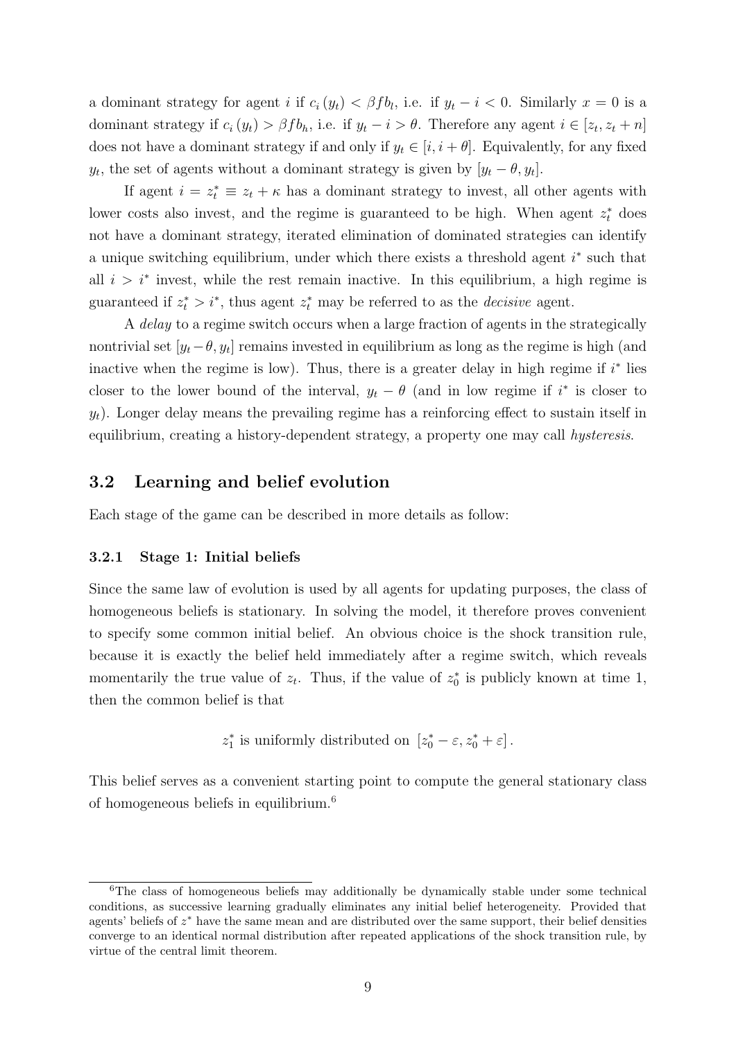a dominant strategy for agent $i$ if $c_i(y_t) < \beta f b_l$, i.e. if $y_t - i < 0$. Similarly $x = 0$ is a dominant strategy if $c_i(y_t) > \beta f b_h$, i.e. if $y_t - i > \theta$. Therefore any agent $i \in [z_t, z_t + n]$ does not have a dominant strategy if and only if $y_t \in [i, i + \theta]$. Equivalently, for any fixed $y_t$, the set of agents without a dominant strategy is given by $[y_t - \theta, y_t]$.

If agent $i = z_t^* \equiv z_t + \kappa$ has a dominant strategy to invest, all other agents with lower costs also invest, and the regime is guaranteed to be high. When agent $z_t^*$ does not have a dominant strategy, iterated elimination of dominated strategies can identify a unique switching equilibrium, under which there exists a threshold agent $i^*$ such that all $i > i^*$ invest, while the rest remain inactive. In this equilibrium, a high regime is guaranteed if $z_t^* > i^*$, thus agent $z_t^*$ may be referred to as the *decisive* agent.

A *delay* to a regime switch occurs when a large fraction of agents in the strategically nontrivial set $[y_t - \theta, y_t]$ remains invested in equilibrium as long as the regime is high (and inactive when the regime is low). Thus, there is a greater delay in high regime if $i^*$ lies closer to the lower bound of the interval, $y_t - \theta$ (and in low regime if $i^*$ is closer to $y_t$). Longer delay means the prevailing regime has a reinforcing effect to sustain itself in equilibrium, creating a history-dependent strategy, a property one may call *hysteresis*.

## 3.2 Learning and belief evolution

Each stage of the game can be described in more details as follow:

### 3.2.1 Stage 1: Initial beliefs

Since the same law of evolution is used by all agents for updating purposes, the class of homogeneous beliefs is stationary. In solving the model, it therefore proves convenient to specify some common initial belief. An obvious choice is the shock transition rule, because it is exactly the belief held immediately after a regime switch, which reveals momentarily the true value of $z_t$. Thus, if the value of $z_0^*$ is publicly known at time 1, then the common belief is that

$$z_1^* \text{ is uniformly distributed on } [z_0^* - \varepsilon, z_0^* + \varepsilon].$$

This belief serves as a convenient starting point to compute the general stationary class of homogeneous beliefs in equilibrium.[6]

[6] The class of homogeneous beliefs may additionally be dynamically stable under some technical conditions, as successive learning gradually eliminates any initial belief heterogeneity. Provided that agents' beliefs of $z^*$ have the same mean and are distributed over the same support, their belief densities converge to an identical normal distribution after repeated applications of the shock transition rule, by virtue of the central limit theorem.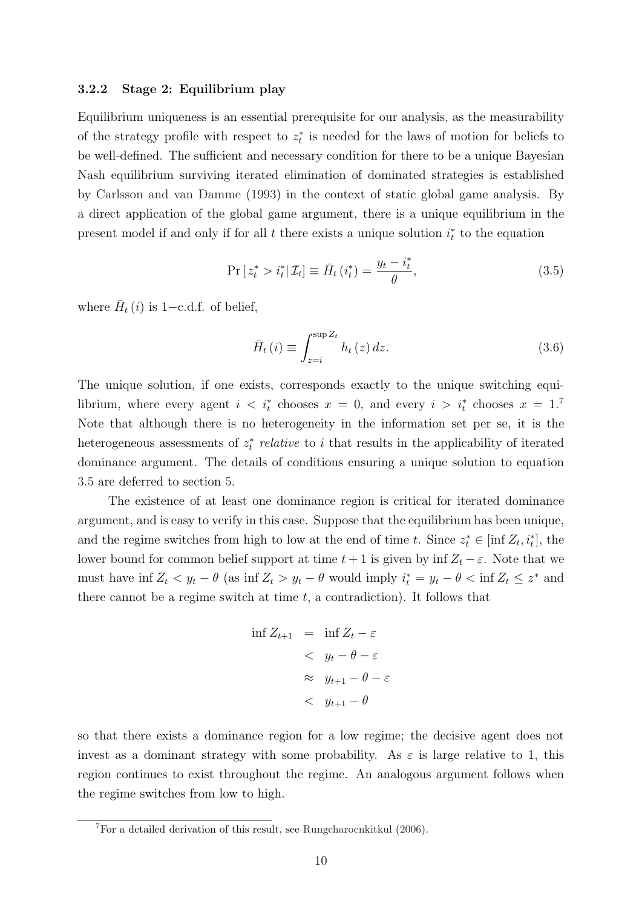### 3.2.2 Stage 2: Equilibrium play

Equilibrium uniqueness is an essential prerequisite for our analysis, as the measurability of the strategy profile with respect to $z_t^*$ is needed for the laws of motion for beliefs to be well-defined. The sufficient and necessary condition for there to be a unique Bayesian Nash equilibrium surviving iterated elimination of dominated strategies is established by Carlsson and van Damme (1993) in the context of static global game analysis. By a direct application of the global game argument, there is a unique equilibrium in the present model if and only if for all $t$ there exists a unique solution $i_t^*$ to the equation

$$\Pr\left[z_t^* > i_t^* \middle| \mathcal{I}_t\right] \equiv \bar{H}_t\left(i_t^*\right) = \frac{y_t - i_t^*}{\theta}, \tag{3.5}$$

where $\bar{H}_t(i)$ is 1−c.d.f. of belief,

$$\bar{H}_t(i) \equiv \int_{z=i}^{\sup Z_t} h_t(z)\, dz. \tag{3.6}$$

The unique solution, if one exists, corresponds exactly to the unique switching equilibrium, where every agent $i < i_t^*$ chooses $x = 0$, and every $i > i_t^*$ chooses $x = 1$.[7] Note that although there is no heterogeneity in the information set per se, it is the heterogeneous assessments of $z_t^*$ *relative* to $i$ that results in the applicability of iterated dominance argument. The details of conditions ensuring a unique solution to equation 3.5 are deferred to section 5.

The existence of at least one dominance region is critical for iterated dominance argument, and is easy to verify in this case. Suppose that the equilibrium has been unique, and the regime switches from high to low at the end of time $t$. Since $z_t^* \in [\inf Z_t, i_t^*]$, the lower bound for common belief support at time $t+1$ is given by $\inf Z_t - \varepsilon$. Note that we must have $\inf Z_t < y_t - \theta$ (as $\inf Z_t > y_t - \theta$ would imply $i_t^* = y_t - \theta < \inf Z_t \leq z^*$ and there cannot be a regime switch at time $t$, a contradiction). It follows that

$$\begin{aligned}
\inf Z_{t+1} &= \inf Z_t - \varepsilon \\
&< y_t - \theta - \varepsilon \\
&\approx y_{t+1} - \theta - \varepsilon \\
&< y_{t+1} - \theta
\end{aligned}$$

so that there exists a dominance region for a low regime; the decisive agent does not invest as a dominant strategy with some probability. As $\varepsilon$ is large relative to 1, this region continues to exist throughout the regime. An analogous argument follows when the regime switches from low to high.

[7] For a detailed derivation of this result, see Rungcharoenkitkul (2006).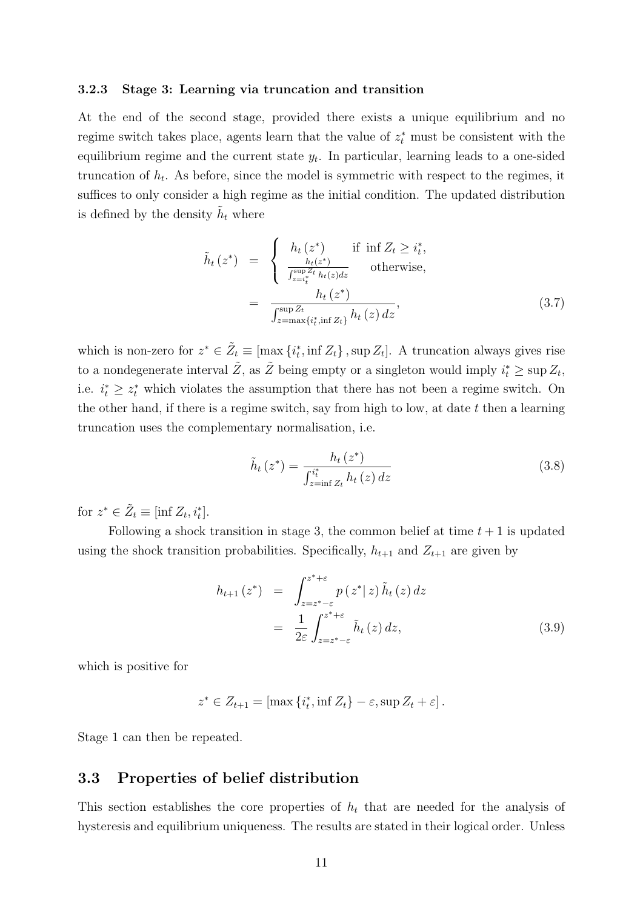#### 3.2.3 Stage 3: Learning via truncation and transition

At the end of the second stage, provided there exists a unique equilibrium and no regime switch takes place, agents learn that the value of $z_t^*$ must be consistent with the equilibrium regime and the current state $y_t$. In particular, learning leads to a one-sided truncation of $h_t$. As before, since the model is symmetric with respect to the regimes, it suffices to only consider a high regime as the initial condition. The updated distribution is defined by the density $\tilde{h}_t$ where

$$
\begin{aligned}
\tilde{h}_t(z^*) &= \begin{cases} h_t(z^*) & \text{if } \inf Z_t \geq i_t^*, \\ \frac{h_t(z^*)}{\int_{z=i_t^*}^{\sup Z_t} h_t(z)dz} & \text{otherwise,} \end{cases} \\
&= \frac{h_t(z^*)}{\int_{z=\max\{i_t^*, \inf Z_t\}}^{\sup Z_t} h_t(z)\, dz},
\end{aligned} \tag{3.7}
$$

which is non-zero for $z^* \in \tilde{Z}_t \equiv [\max\{i_t^*, \inf Z_t\}, \sup Z_t]$. A truncation always gives rise to a nondegenerate interval $\tilde{Z}$, as $\tilde{Z}$ being empty or a singleton would imply $i_t^* \geq \sup Z_t$, i.e. $i_t^* \geq z_t^*$ which violates the assumption that there has not been a regime switch. On the other hand, if there is a regime switch, say from high to low, at date $t$ then a learning truncation uses the complementary normalisation, i.e.

$$
\tilde{h}_t(z^*) = \frac{h_t(z^*)}{\int_{z=\inf Z_t}^{i_t^*} h_t(z)\, dz} \tag{3.8}
$$

for $z^* \in \tilde{Z}_t \equiv [\inf Z_t, i_t^*]$.

Following a shock transition in stage 3, the common belief at time $t+1$ is updated using the shock transition probabilities. Specifically, $h_{t+1}$ and $Z_{t+1}$ are given by

$$
\begin{aligned}
h_{t+1}(z^*) &= \int_{z=z^*-\varepsilon}^{z^*+\varepsilon} p(z^*|\, z)\, \tilde{h}_t(z)\, dz \\
&= \frac{1}{2\varepsilon} \int_{z=z^*-\varepsilon}^{z^*+\varepsilon} \tilde{h}_t(z)\, dz,
\end{aligned} \tag{3.9}
$$

which is positive for

$$
z^* \in Z_{t+1} = [\max\{i_t^*, \inf Z_t\} - \varepsilon, \sup Z_t + \varepsilon].
$$

Stage 1 can then be repeated.

## 3.3 Properties of belief distribution

This section establishes the core properties of $h_t$ that are needed for the analysis of hysteresis and equilibrium uniqueness. The results are stated in their logical order. Unless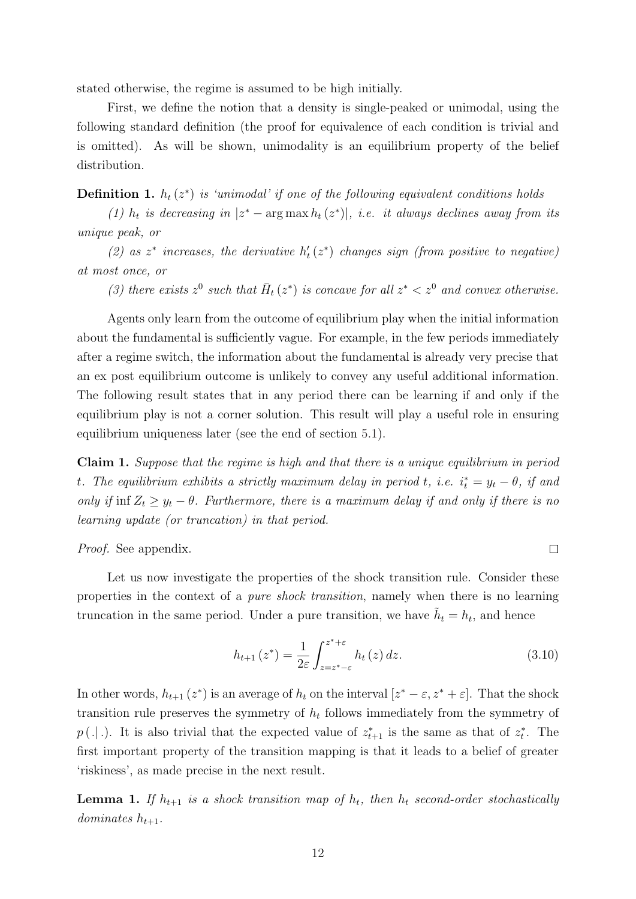stated otherwise, the regime is assumed to be high initially.

First, we define the notion that a density is single-peaked or unimodal, using the following standard definition (the proof for equivalence of each condition is trivial and is omitted). As will be shown, unimodality is an equilibrium property of the belief distribution.

**Definition 1.** *$h_t(z^*)$ is 'unimodal' if one of the following equivalent conditions holds*

*(1) $h_t$ is decreasing in $|z^* - \arg\max h_t(z^*)|$, i.e. it always declines away from its unique peak, or*

*(2) as $z^*$ increases, the derivative $h_t'(z^*)$ changes sign (from positive to negative) at most once, or*

*(3) there exists $z^0$ such that $\bar{H}_t(z^*)$ is concave for all $z^* < z^0$ and convex otherwise.*

Agents only learn from the outcome of equilibrium play when the initial information about the fundamental is sufficiently vague. For example, in the few periods immediately after a regime switch, the information about the fundamental is already very precise that an ex post equilibrium outcome is unlikely to convey any useful additional information. The following result states that in any period there can be learning if and only if the equilibrium play is not a corner solution. This result will play a useful role in ensuring equilibrium uniqueness later (see the end of section 5.1).

**Claim 1.** *Suppose that the regime is high and that there is a unique equilibrium in period $t$. The equilibrium exhibits a strictly maximum delay in period $t$, i.e. $i_t^* = y_t - \theta$, if and only if $\inf Z_t \geq y_t - \theta$. Furthermore, there is a maximum delay if and only if there is no learning update (or truncation) in that period.*

*Proof.* See appendix. □

Let us now investigate the properties of the shock transition rule. Consider these properties in the context of a *pure shock transition*, namely when there is no learning truncation in the same period. Under a pure transition, we have $\tilde{h}_t = h_t$, and hence

$$h_{t+1}(z^*) = \frac{1}{2\varepsilon} \int_{z=z^*-\varepsilon}^{z^*+\varepsilon} h_t(z)\, dz. \tag{3.10}$$

In other words, $h_{t+1}(z^*)$ is an average of $h_t$ on the interval $[z^* - \varepsilon, z^* + \varepsilon]$. That the shock transition rule preserves the symmetry of $h_t$ follows immediately from the symmetry of $p(.|.)$. It is also trivial that the expected value of $z_{t+1}^*$ is the same as that of $z_t^*$. The first important property of the transition mapping is that it leads to a belief of greater 'riskiness', as made precise in the next result.

**Lemma 1.** *If $h_{t+1}$ is a shock transition map of $h_t$, then $h_t$ second-order stochastically dominates $h_{t+1}$.*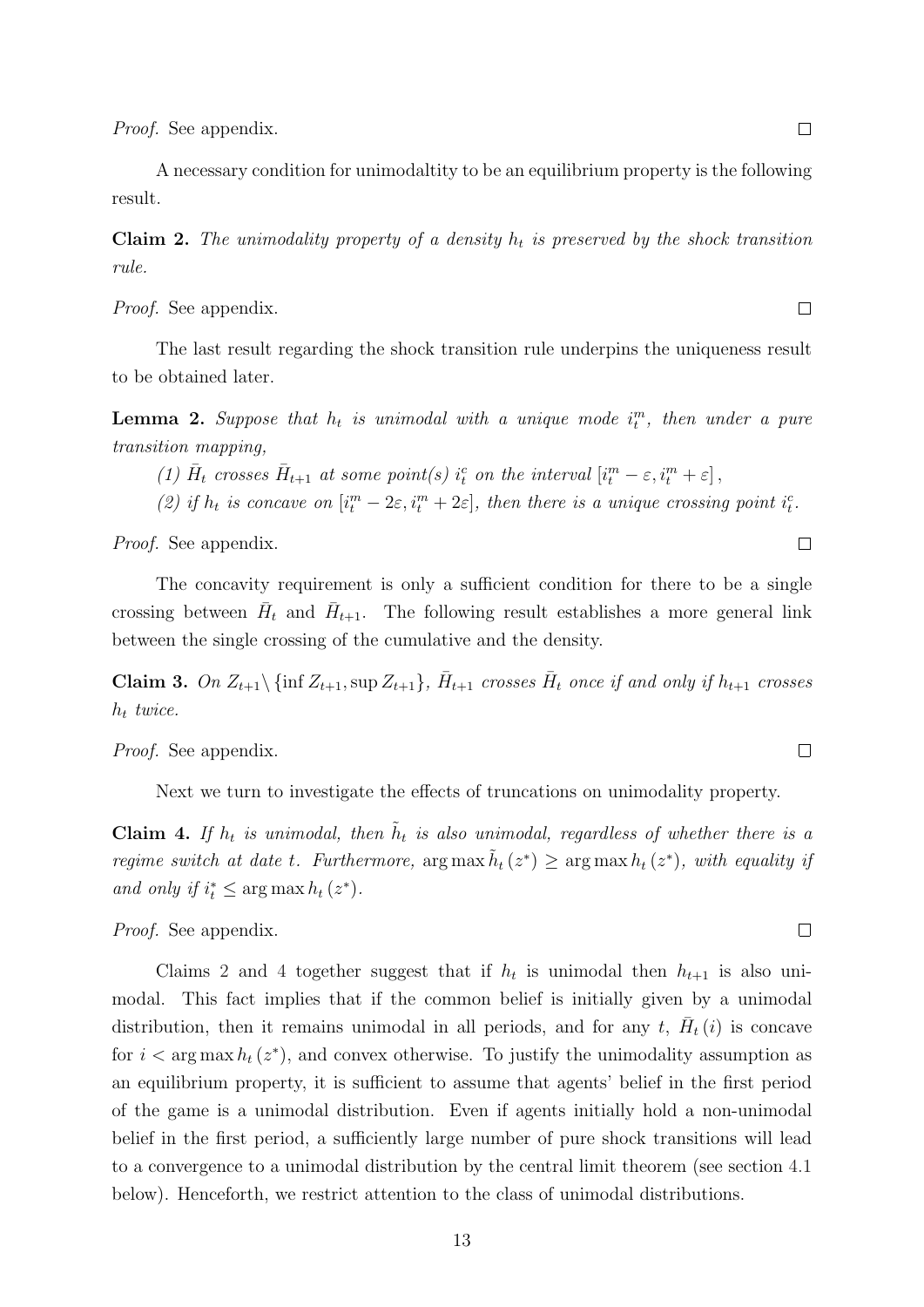*Proof.* See appendix. □

A necessary condition for unimodaltity to be an equilibrium property is the following result.

**Claim 2.** *The unimodality property of a density $h_t$ is preserved by the shock transition rule.*

*Proof.* See appendix. □

The last result regarding the shock transition rule underpins the uniqueness result to be obtained later.

**Lemma 2.** *Suppose that $h_t$ is unimodal with a unique mode $i_t^m$, then under a pure transition mapping,*

*(1) $\bar{H}_t$ crosses $\bar{H}_{t+1}$ at some point(s) $i_t^c$ on the interval $[i_t^m - \varepsilon, i_t^m + \varepsilon]$,*

*(2) if $h_t$ is concave on $[i_t^m - 2\varepsilon, i_t^m + 2\varepsilon]$, then there is a unique crossing point $i_t^c$.*

*Proof.* See appendix. □

The concavity requirement is only a sufficient condition for there to be a single crossing between $\bar{H}_t$ and $\bar{H}_{t+1}$. The following result establishes a more general link between the single crossing of the cumulative and the density.

**Claim 3.** *On $Z_{t+1} \backslash \{\inf Z_{t+1}, \sup Z_{t+1}\}$, $\bar{H}_{t+1}$ crosses $\bar{H}_t$ once if and only if $h_{t+1}$ crosses $h_t$ twice.*

*Proof.* See appendix. □

Next we turn to investigate the effects of truncations on unimodality property.

**Claim 4.** *If $h_t$ is unimodal, then $\tilde{h}_t$ is also unimodal, regardless of whether there is a regime switch at date $t$. Furthermore, $\arg\max \tilde{h}_t(z^*) \geq \arg\max h_t(z^*)$, with equality if and only if $i_t^* \leq \arg\max h_t(z^*)$.*

*Proof.* See appendix. □

Claims 2 and 4 together suggest that if $h_t$ is unimodal then $h_{t+1}$ is also unimodal. This fact implies that if the common belief is initially given by a unimodal distribution, then it remains unimodal in all periods, and for any $t$, $\bar{H}_t(i)$ is concave for $i < \arg\max h_t(z^*)$, and convex otherwise. To justify the unimodality assumption as an equilibrium property, it is sufficient to assume that agents' belief in the first period of the game is a unimodal distribution. Even if agents initially hold a non-unimodal belief in the first period, a sufficiently large number of pure shock transitions will lead to a convergence to a unimodal distribution by the central limit theorem (see section 4.1 below). Henceforth, we restrict attention to the class of unimodal distributions.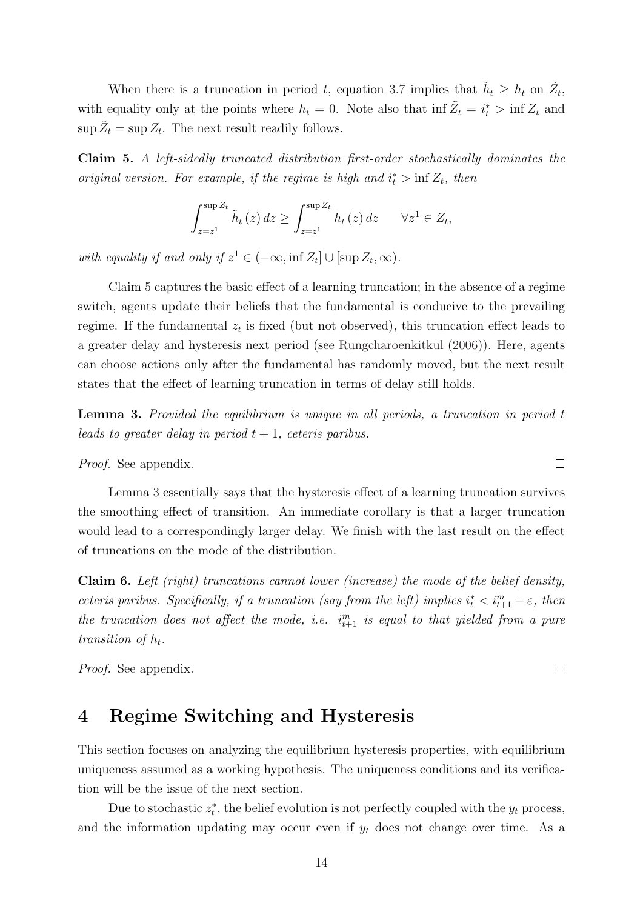When there is a truncation in period $t$, equation 3.7 implies that $\tilde{h}_t \geq h_t$ on $\tilde{Z}_t$, with equality only at the points where $h_t = 0$. Note also that $\inf \tilde{Z}_t = i_t^* > \inf Z_t$ and $\sup \tilde{Z}_t = \sup Z_t$. The next result readily follows.

**Claim 5.** *A left-sidedly truncated distribution first-order stochastically dominates the original version. For example, if the regime is high and $i_t^* > \inf Z_t$, then*

$$\int_{z=z^1}^{\sup Z_t} \tilde{h}_t(z)\, dz \geq \int_{z=z^1}^{\sup Z_t} h_t(z)\, dz \qquad \forall z^1 \in Z_t,$$

*with equality if and only if $z^1 \in (-\infty, \inf Z_t] \cup [\sup Z_t, \infty)$.*

Claim 5 captures the basic effect of a learning truncation; in the absence of a regime switch, agents update their beliefs that the fundamental is conducive to the prevailing regime. If the fundamental $z_t$ is fixed (but not observed), this truncation effect leads to a greater delay and hysteresis next period (see Rungcharoenkitkul (2006)). Here, agents can choose actions only after the fundamental has randomly moved, but the next result states that the effect of learning truncation in terms of delay still holds.

**Lemma 3.** *Provided the equilibrium is unique in all periods, a truncation in period $t$ leads to greater delay in period $t+1$, ceteris paribus.*

*Proof.* See appendix. □

Lemma 3 essentially says that the hysteresis effect of a learning truncation survives the smoothing effect of transition. An immediate corollary is that a larger truncation would lead to a correspondingly larger delay. We finish with the last result on the effect of truncations on the mode of the distribution.

**Claim 6.** *Left (right) truncations cannot lower (increase) the mode of the belief density, ceteris paribus. Specifically, if a truncation (say from the left) implies $i_t^* < i_{t+1}^m - \varepsilon$, then the truncation does not affect the mode, i.e. $i_{t+1}^m$ is equal to that yielded from a pure transition of $h_t$.*

*Proof.* See appendix. □

# 4 Regime Switching and Hysteresis

This section focuses on analyzing the equilibrium hysteresis properties, with equilibrium uniqueness assumed as a working hypothesis. The uniqueness conditions and its verification will be the issue of the next section.

Due to stochastic $z_t^*$, the belief evolution is not perfectly coupled with the $y_t$ process, and the information updating may occur even if $y_t$ does not change over time. As a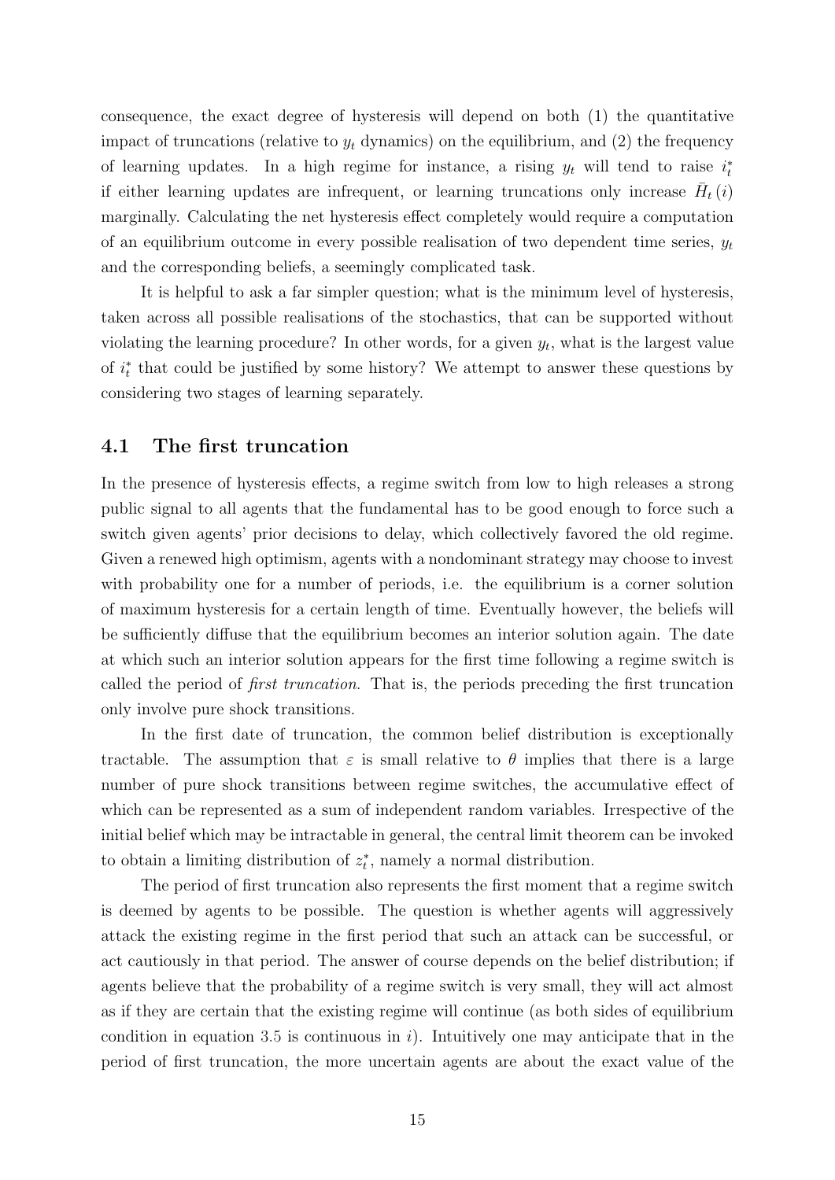consequence, the exact degree of hysteresis will depend on both (1) the quantitative impact of truncations (relative to $y_t$ dynamics) on the equilibrium, and (2) the frequency of learning updates. In a high regime for instance, a rising $y_t$ will tend to raise $i_t^*$ if either learning updates are infrequent, or learning truncations only increase $\bar{H}_t(i)$ marginally. Calculating the net hysteresis effect completely would require a computation of an equilibrium outcome in every possible realisation of two dependent time series, $y_t$ and the corresponding beliefs, a seemingly complicated task.

It is helpful to ask a far simpler question; what is the minimum level of hysteresis, taken across all possible realisations of the stochastics, that can be supported without violating the learning procedure? In other words, for a given $y_t$, what is the largest value of $i_t^*$ that could be justified by some history? We attempt to answer these questions by considering two stages of learning separately.

## 4.1 The first truncation

In the presence of hysteresis effects, a regime switch from low to high releases a strong public signal to all agents that the fundamental has to be good enough to force such a switch given agents' prior decisions to delay, which collectively favored the old regime. Given a renewed high optimism, agents with a nondominant strategy may choose to invest with probability one for a number of periods, i.e. the equilibrium is a corner solution of maximum hysteresis for a certain length of time. Eventually however, the beliefs will be sufficiently diffuse that the equilibrium becomes an interior solution again. The date at which such an interior solution appears for the first time following a regime switch is called the period of *first truncation*. That is, the periods preceding the first truncation only involve pure shock transitions.

In the first date of truncation, the common belief distribution is exceptionally tractable. The assumption that $\varepsilon$ is small relative to $\theta$ implies that there is a large number of pure shock transitions between regime switches, the accumulative effect of which can be represented as a sum of independent random variables. Irrespective of the initial belief which may be intractable in general, the central limit theorem can be invoked to obtain a limiting distribution of $z_t^*$, namely a normal distribution.

The period of first truncation also represents the first moment that a regime switch is deemed by agents to be possible. The question is whether agents will aggressively attack the existing regime in the first period that such an attack can be successful, or act cautiously in that period. The answer of course depends on the belief distribution; if agents believe that the probability of a regime switch is very small, they will act almost as if they are certain that the existing regime will continue (as both sides of equilibrium condition in equation 3.5 is continuous in $i$). Intuitively one may anticipate that in the period of first truncation, the more uncertain agents are about the exact value of the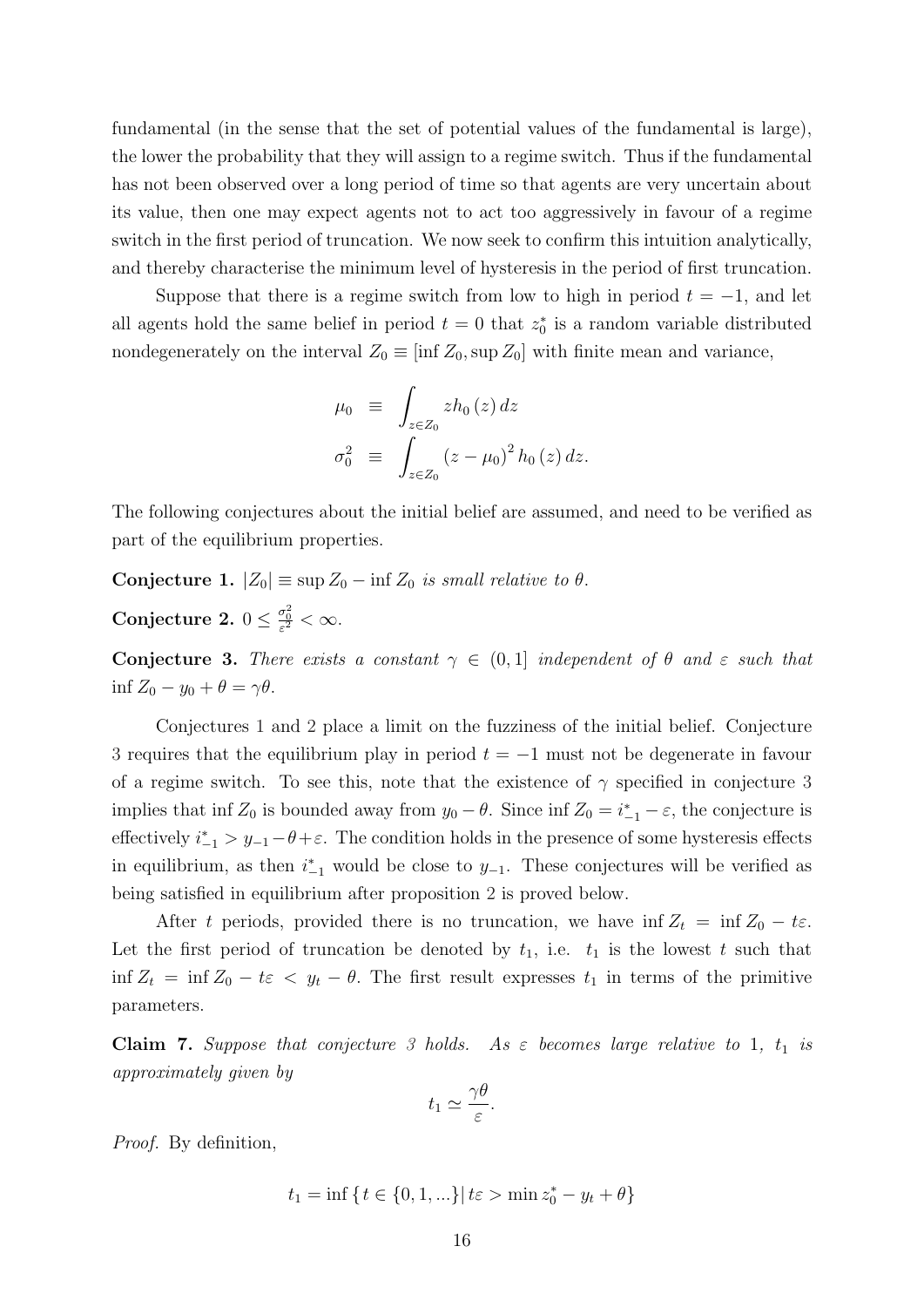fundamental (in the sense that the set of potential values of the fundamental is large), the lower the probability that they will assign to a regime switch. Thus if the fundamental has not been observed over a long period of time so that agents are very uncertain about its value, then one may expect agents not to act too aggressively in favour of a regime switch in the first period of truncation. We now seek to confirm this intuition analytically, and thereby characterise the minimum level of hysteresis in the period of first truncation.

Suppose that there is a regime switch from low to high in period $t = -1$, and let all agents hold the same belief in period $t = 0$ that $z_0^*$ is a random variable distributed nondegenerately on the interval $Z_0 \equiv [\inf Z_0, \sup Z_0]$ with finite mean and variance,

$$
\begin{aligned}
\mu_0 &\equiv \int_{z \in Z_0} z h_0(z)\, dz \\
\sigma_0^2 &\equiv \int_{z \in Z_0} (z - \mu_0)^2 h_0(z)\, dz.
\end{aligned}
$$

The following conjectures about the initial belief are assumed, and need to be verified as part of the equilibrium properties.

**Conjecture 1.** *$|Z_0| \equiv \sup Z_0 - \inf Z_0$ is small relative to $\theta$.*

**Conjecture 2.** $0 \leq \frac{\sigma_0^2}{\varepsilon^2} < \infty$.

**Conjecture 3.** *There exists a constant $\gamma \in (0, 1]$ independent of $\theta$ and $\varepsilon$ such that $\inf Z_0 - y_0 + \theta = \gamma\theta$.*

Conjectures 1 and 2 place a limit on the fuzziness of the initial belief. Conjecture 3 requires that the equilibrium play in period $t = -1$ must not be degenerate in favour of a regime switch. To see this, note that the existence of $\gamma$ specified in conjecture 3 implies that $\inf Z_0$ is bounded away from $y_0 - \theta$. Since $\inf Z_0 = i_{-1}^* - \varepsilon$, the conjecture is effectively $i_{-1}^* > y_{-1} - \theta + \varepsilon$. The condition holds in the presence of some hysteresis effects in equilibrium, as then $i_{-1}^*$ would be close to $y_{-1}$. These conjectures will be verified as being satisfied in equilibrium after proposition 2 is proved below.

After $t$ periods, provided there is no truncation, we have $\inf Z_t = \inf Z_0 - t\varepsilon$. Let the first period of truncation be denoted by $t_1$, i.e. $t_1$ is the lowest $t$ such that $\inf Z_t = \inf Z_0 - t\varepsilon < y_t - \theta$. The first result expresses $t_1$ in terms of the primitive parameters.

**Claim 7.** *Suppose that conjecture 3 holds. As $\varepsilon$ becomes large relative to 1, $t_1$ is approximately given by*

$$
t_1 \simeq \frac{\gamma\theta}{\varepsilon}.
$$

*Proof.* By definition,

$$
t_1 = \inf \{ t \in \{0, 1, ...\} | \, t\varepsilon > \min z_0^* - y_t + \theta \}
$$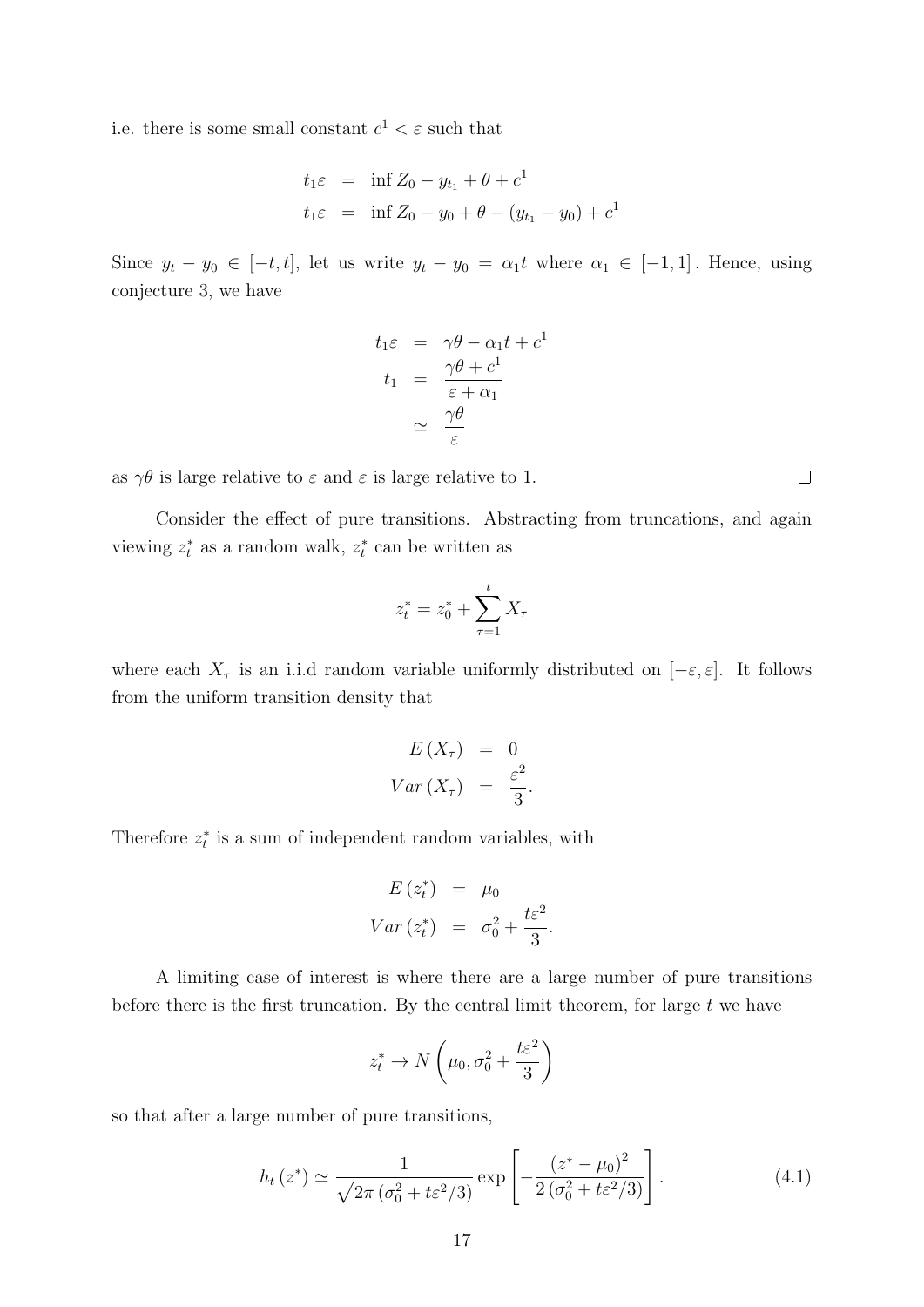i.e. there is some small constant $c^1 < \varepsilon$ such that

$$
\begin{aligned}
t_1\varepsilon &= \inf Z_0 - y_{t_1} + \theta + c^1 \\
t_1\varepsilon &= \inf Z_0 - y_0 + \theta - (y_{t_1} - y_0) + c^1
\end{aligned}
$$

Since $y_t - y_0 \in [-t, t]$, let us write $y_t - y_0 = \alpha_1 t$ where $\alpha_1 \in [-1, 1]$. Hence, using conjecture 3, we have

$$
\begin{aligned}
t_1\varepsilon &= \gamma\theta - \alpha_1 t + c^1 \\
t_1 &= \frac{\gamma\theta + c^1}{\varepsilon + \alpha_1} \\
&\simeq \frac{\gamma\theta}{\varepsilon}
\end{aligned}
$$

as $\gamma\theta$ is large relative to $\varepsilon$ and $\varepsilon$ is large relative to 1. □

Consider the effect of pure transitions. Abstracting from truncations, and again viewing $z_t^*$ as a random walk, $z_t^*$ can be written as

$$
z_t^* = z_0^* + \sum_{\tau=1}^{t} X_\tau
$$

where each $X_\tau$ is an i.i.d random variable uniformly distributed on $[-\varepsilon, \varepsilon]$. It follows from the uniform transition density that

$$
\begin{aligned}
E(X_\tau) &= 0 \\
Var(X_\tau) &= \frac{\varepsilon^2}{3}.
\end{aligned}
$$

Therefore $z_t^*$ is a sum of independent random variables, with

$$
\begin{aligned}
E(z_t^*) &= \mu_0 \\
Var(z_t^*) &= \sigma_0^2 + \frac{t\varepsilon^2}{3}.
\end{aligned}
$$

A limiting case of interest is where there are a large number of pure transitions before there is the first truncation. By the central limit theorem, for large $t$ we have

$$
z_t^* \to N\left(\mu_0, \sigma_0^2 + \frac{t\varepsilon^2}{3}\right)
$$

so that after a large number of pure transitions,

$$
h_t(z^*) \simeq \frac{1}{\sqrt{2\pi\left(\sigma_0^2 + t\varepsilon^2/3\right)}} \exp\left[-\frac{(z^* - \mu_0)^2}{2\left(\sigma_0^2 + t\varepsilon^2/3\right)}\right]. \tag{4.1}
$$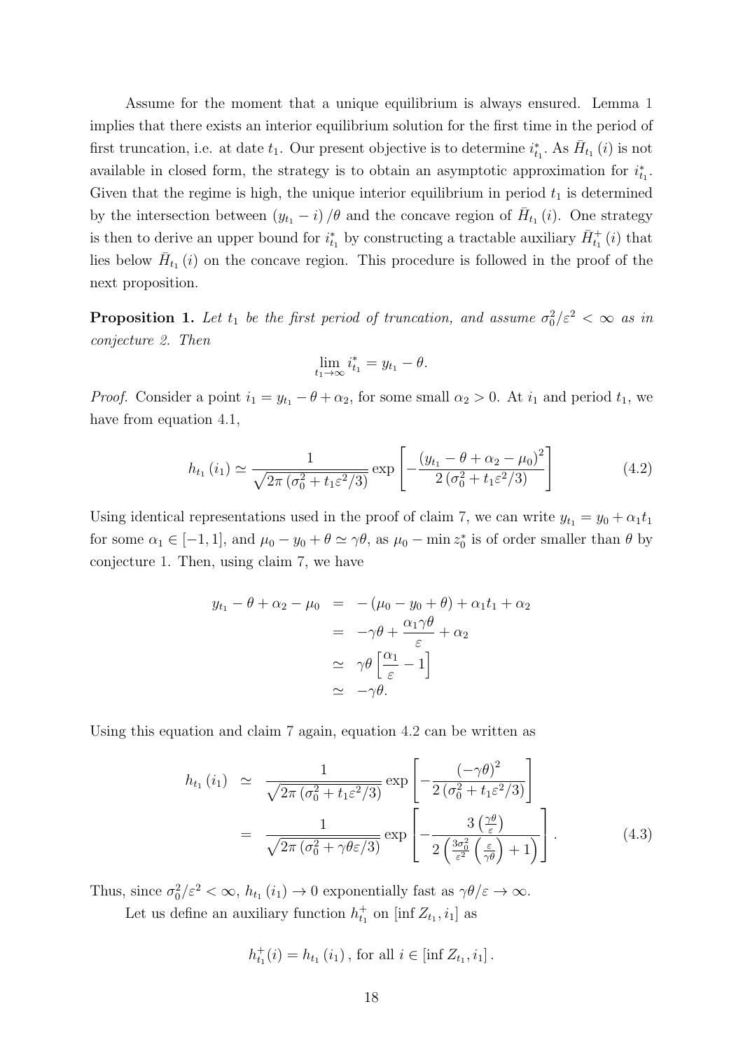Assume for the moment that a unique equilibrium is always ensured. Lemma 1 implies that there exists an interior equilibrium solution for the first time in the period of first truncation, i.e. at date $t_1$. Our present objective is to determine $i^*_{t_1}$. As $\bar{H}_{t_1}(i)$ is not available in closed form, the strategy is to obtain an asymptotic approximation for $i^*_{t_1}$. Given that the regime is high, the unique interior equilibrium in period $t_1$ is determined by the intersection between $(y_{t_1} - i)/\theta$ and the concave region of $\bar{H}_{t_1}(i)$. One strategy is then to derive an upper bound for $i^*_{t_1}$ by constructing a tractable auxiliary $\bar{H}^+_{t_1}(i)$ that lies below $\bar{H}_{t_1}(i)$ on the concave region. This procedure is followed in the proof of the next proposition.

**Proposition 1.** *Let $t_1$ be the first period of truncation, and assume $\sigma_0^2/\varepsilon^2 < \infty$ as in conjecture 2. Then*

$$\lim_{t_1 \to \infty} i^*_{t_1} = y_{t_1} - \theta.$$

*Proof.* Consider a point $i_1 = y_{t_1} - \theta + \alpha_2$, for some small $\alpha_2 > 0$. At $i_1$ and period $t_1$, we have from equation 4.1,

$$h_{t_1}(i_1) \simeq \frac{1}{\sqrt{2\pi\left(\sigma_0^2 + t_1\varepsilon^2/3\right)}} \exp\left[-\frac{\left(y_{t_1} - \theta + \alpha_2 - \mu_0\right)^2}{2\left(\sigma_0^2 + t_1\varepsilon^2/3\right)}\right] \tag{4.2}$$

Using identical representations used in the proof of claim 7, we can write $y_{t_1} = y_0 + \alpha_1 t_1$ for some $\alpha_1 \in [-1, 1]$, and $\mu_0 - y_0 + \theta \simeq \gamma\theta$, as $\mu_0 - \min z_0^*$ is of order smaller than $\theta$ by conjecture 1. Then, using claim 7, we have

$$\begin{aligned}
y_{t_1} - \theta + \alpha_2 - \mu_0 &= -\left(\mu_0 - y_0 + \theta\right) + \alpha_1 t_1 + \alpha_2 \\
&= -\gamma\theta + \frac{\alpha_1\gamma\theta}{\varepsilon} + \alpha_2 \\
&\simeq \gamma\theta\left[\frac{\alpha_1}{\varepsilon} - 1\right] \\
&\simeq -\gamma\theta.
\end{aligned}$$

Using this equation and claim 7 again, equation 4.2 can be written as

$$\begin{aligned}
h_{t_1}(i_1) &\simeq \frac{1}{\sqrt{2\pi\left(\sigma_0^2 + t_1\varepsilon^2/3\right)}} \exp\left[-\frac{\left(-\gamma\theta\right)^2}{2\left(\sigma_0^2 + t_1\varepsilon^2/3\right)}\right] \\
&= \frac{1}{\sqrt{2\pi\left(\sigma_0^2 + \gamma\theta\varepsilon/3\right)}} \exp\left[-\frac{3\left(\frac{\gamma\theta}{\varepsilon}\right)}{2\left(\frac{3\sigma_0^2}{\varepsilon^2}\left(\frac{\varepsilon}{\gamma\theta}\right) + 1\right)}\right].
\end{aligned} \tag{4.3}$$

Thus, since $\sigma_0^2/\varepsilon^2 < \infty$, $h_{t_1}(i_1) \to 0$ exponentially fast as $\gamma\theta/\varepsilon \to \infty$.

Let us define an auxiliary function $h^+_{t_1}$ on $[\inf Z_{t_1}, i_1]$ as

$$h^+_{t_1}(i) = h_{t_1}(i_1), \text{ for all } i \in [\inf Z_{t_1}, i_1].$$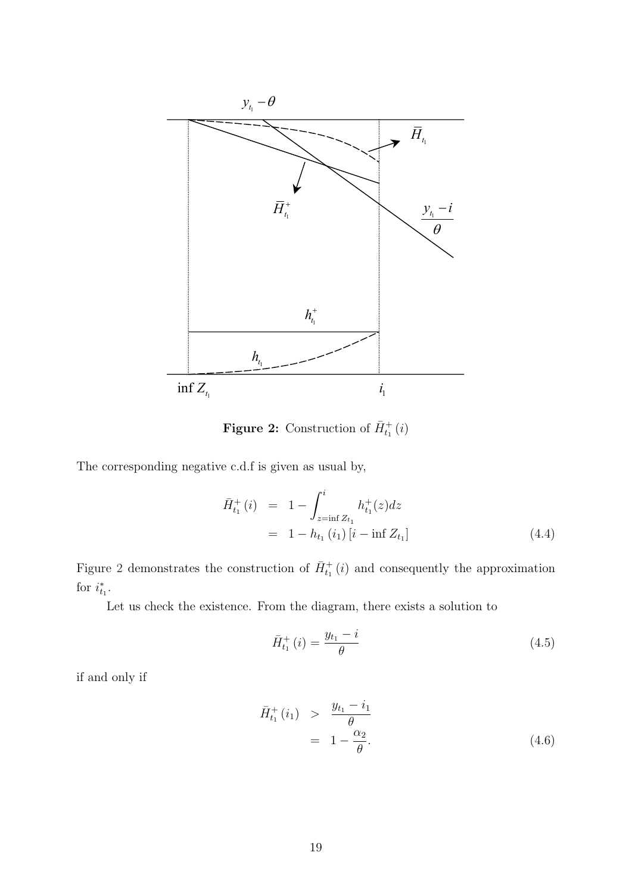**Figure 2:** Construction of $\bar{H}^+_{t_1}(i)$

The corresponding negative c.d.f is given as usual by,

$$
\begin{aligned}
\bar{H}^+_{t_1}(i) &= 1 - \int_{z=\inf Z_{t_1}}^{i} h^+_{t_1}(z)dz \\
&= 1 - h_{t_1}(i_1)\left[i - \inf Z_{t_1}\right]
\end{aligned}
\tag{4.4}
$$

Figure 2 demonstrates the construction of $\bar{H}^+_{t_1}(i)$ and consequently the approximation for $i^*_{t_1}$.

Let us check the existence. From the diagram, there exists a solution to

$$
\bar{H}^+_{t_1}(i) = \frac{y_{t_1} - i}{\theta} \tag{4.5}
$$

if and only if

$$
\begin{aligned}
\bar{H}^+_{t_1}(i_1) &> \frac{y_{t_1} - i_1}{\theta} \\
&= 1 - \frac{\alpha_2}{\theta}.
\end{aligned}
\tag{4.6}
$$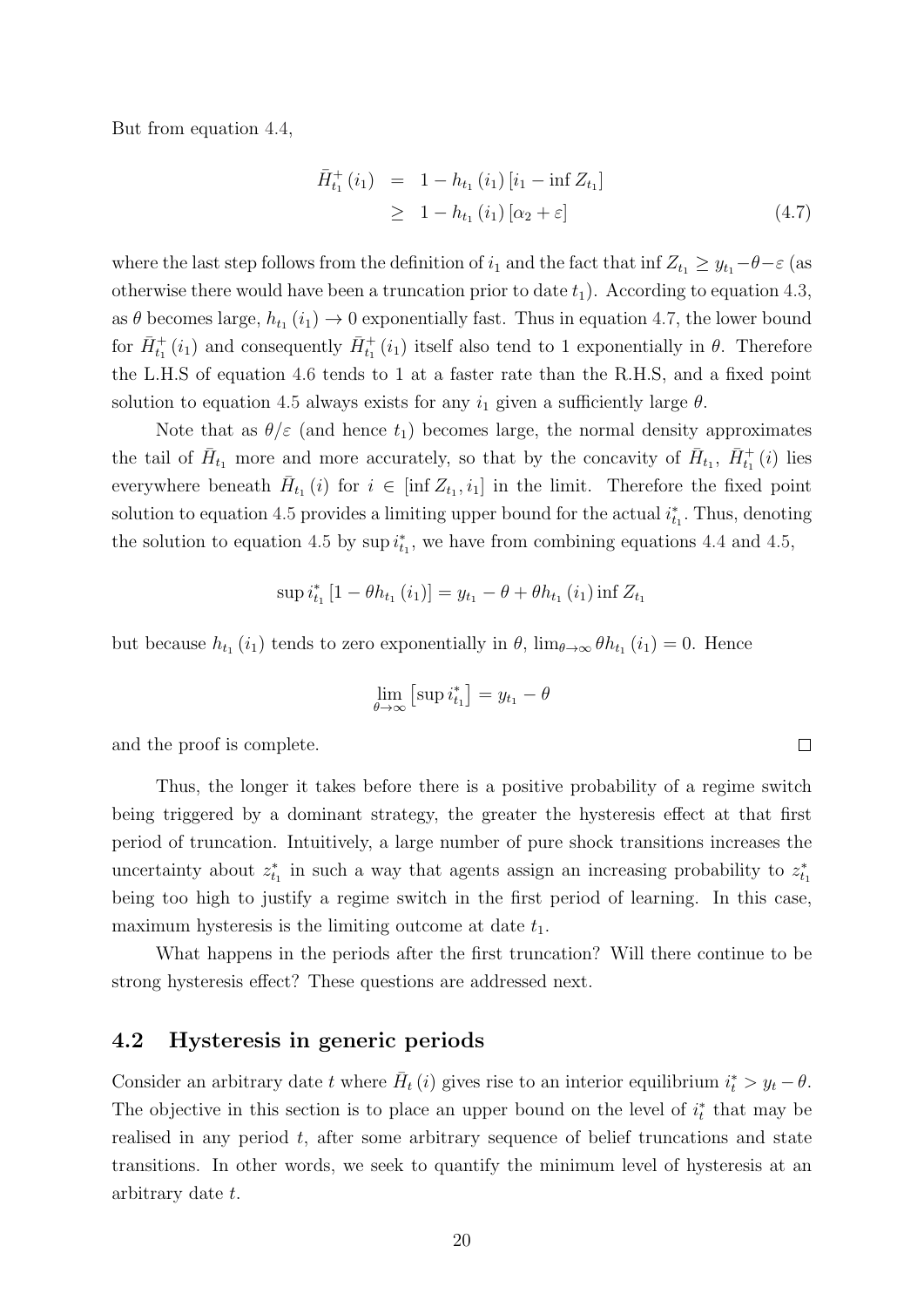But from equation 4.4,

$$
\begin{aligned}
\bar{H}^{+}_{t_1}(i_1) &= 1 - h_{t_1}(i_1)\left[i_1 - \inf Z_{t_1}\right] \\
&\geq 1 - h_{t_1}(i_1)\left[\alpha_2 + \varepsilon\right] \qquad (4.7)
\end{aligned}
$$

where the last step follows from the definition of $i_1$ and the fact that $\inf Z_{t_1} \geq y_{t_1} - \theta - \varepsilon$ (as otherwise there would have been a truncation prior to date $t_1$). According to equation 4.3, as $\theta$ becomes large, $h_{t_1}(i_1) \to 0$ exponentially fast. Thus in equation 4.7, the lower bound for $\bar{H}^{+}_{t_1}(i_1)$ and consequently $\bar{H}^{+}_{t_1}(i_1)$ itself also tend to 1 exponentially in $\theta$. Therefore the L.H.S of equation 4.6 tends to 1 at a faster rate than the R.H.S, and a fixed point solution to equation 4.5 always exists for any $i_1$ given a sufficiently large $\theta$.

Note that as $\theta/\varepsilon$ (and hence $t_1$) becomes large, the normal density approximates the tail of $\bar{H}_{t_1}$ more and more accurately, so that by the concavity of $\bar{H}_{t_1}$, $\bar{H}^{+}_{t_1}(i)$ lies everywhere beneath $\bar{H}_{t_1}(i)$ for $i \in [\inf Z_{t_1}, i_1]$ in the limit. Therefore the fixed point solution to equation 4.5 provides a limiting upper bound for the actual $i^*_{t_1}$. Thus, denoting the solution to equation 4.5 by $\sup i^*_{t_1}$, we have from combining equations 4.4 and 4.5,

$$
\sup i^*_{t_1}\left[1 - \theta h_{t_1}(i_1)\right] = y_{t_1} - \theta + \theta h_{t_1}(i_1) \inf Z_{t_1}
$$

but because $h_{t_1}(i_1)$ tends to zero exponentially in $\theta$, $\lim_{\theta\to\infty} \theta h_{t_1}(i_1) = 0$. Hence

$$
\lim_{\theta\to\infty}\left[\sup i^*_{t_1}\right] = y_{t_1} - \theta
$$

and the proof is complete. $\square$

Thus, the longer it takes before there is a positive probability of a regime switch being triggered by a dominant strategy, the greater the hysteresis effect at that first period of truncation. Intuitively, a large number of pure shock transitions increases the uncertainty about $z^*_{t_1}$ in such a way that agents assign an increasing probability to $z^*_{t_1}$ being too high to justify a regime switch in the first period of learning. In this case, maximum hysteresis is the limiting outcome at date $t_1$.

What happens in the periods after the first truncation? Will there continue to be strong hysteresis effect? These questions are addressed next.

## 4.2 Hysteresis in generic periods

Consider an arbitrary date $t$ where $\bar{H}_t(i)$ gives rise to an interior equilibrium $i^*_t > y_t - \theta$. The objective in this section is to place an upper bound on the level of $i^*_t$ that may be realised in any period $t$, after some arbitrary sequence of belief truncations and state transitions. In other words, we seek to quantify the minimum level of hysteresis at an arbitrary date $t$.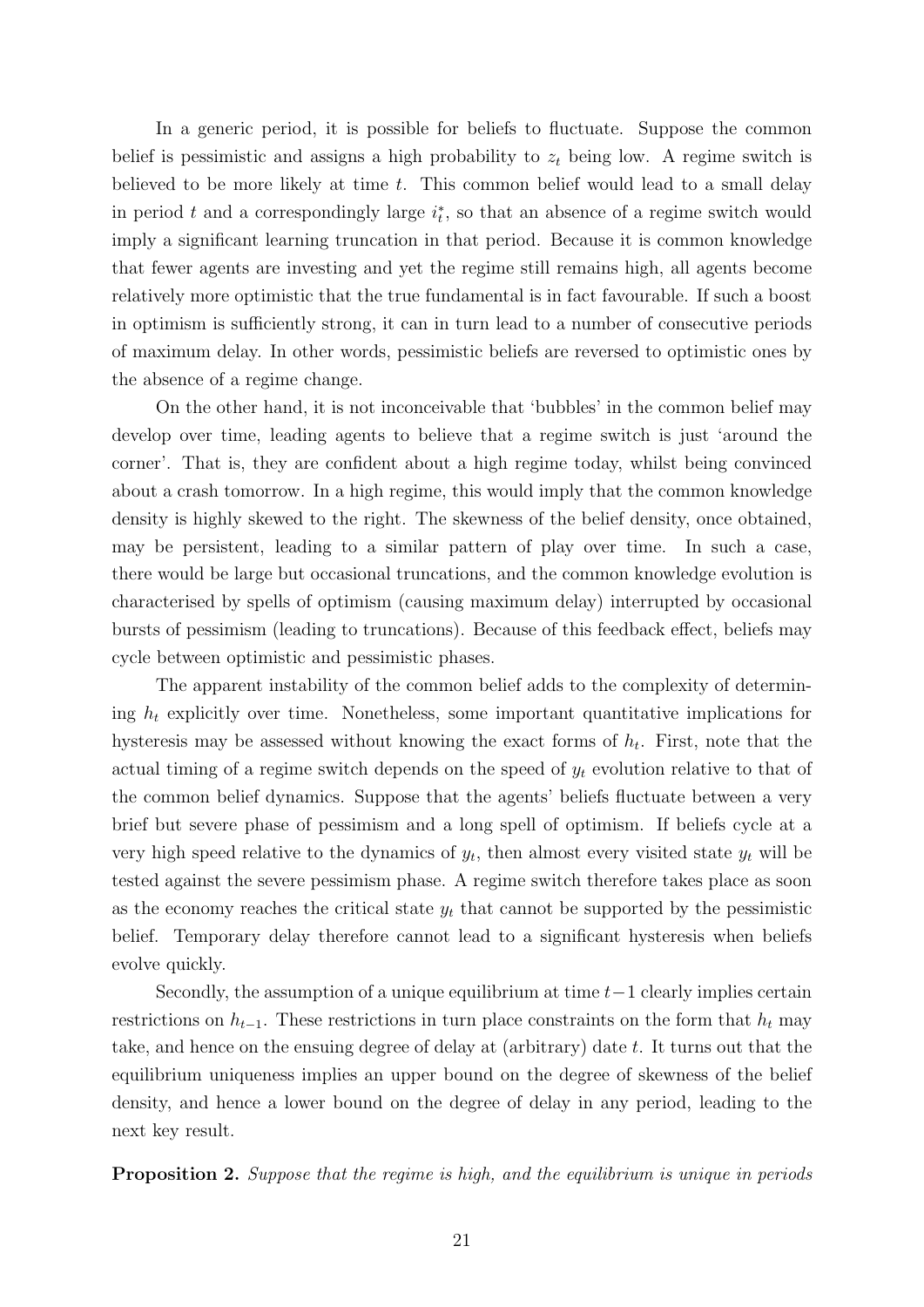In a generic period, it is possible for beliefs to fluctuate. Suppose the common belief is pessimistic and assigns a high probability to $z_t$ being low. A regime switch is believed to be more likely at time $t$. This common belief would lead to a small delay in period $t$ and a correspondingly large $i_t^*$, so that an absence of a regime switch would imply a significant learning truncation in that period. Because it is common knowledge that fewer agents are investing and yet the regime still remains high, all agents become relatively more optimistic that the true fundamental is in fact favourable. If such a boost in optimism is sufficiently strong, it can in turn lead to a number of consecutive periods of maximum delay. In other words, pessimistic beliefs are reversed to optimistic ones by the absence of a regime change.

On the other hand, it is not inconceivable that 'bubbles' in the common belief may develop over time, leading agents to believe that a regime switch is just 'around the corner'. That is, they are confident about a high regime today, whilst being convinced about a crash tomorrow. In a high regime, this would imply that the common knowledge density is highly skewed to the right. The skewness of the belief density, once obtained, may be persistent, leading to a similar pattern of play over time. In such a case, there would be large but occasional truncations, and the common knowledge evolution is characterised by spells of optimism (causing maximum delay) interrupted by occasional bursts of pessimism (leading to truncations). Because of this feedback effect, beliefs may cycle between optimistic and pessimistic phases.

The apparent instability of the common belief adds to the complexity of determining $h_t$ explicitly over time. Nonetheless, some important quantitative implications for hysteresis may be assessed without knowing the exact forms of $h_t$. First, note that the actual timing of a regime switch depends on the speed of $y_t$ evolution relative to that of the common belief dynamics. Suppose that the agents' beliefs fluctuate between a very brief but severe phase of pessimism and a long spell of optimism. If beliefs cycle at a very high speed relative to the dynamics of $y_t$, then almost every visited state $y_t$ will be tested against the severe pessimism phase. A regime switch therefore takes place as soon as the economy reaches the critical state $y_t$ that cannot be supported by the pessimistic belief. Temporary delay therefore cannot lead to a significant hysteresis when beliefs evolve quickly.

Secondly, the assumption of a unique equilibrium at time $t-1$ clearly implies certain restrictions on $h_{t-1}$. These restrictions in turn place constraints on the form that $h_t$ may take, and hence on the ensuing degree of delay at (arbitrary) date $t$. It turns out that the equilibrium uniqueness implies an upper bound on the degree of skewness of the belief density, and hence a lower bound on the degree of delay in any period, leading to the next key result.

**Proposition 2.** *Suppose that the regime is high, and the equilibrium is unique in periods*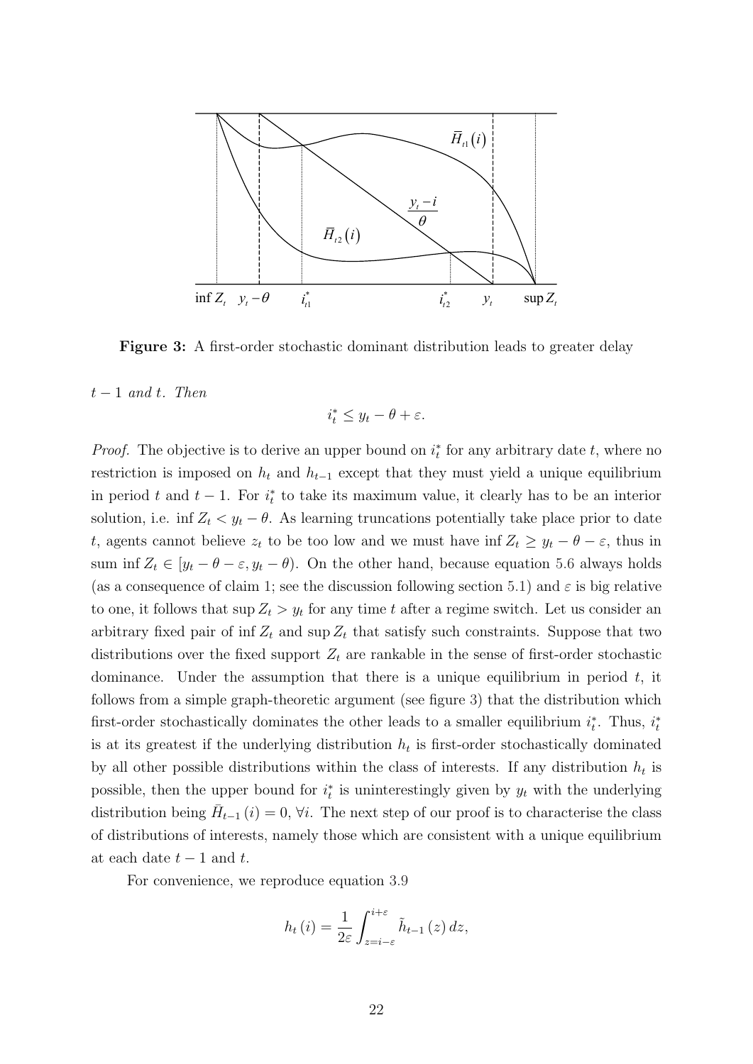**Figure 3:** A first-order stochastic dominant distribution leads to greater delay

*$t-1$ and $t$. Then*

$$i_t^* \leq y_t - \theta + \varepsilon.$$

*Proof.* The objective is to derive an upper bound on $i_t^*$ for any arbitrary date $t$, where no restriction is imposed on $h_t$ and $h_{t-1}$ except that they must yield a unique equilibrium in period $t$ and $t-1$. For $i_t^*$ to take its maximum value, it clearly has to be an interior solution, i.e. $\inf Z_t < y_t - \theta$. As learning truncations potentially take place prior to date $t$, agents cannot believe $z_t$ to be too low and we must have $\inf Z_t \geq y_t - \theta - \varepsilon$, thus in sum $\inf Z_t \in [y_t - \theta - \varepsilon, y_t - \theta)$. On the other hand, because equation 5.6 always holds (as a consequence of claim 1; see the discussion following section 5.1) and $\varepsilon$ is big relative to one, it follows that $\sup Z_t > y_t$ for any time $t$ after a regime switch. Let us consider an arbitrary fixed pair of $\inf Z_t$ and $\sup Z_t$ that satisfy such constraints. Suppose that two distributions over the fixed support $Z_t$ are rankable in the sense of first-order stochastic dominance. Under the assumption that there is a unique equilibrium in period $t$, it follows from a simple graph-theoretic argument (see figure 3) that the distribution which first-order stochastically dominates the other leads to a smaller equilibrium $i_t^*$. Thus, $i_t^*$ is at its greatest if the underlying distribution $h_t$ is first-order stochastically dominated by all other possible distributions within the class of interests. If any distribution $h_t$ is possible, then the upper bound for $i_t^*$ is uninterestingly given by $y_t$ with the underlying distribution being $\bar{H}_{t-1}(i) = 0$, $\forall i$. The next step of our proof is to characterise the class of distributions of interests, namely those which are consistent with a unique equilibrium at each date $t-1$ and $t$.

For convenience, we reproduce equation 3.9

$$h_t(i) = \frac{1}{2\varepsilon} \int_{z=i-\varepsilon}^{i+\varepsilon} \tilde{h}_{t-1}(z)\, dz,$$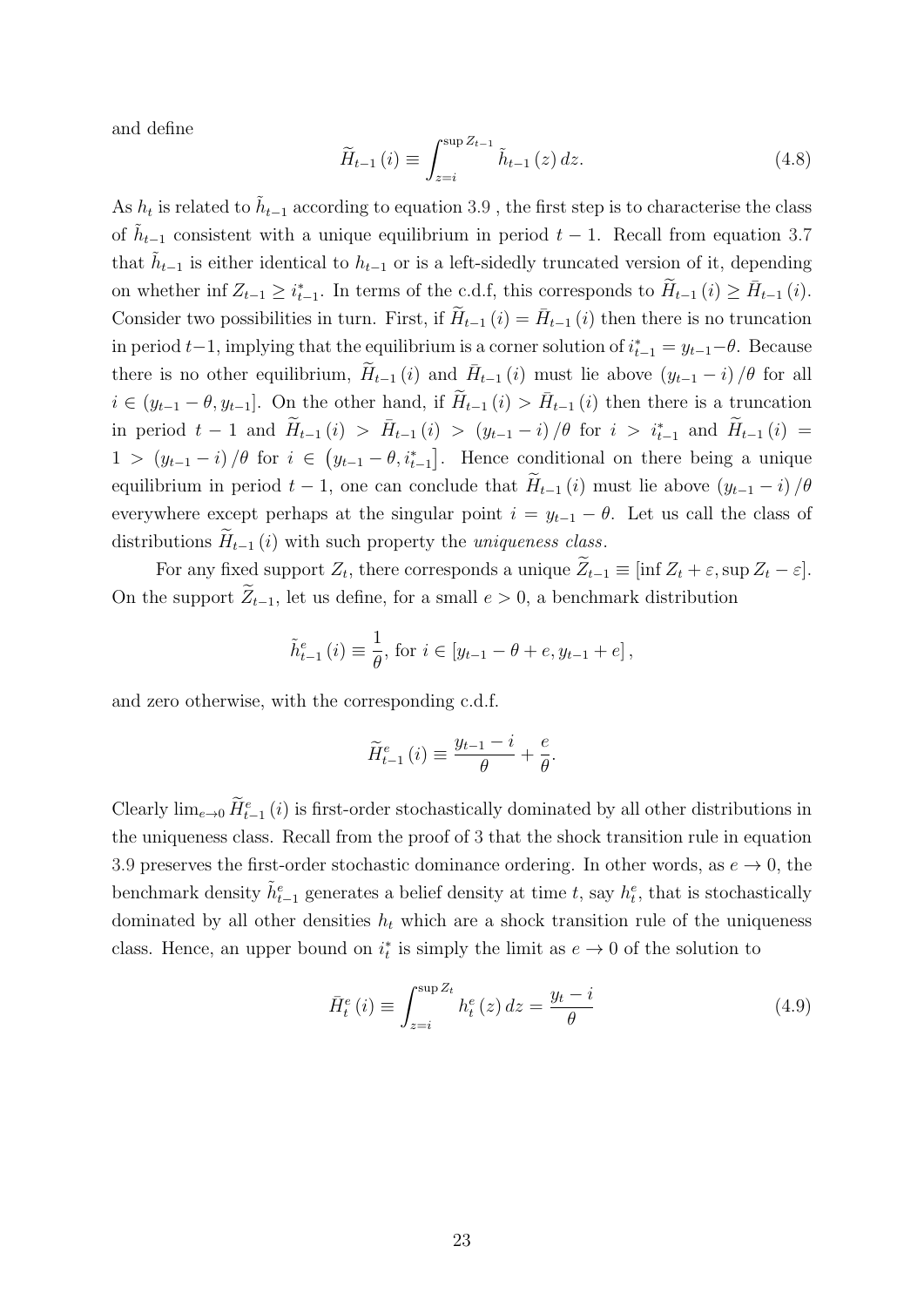and define

$$\widetilde{H}_{t-1}(i) \equiv \int_{z=i}^{\sup Z_{t-1}} \tilde{h}_{t-1}(z)\, dz. \tag{4.8}$$

As $h_t$ is related to $\tilde{h}_{t-1}$ according to equation 3.9 , the first step is to characterise the class of $\tilde{h}_{t-1}$ consistent with a unique equilibrium in period $t-1$. Recall from equation 3.7 that $\tilde{h}_{t-1}$ is either identical to $h_{t-1}$ or is a left-sidedly truncated version of it, depending on whether $\inf Z_{t-1} \geq i^*_{t-1}$. In terms of the c.d.f, this corresponds to $\widetilde{H}_{t-1}(i) \geq \bar{H}_{t-1}(i)$. Consider two possibilities in turn. First, if $\widetilde{H}_{t-1}(i) = \bar{H}_{t-1}(i)$ then there is no truncation in period $t-1$, implying that the equilibrium is a corner solution of $i^*_{t-1} = y_{t-1} - \theta$. Because there is no other equilibrium, $\widetilde{H}_{t-1}(i)$ and $\bar{H}_{t-1}(i)$ must lie above $(y_{t-1} - i)/\theta$ for all $i \in (y_{t-1} - \theta, y_{t-1}]$. On the other hand, if $\widetilde{H}_{t-1}(i) > \bar{H}_{t-1}(i)$ then there is a truncation in period $t-1$ and $\widetilde{H}_{t-1}(i) > \bar{H}_{t-1}(i) > (y_{t-1} - i)/\theta$ for $i > i^*_{t-1}$ and $\widetilde{H}_{t-1}(i) = 1 > (y_{t-1} - i)/\theta$ for $i \in (y_{t-1} - \theta, i^*_{t-1}]$. Hence conditional on there being a unique equilibrium in period $t-1$, one can conclude that $\widetilde{H}_{t-1}(i)$ must lie above $(y_{t-1} - i)/\theta$ everywhere except perhaps at the singular point $i = y_{t-1} - \theta$. Let us call the class of distributions $\widetilde{H}_{t-1}(i)$ with such property the *uniqueness class*.

For any fixed support $Z_t$, there corresponds a unique $\widetilde{Z}_{t-1} \equiv [\inf Z_t + \varepsilon, \sup Z_t - \varepsilon]$. On the support $\widetilde{Z}_{t-1}$, let us define, for a small $e > 0$, a benchmark distribution

$$\tilde{h}^e_{t-1}(i) \equiv \frac{1}{\theta}, \text{ for } i \in [y_{t-1} - \theta + e, y_{t-1} + e],$$

and zero otherwise, with the corresponding c.d.f.

$$\widetilde{H}^e_{t-1}(i) \equiv \frac{y_{t-1} - i}{\theta} + \frac{e}{\theta}.$$

Clearly $\lim_{e \to 0} \widetilde{H}^e_{t-1}(i)$ is first-order stochastically dominated by all other distributions in the uniqueness class. Recall from the proof of 3 that the shock transition rule in equation 3.9 preserves the first-order stochastic dominance ordering. In other words, as $e \to 0$, the benchmark density $\tilde{h}^e_{t-1}$ generates a belief density at time $t$, say $h^e_t$, that is stochastically dominated by all other densities $h_t$ which are a shock transition rule of the uniqueness class. Hence, an upper bound on $i^*_t$ is simply the limit as $e \to 0$ of the solution to

$$\bar{H}^e_t(i) \equiv \int_{z=i}^{\sup Z_t} h^e_t(z)\, dz = \frac{y_t - i}{\theta} \tag{4.9}$$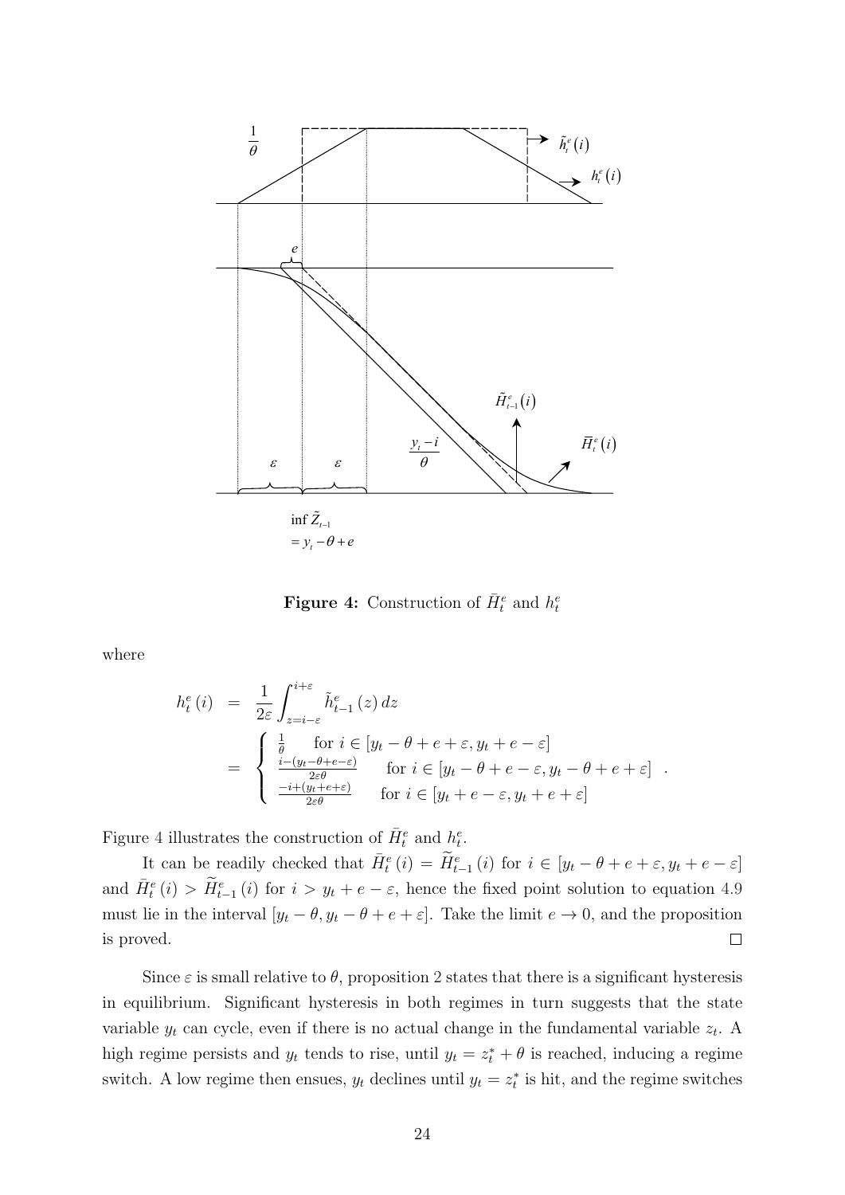Figure 4: Construction of $\bar{H}_t^e$ and $h_t^e$

where

$$
\begin{aligned}
h_t^e(i) &= \frac{1}{2\varepsilon}\int_{z=i-\varepsilon}^{i+\varepsilon} \tilde{h}_{t-1}^e(z)\,dz \\
&= \begin{cases} \frac{1}{\theta} & \text{for } i \in [y_t-\theta+e+\varepsilon, y_t+e-\varepsilon] \\ \frac{i-(y_t-\theta+e-\varepsilon)}{2\varepsilon\theta} & \text{for } i \in [y_t-\theta+e-\varepsilon, y_t-\theta+e+\varepsilon] \\ \frac{-i+(y_t+e+\varepsilon)}{2\varepsilon\theta} & \text{for } i \in [y_t+e-\varepsilon, y_t+e+\varepsilon] \end{cases} .
\end{aligned}
$$

Figure 4 illustrates the construction of $\bar{H}_t^e$ and $h_t^e$.

It can be readily checked that $\bar{H}_t^e(i) = \widetilde{H}_{t-1}^e(i)$ for $i \in [y_t-\theta+e+\varepsilon, y_t+e-\varepsilon]$ and $\bar{H}_t^e(i) > \widetilde{H}_{t-1}^e(i)$ for $i > y_t+e-\varepsilon$, hence the fixed point solution to equation 4.9 must lie in the interval $[y_t-\theta, y_t-\theta+e+\varepsilon]$. Take the limit $e \to 0$, and the proposition is proved. □

Since $\varepsilon$ is small relative to $\theta$, proposition 2 states that there is a significant hysteresis in equilibrium. Significant hysteresis in both regimes in turn suggests that the state variable $y_t$ can cycle, even if there is no actual change in the fundamental variable $z_t$. A high regime persists and $y_t$ tends to rise, until $y_t = z_t^* + \theta$ is reached, inducing a regime switch. A low regime then ensues, $y_t$ declines until $y_t = z_t^*$ is hit, and the regime switches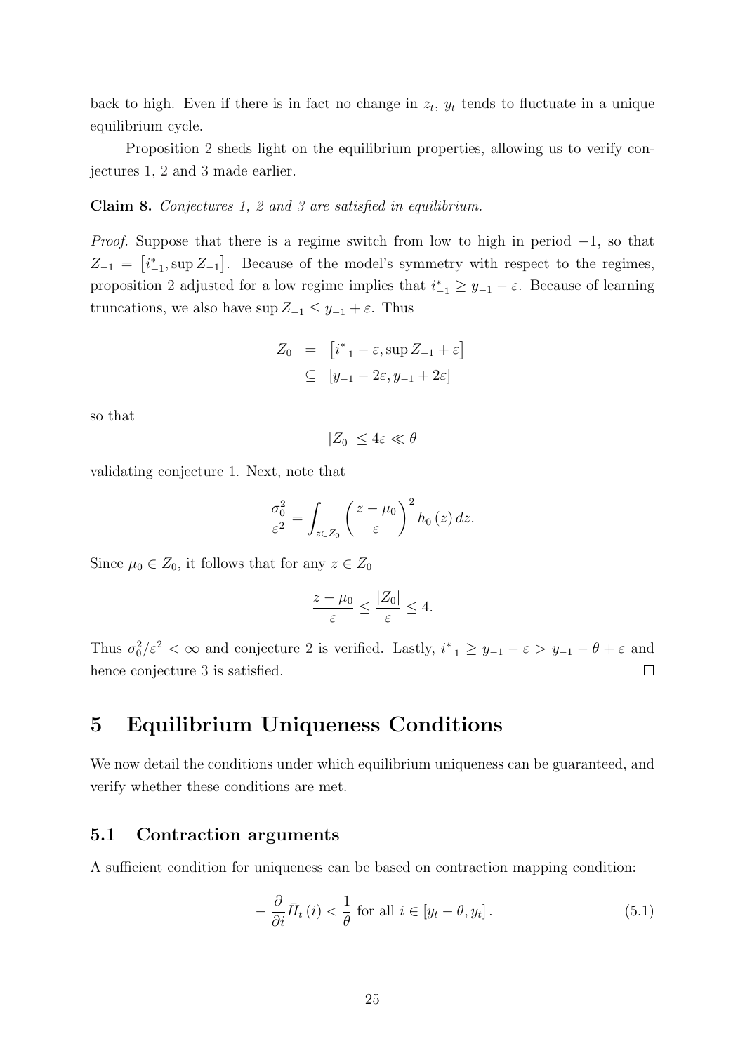back to high. Even if there is in fact no change in $z_t$, $y_t$ tends to fluctuate in a unique equilibrium cycle.

Proposition 2 sheds light on the equilibrium properties, allowing us to verify conjectures 1, 2 and 3 made earlier.

**Claim 8.** *Conjectures 1, 2 and 3 are satisfied in equilibrium.*

*Proof.* Suppose that there is a regime switch from low to high in period $-1$, so that $Z_{-1} = \left[i^*_{-1}, \sup Z_{-1}\right]$. Because of the model's symmetry with respect to the regimes, proposition 2 adjusted for a low regime implies that $i^*_{-1} \geq y_{-1} - \varepsilon$. Because of learning truncations, we also have $\sup Z_{-1} \leq y_{-1} + \varepsilon$. Thus

$$
\begin{aligned}
Z_0 &= \left[i^*_{-1} - \varepsilon, \sup Z_{-1} + \varepsilon\right] \\
&\subseteq \left[y_{-1} - 2\varepsilon, y_{-1} + 2\varepsilon\right]
\end{aligned}
$$

so that

$$
|Z_0| \leq 4\varepsilon \ll \theta
$$

validating conjecture 1. Next, note that

$$
\frac{\sigma_0^2}{\varepsilon^2} = \int_{z \in Z_0} \left(\frac{z - \mu_0}{\varepsilon}\right)^2 h_0(z)\, dz.
$$

Since $\mu_0 \in Z_0$, it follows that for any $z \in Z_0$

$$
\frac{z - \mu_0}{\varepsilon} \leq \frac{|Z_0|}{\varepsilon} \leq 4.
$$

Thus $\sigma_0^2/\varepsilon^2 < \infty$ and conjecture 2 is verified. Lastly, $i^*_{-1} \geq y_{-1} - \varepsilon > y_{-1} - \theta + \varepsilon$ and hence conjecture 3 is satisfied. □

# 5 Equilibrium Uniqueness Conditions

We now detail the conditions under which equilibrium uniqueness can be guaranteed, and verify whether these conditions are met.

## 5.1 Contraction arguments

A sufficient condition for uniqueness can be based on contraction mapping condition:

$$
-\frac{\partial}{\partial i} \bar{H}_t(i) < \frac{1}{\theta} \text{ for all } i \in \left[y_t - \theta, y_t\right]. \tag{5.1}
$$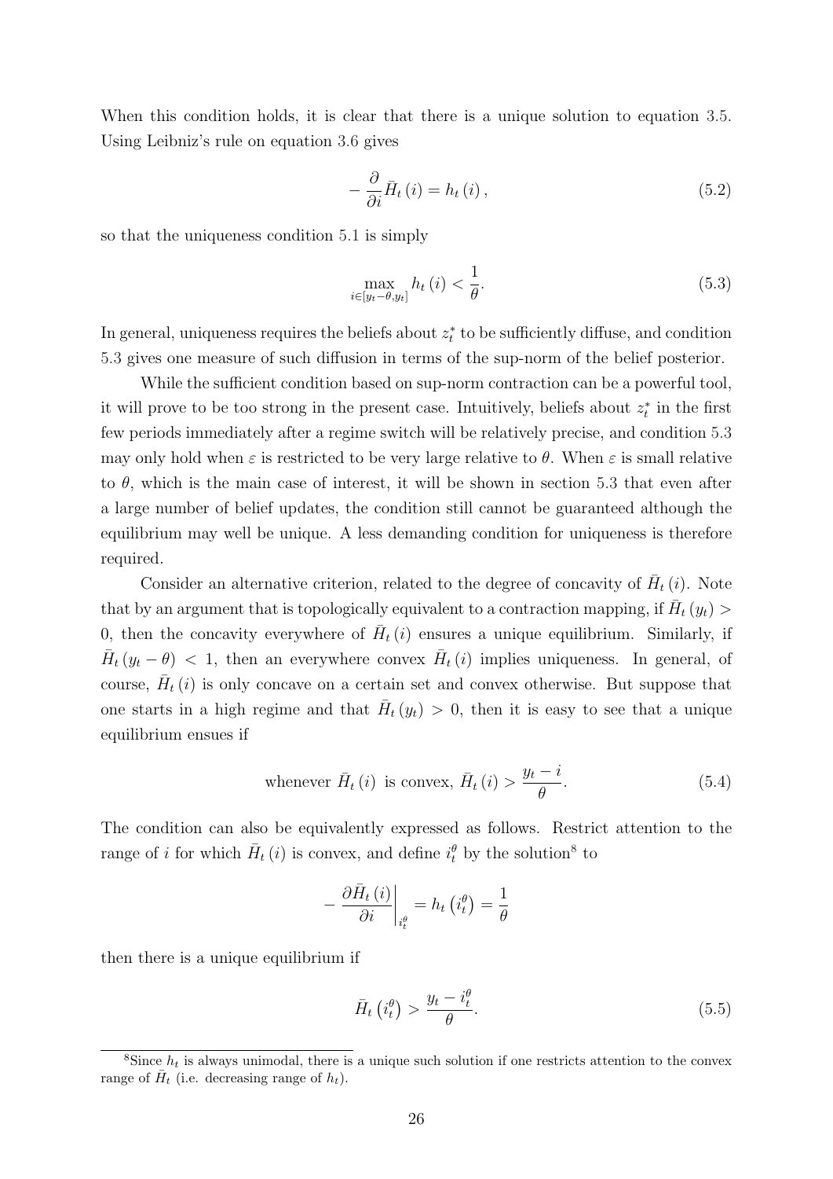When this condition holds, it is clear that there is a unique solution to equation 3.5. Using Leibniz's rule on equation 3.6 gives

$$-\frac{\partial}{\partial i}\bar{H}_t(i) = h_t(i), \tag{5.2}$$

so that the uniqueness condition 5.1 is simply

$$\max_{i\in[y_t-\theta,y_t]} h_t(i) < \frac{1}{\theta}. \tag{5.3}$$

In general, uniqueness requires the beliefs about $z_t^*$ to be sufficiently diffuse, and condition 5.3 gives one measure of such diffusion in terms of the sup-norm of the belief posterior.

While the sufficient condition based on sup-norm contraction can be a powerful tool, it will prove to be too strong in the present case. Intuitively, beliefs about $z_t^*$ in the first few periods immediately after a regime switch will be relatively precise, and condition 5.3 may only hold when $\varepsilon$ is restricted to be very large relative to $\theta$. When $\varepsilon$ is small relative to $\theta$, which is the main case of interest, it will be shown in section 5.3 that even after a large number of belief updates, the condition still cannot be guaranteed although the equilibrium may well be unique. A less demanding condition for uniqueness is therefore required.

Consider an alternative criterion, related to the degree of concavity of $\bar{H}_t(i)$. Note that by an argument that is topologically equivalent to a contraction mapping, if $\bar{H}_t(y_t) > 0$, then the concavity everywhere of $\bar{H}_t(i)$ ensures a unique equilibrium. Similarly, if $\bar{H}_t(y_t-\theta) < 1$, then an everywhere convex $\bar{H}_t(i)$ implies uniqueness. In general, of course, $\bar{H}_t(i)$ is only concave on a certain set and convex otherwise. But suppose that one starts in a high regime and that $\bar{H}_t(y_t) > 0$, then it is easy to see that a unique equilibrium ensues if

$$\text{whenever } \bar{H}_t(i) \text{ is convex, } \bar{H}_t(i) > \frac{y_t - i}{\theta}. \tag{5.4}$$

The condition can also be equivalently expressed as follows. Restrict attention to the range of $i$ for which $\bar{H}_t(i)$ is convex, and define $i_t^\theta$ by the solution[8] to

$$-\left.\frac{\partial \bar{H}_t(i)}{\partial i}\right|_{i_t^\theta} = h_t\left(i_t^\theta\right) = \frac{1}{\theta}$$

then there is a unique equilibrium if

$$\bar{H}_t\left(i_t^\theta\right) > \frac{y_t - i_t^\theta}{\theta}. \tag{5.5}$$

[8]Since $h_t$ is always unimodal, there is a unique such solution if one restricts attention to the convex range of $\bar{H}_t$ (i.e. decreasing range of $h_t$).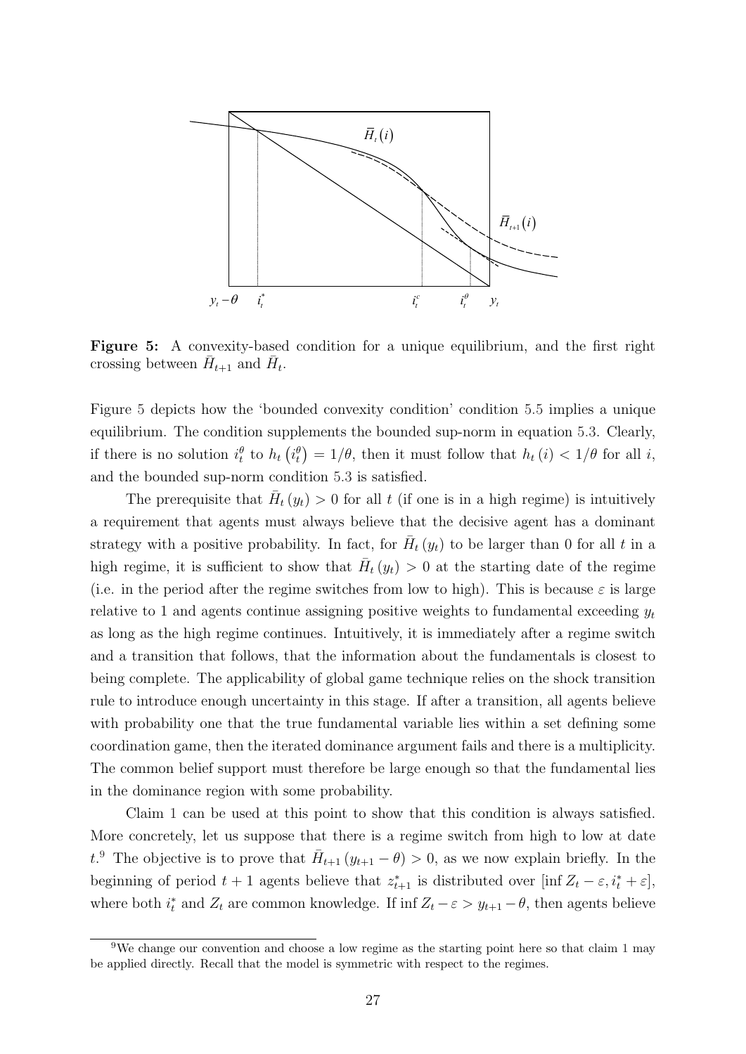**Figure 5:** A convexity-based condition for a unique equilibrium, and the first right crossing between $\bar{H}_{t+1}$ and $\bar{H}_t$.

Figure 5 depicts how the 'bounded convexity condition' condition 5.5 implies a unique equilibrium. The condition supplements the bounded sup-norm in equation 5.3. Clearly, if there is no solution $i_t^\theta$ to $h_t\left(i_t^\theta\right) = 1/\theta$, then it must follow that $h_t(i) < 1/\theta$ for all $i$, and the bounded sup-norm condition 5.3 is satisfied.

The prerequisite that $\bar{H}_t(y_t) > 0$ for all $t$ (if one is in a high regime) is intuitively a requirement that agents must always believe that the decisive agent has a dominant strategy with a positive probability. In fact, for $\bar{H}_t(y_t)$ to be larger than 0 for all $t$ in a high regime, it is sufficient to show that $\bar{H}_t(y_t) > 0$ at the starting date of the regime (i.e. in the period after the regime switches from low to high). This is because $\varepsilon$ is large relative to 1 and agents continue assigning positive weights to fundamental exceeding $y_t$ as long as the high regime continues. Intuitively, it is immediately after a regime switch and a transition that follows, that the information about the fundamentals is closest to being complete. The applicability of global game technique relies on the shock transition rule to introduce enough uncertainty in this stage. If after a transition, all agents believe with probability one that the true fundamental variable lies within a set defining some coordination game, then the iterated dominance argument fails and there is a multiplicity. The common belief support must therefore be large enough so that the fundamental lies in the dominance region with some probability.

Claim 1 can be used at this point to show that this condition is always satisfied. More concretely, let us suppose that there is a regime switch from high to low at date $t$.[9] The objective is to prove that $\bar{H}_{t+1}(y_{t+1} - \theta) > 0$, as we now explain briefly. In the beginning of period $t+1$ agents believe that $z_{t+1}^*$ is distributed over $[\inf Z_t - \varepsilon, i_t^* + \varepsilon]$, where both $i_t^*$ and $Z_t$ are common knowledge. If $\inf Z_t - \varepsilon > y_{t+1} - \theta$, then agents believe

[9] We change our convention and choose a low regime as the starting point here so that claim 1 may be applied directly. Recall that the model is symmetric with respect to the regimes.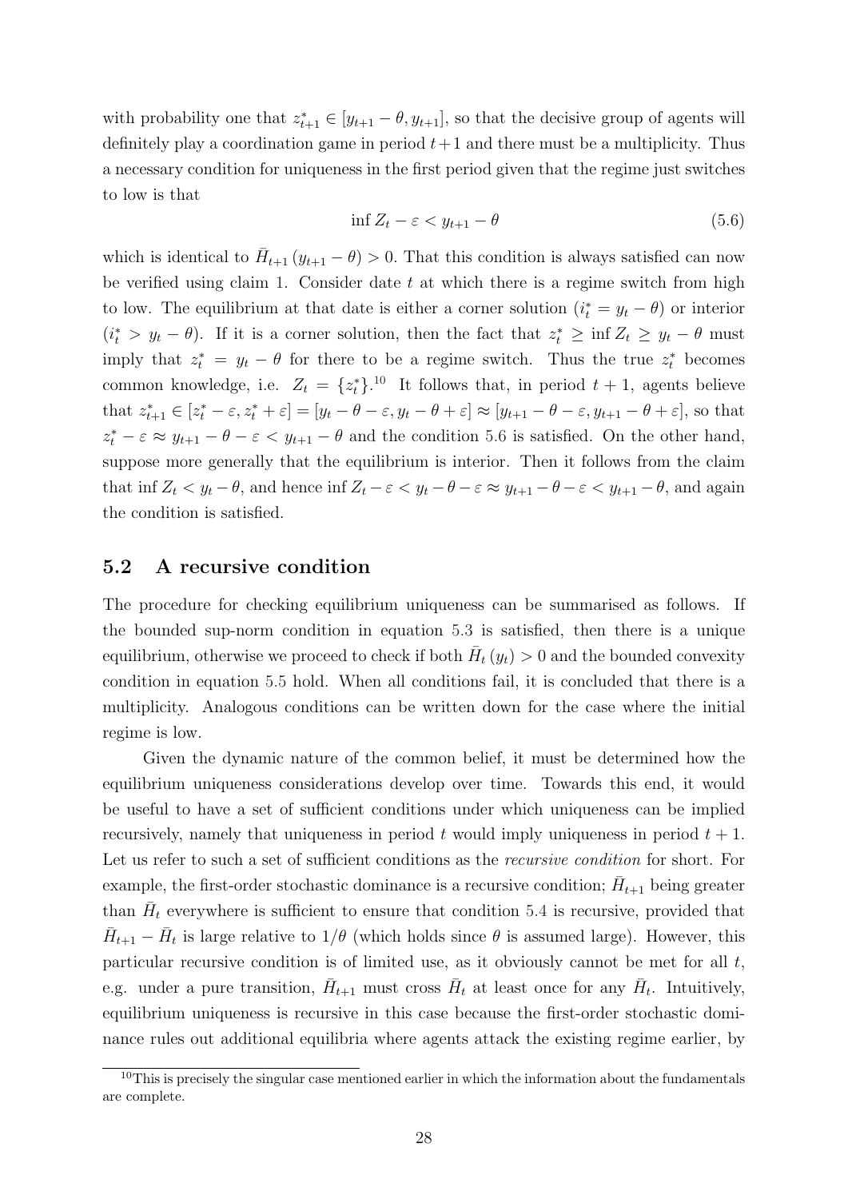with probability one that $z^*_{t+1} \in [y_{t+1} - \theta, y_{t+1}]$, so that the decisive group of agents will definitely play a coordination game in period $t+1$ and there must be a multiplicity. Thus a necessary condition for uniqueness in the first period given that the regime just switches to low is that

$$\inf Z_t - \varepsilon < y_{t+1} - \theta \tag{5.6}$$

which is identical to $\bar{H}_{t+1}(y_{t+1} - \theta) > 0$. That this condition is always satisfied can now be verified using claim 1. Consider date $t$ at which there is a regime switch from high to low. The equilibrium at that date is either a corner solution ($i^*_t = y_t - \theta$) or interior ($i^*_t > y_t - \theta$). If it is a corner solution, then the fact that $z^*_t \geq \inf Z_t \geq y_t - \theta$ must imply that $z^*_t = y_t - \theta$ for there to be a regime switch. Thus the true $z^*_t$ becomes common knowledge, i.e. $Z_t = \{z^*_t\}$.[10] It follows that, in period $t+1$, agents believe that $z^*_{t+1} \in [z^*_t - \varepsilon, z^*_t + \varepsilon] = [y_t - \theta - \varepsilon, y_t - \theta + \varepsilon] \approx [y_{t+1} - \theta - \varepsilon, y_{t+1} - \theta + \varepsilon]$, so that $z^*_t - \varepsilon \approx y_{t+1} - \theta - \varepsilon < y_{t+1} - \theta$ and the condition 5.6 is satisfied. On the other hand, suppose more generally that the equilibrium is interior. Then it follows from the claim that $\inf Z_t < y_t - \theta$, and hence $\inf Z_t - \varepsilon < y_t - \theta - \varepsilon \approx y_{t+1} - \theta - \varepsilon < y_{t+1} - \theta$, and again the condition is satisfied.

## 5.2 A recursive condition

The procedure for checking equilibrium uniqueness can be summarised as follows. If the bounded sup-norm condition in equation 5.3 is satisfied, then there is a unique equilibrium, otherwise we proceed to check if both $\bar{H}_t(y_t) > 0$ and the bounded convexity condition in equation 5.5 hold. When all conditions fail, it is concluded that there is a multiplicity. Analogous conditions can be written down for the case where the initial regime is low.

Given the dynamic nature of the common belief, it must be determined how the equilibrium uniqueness considerations develop over time. Towards this end, it would be useful to have a set of sufficient conditions under which uniqueness can be implied recursively, namely that uniqueness in period $t$ would imply uniqueness in period $t+1$. Let us refer to such a set of sufficient conditions as the *recursive condition* for short. For example, the first-order stochastic dominance is a recursive condition; $\bar{H}_{t+1}$ being greater than $\bar{H}_t$ everywhere is sufficient to ensure that condition 5.4 is recursive, provided that $\bar{H}_{t+1} - \bar{H}_t$ is large relative to $1/\theta$ (which holds since $\theta$ is assumed large). However, this particular recursive condition is of limited use, as it obviously cannot be met for all $t$, e.g. under a pure transition, $\bar{H}_{t+1}$ must cross $\bar{H}_t$ at least once for any $\bar{H}_t$. Intuitively, equilibrium uniqueness is recursive in this case because the first-order stochastic dominance rules out additional equilibria where agents attack the existing regime earlier, by

[10] This is precisely the singular case mentioned earlier in which the information about the fundamentals are complete.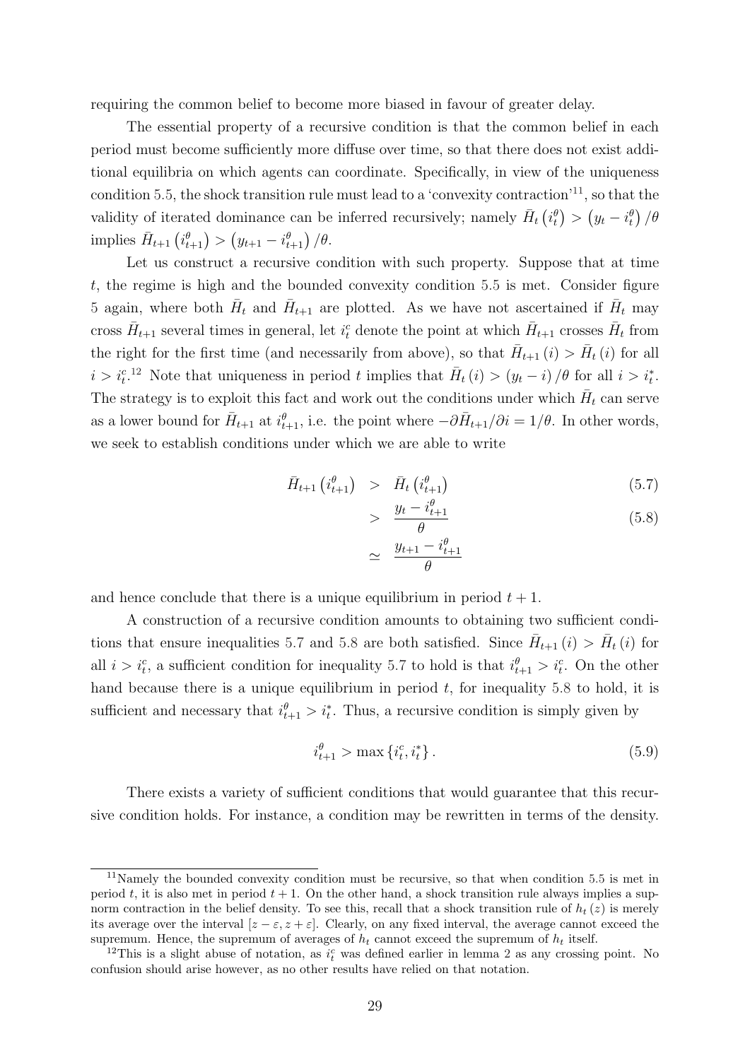requiring the common belief to become more biased in favour of greater delay.

The essential property of a recursive condition is that the common belief in each period must become sufficiently more diffuse over time, so that there does not exist additional equilibria on which agents can coordinate. Specifically, in view of the uniqueness condition 5.5, the shock transition rule must lead to a 'convexity contraction'[11], so that the validity of iterated dominance can be inferred recursively; namely $\bar{H}_t\left(i_t^{\theta}\right) > \left(y_t - i_t^{\theta}\right)/\theta$ implies $\bar{H}_{t+1}\left(i_{t+1}^{\theta}\right) > \left(y_{t+1} - i_{t+1}^{\theta}\right)/\theta$.

Let us construct a recursive condition with such property. Suppose that at time $t$, the regime is high and the bounded convexity condition 5.5 is met. Consider figure 5 again, where both $\bar{H}_t$ and $\bar{H}_{t+1}$ are plotted. As we have not ascertained if $\bar{H}_t$ may cross $\bar{H}_{t+1}$ several times in general, let $i_t^c$ denote the point at which $\bar{H}_{t+1}$ crosses $\bar{H}_t$ from the right for the first time (and necessarily from above), so that $\bar{H}_{t+1}(i) > \bar{H}_t(i)$ for all $i > i_t^c$.[12] Note that uniqueness in period $t$ implies that $\bar{H}_t(i) > (y_t - i)/\theta$ for all $i > i_t^*$. The strategy is to exploit this fact and work out the conditions under which $\bar{H}_t$ can serve as a lower bound for $\bar{H}_{t+1}$ at $i_{t+1}^{\theta}$, i.e. the point where $-\partial\bar{H}_{t+1}/\partial i = 1/\theta$. In other words, we seek to establish conditions under which we are able to write

$$\begin{aligned}
\bar{H}_{t+1}\left(i_{t+1}^{\theta}\right) &> \bar{H}_t\left(i_{t+1}^{\theta}\right) && (5.7)\\
&> \frac{y_t - i_{t+1}^{\theta}}{\theta} && (5.8)\\
&\simeq \frac{y_{t+1} - i_{t+1}^{\theta}}{\theta}
\end{aligned}$$

and hence conclude that there is a unique equilibrium in period $t+1$.

A construction of a recursive condition amounts to obtaining two sufficient conditions that ensure inequalities 5.7 and 5.8 are both satisfied. Since $\bar{H}_{t+1}(i) > \bar{H}_t(i)$ for all $i > i_t^c$, a sufficient condition for inequality 5.7 to hold is that $i_{t+1}^{\theta} > i_t^c$. On the other hand because there is a unique equilibrium in period $t$, for inequality 5.8 to hold, it is sufficient and necessary that $i_{t+1}^{\theta} > i_t^*$. Thus, a recursive condition is simply given by

$$i_{t+1}^{\theta} > \max\left\{i_t^c, i_t^*\right\}. \tag{5.9}$$

There exists a variety of sufficient conditions that would guarantee that this recursive condition holds. For instance, a condition may be rewritten in terms of the density.

[11] Namely the bounded convexity condition must be recursive, so that when condition 5.5 is met in period $t$, it is also met in period $t+1$. On the other hand, a shock transition rule always implies a supnorm contraction in the belief density. To see this, recall that a shock transition rule of $h_t(z)$ is merely its average over the interval $[z-\varepsilon, z+\varepsilon]$. Clearly, on any fixed interval, the average cannot exceed the supremum. Hence, the supremum of averages of $h_t$ cannot exceed the supremum of $h_t$ itself.

[12] This is a slight abuse of notation, as $i_t^c$ was defined earlier in lemma 2 as any crossing point. No confusion should arise however, as no other results have relied on that notation.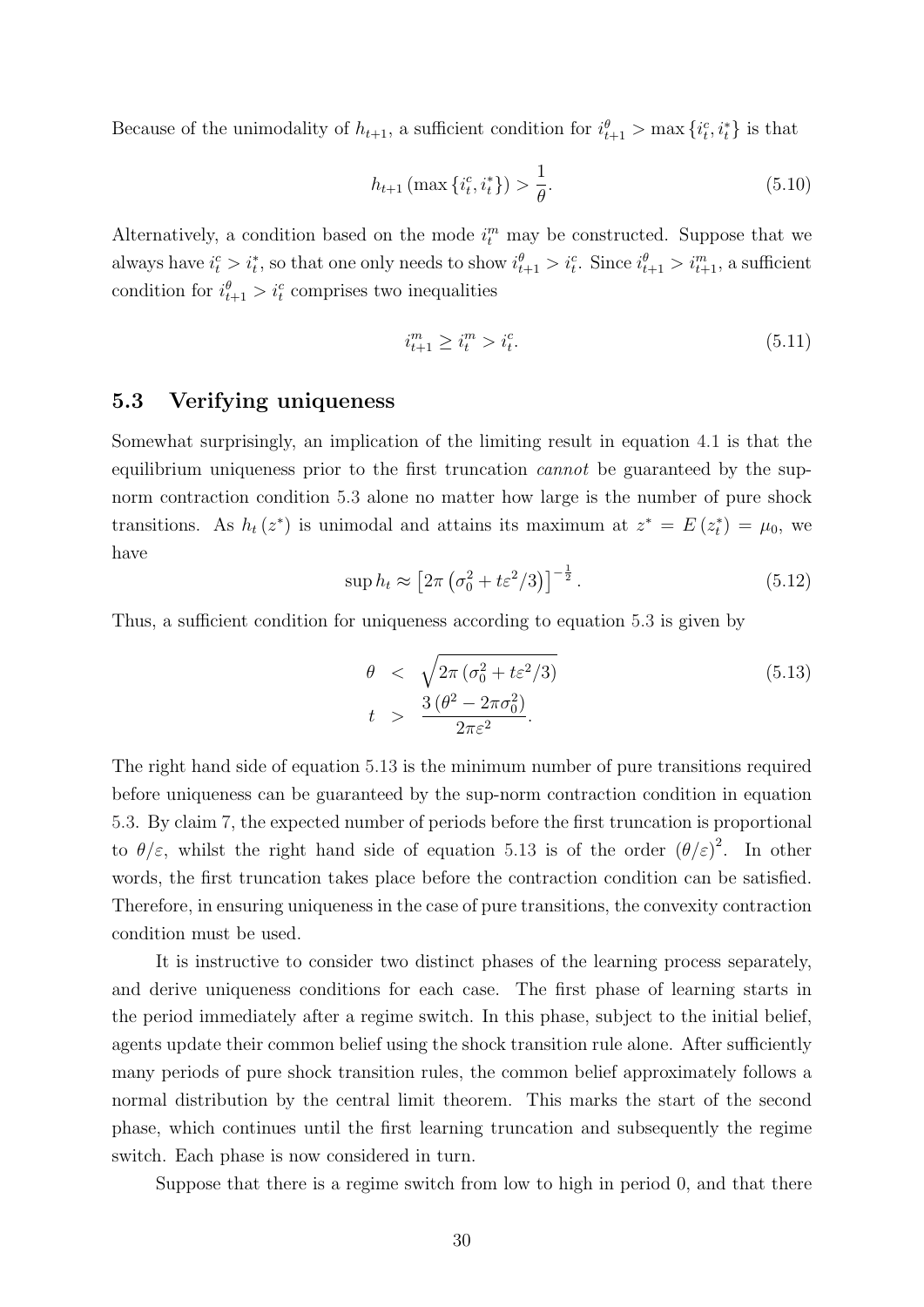Because of the unimodality of $h_{t+1}$, a sufficient condition for $i_{t+1}^{\theta} > \max\{i_t^c, i_t^*\}$ is that

$$h_{t+1}(\max\{i_t^c, i_t^*\}) > \frac{1}{\theta}. \tag{5.10}$$

Alternatively, a condition based on the mode $i_t^m$ may be constructed. Suppose that we always have $i_t^c > i_t^*$, so that one only needs to show $i_{t+1}^{\theta} > i_t^c$. Since $i_{t+1}^{\theta} > i_{t+1}^m$, a sufficient condition for $i_{t+1}^{\theta} > i_t^c$ comprises two inequalities

$$i_{t+1}^m \geq i_t^m > i_t^c. \tag{5.11}$$

### 5.3 Verifying uniqueness

Somewhat surprisingly, an implication of the limiting result in equation 4.1 is that the equilibrium uniqueness prior to the first truncation *cannot* be guaranteed by the sup-norm contraction condition 5.3 alone no matter how large is the number of pure shock transitions. As $h_t(z^*)$ is unimodal and attains its maximum at $z^* = E(z_t^*) = \mu_0$, we have

$$\sup h_t \approx \left[2\pi\left(\sigma_0^2 + t\varepsilon^2/3\right)\right]^{-\frac{1}{2}}. \tag{5.12}$$

Thus, a sufficient condition for uniqueness according to equation 5.3 is given by

$$\begin{aligned} \theta &< \sqrt{2\pi\left(\sigma_0^2 + t\varepsilon^2/3\right)} \\ t &> \frac{3\left(\theta^2 - 2\pi\sigma_0^2\right)}{2\pi\varepsilon^2}. \end{aligned} \tag{5.13}$$

The right hand side of equation 5.13 is the minimum number of pure transitions required before uniqueness can be guaranteed by the sup-norm contraction condition in equation 5.3. By claim 7, the expected number of periods before the first truncation is proportional to $\theta/\varepsilon$, whilst the right hand side of equation 5.13 is of the order $(\theta/\varepsilon)^2$. In other words, the first truncation takes place before the contraction condition can be satisfied. Therefore, in ensuring uniqueness in the case of pure transitions, the convexity contraction condition must be used.

It is instructive to consider two distinct phases of the learning process separately, and derive uniqueness conditions for each case. The first phase of learning starts in the period immediately after a regime switch. In this phase, subject to the initial belief, agents update their common belief using the shock transition rule alone. After sufficiently many periods of pure shock transition rules, the common belief approximately follows a normal distribution by the central limit theorem. This marks the start of the second phase, which continues until the first learning truncation and subsequently the regime switch. Each phase is now considered in turn.

Suppose that there is a regime switch from low to high in period 0, and that there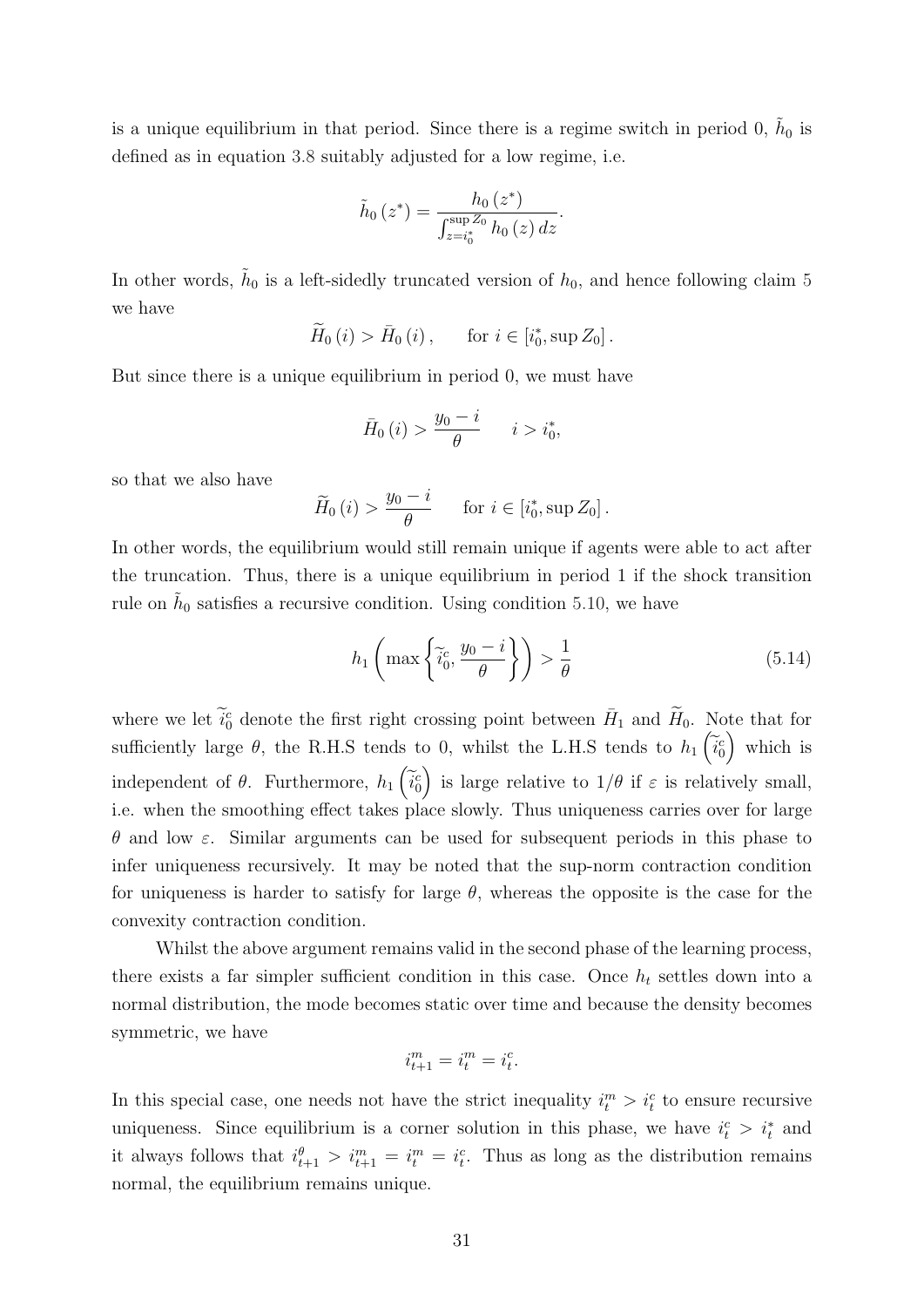is a unique equilibrium in that period. Since there is a regime switch in period 0, $\tilde{h}_0$ is defined as in equation 3.8 suitably adjusted for a low regime, i.e.

$$\tilde{h}_0(z^*) = \frac{h_0(z^*)}{\int_{z=i_0^*}^{\sup Z_0} h_0(z)\,dz}.$$

In other words, $\tilde{h}_0$ is a left-sidedly truncated version of $h_0$, and hence following claim 5 we have

$$\widetilde{H}_0(i) > \bar{H}_0(i), \qquad \text{for } i \in [i_0^*, \sup Z_0].$$

But since there is a unique equilibrium in period 0, we must have

$$\bar{H}_0(i) > \frac{y_0 - i}{\theta} \qquad i > i_0^*,$$

so that we also have

$$\widetilde{H}_0(i) > \frac{y_0 - i}{\theta} \qquad \text{for } i \in [i_0^*, \sup Z_0].$$

In other words, the equilibrium would still remain unique if agents were able to act after the truncation. Thus, there is a unique equilibrium in period 1 if the shock transition rule on $\tilde{h}_0$ satisfies a recursive condition. Using condition 5.10, we have

$$h_1\left(\max\left\{\widetilde{i}_0^c, \frac{y_0 - i}{\theta}\right\}\right) > \frac{1}{\theta} \tag{5.14}$$

where we let $\widetilde{i}_0^c$ denote the first right crossing point between $\bar{H}_1$ and $\widetilde{H}_0$. Note that for sufficiently large $\theta$, the R.H.S tends to 0, whilst the L.H.S tends to $h_1\left(\widetilde{i}_0^c\right)$ which is independent of $\theta$. Furthermore, $h_1\left(\widetilde{i}_0^c\right)$ is large relative to $1/\theta$ if $\varepsilon$ is relatively small, i.e. when the smoothing effect takes place slowly. Thus uniqueness carries over for large $\theta$ and low $\varepsilon$. Similar arguments can be used for subsequent periods in this phase to infer uniqueness recursively. It may be noted that the sup-norm contraction condition for uniqueness is harder to satisfy for large $\theta$, whereas the opposite is the case for the convexity contraction condition.

Whilst the above argument remains valid in the second phase of the learning process, there exists a far simpler sufficient condition in this case. Once $h_t$ settles down into a normal distribution, the mode becomes static over time and because the density becomes symmetric, we have

$$i_{t+1}^m = i_t^m = i_t^c.$$

In this special case, one needs not have the strict inequality $i_t^m > i_t^c$ to ensure recursive uniqueness. Since equilibrium is a corner solution in this phase, we have $i_t^c > i_t^*$ and it always follows that $i_{t+1}^\theta > i_{t+1}^m = i_t^m = i_t^c$. Thus as long as the distribution remains normal, the equilibrium remains unique.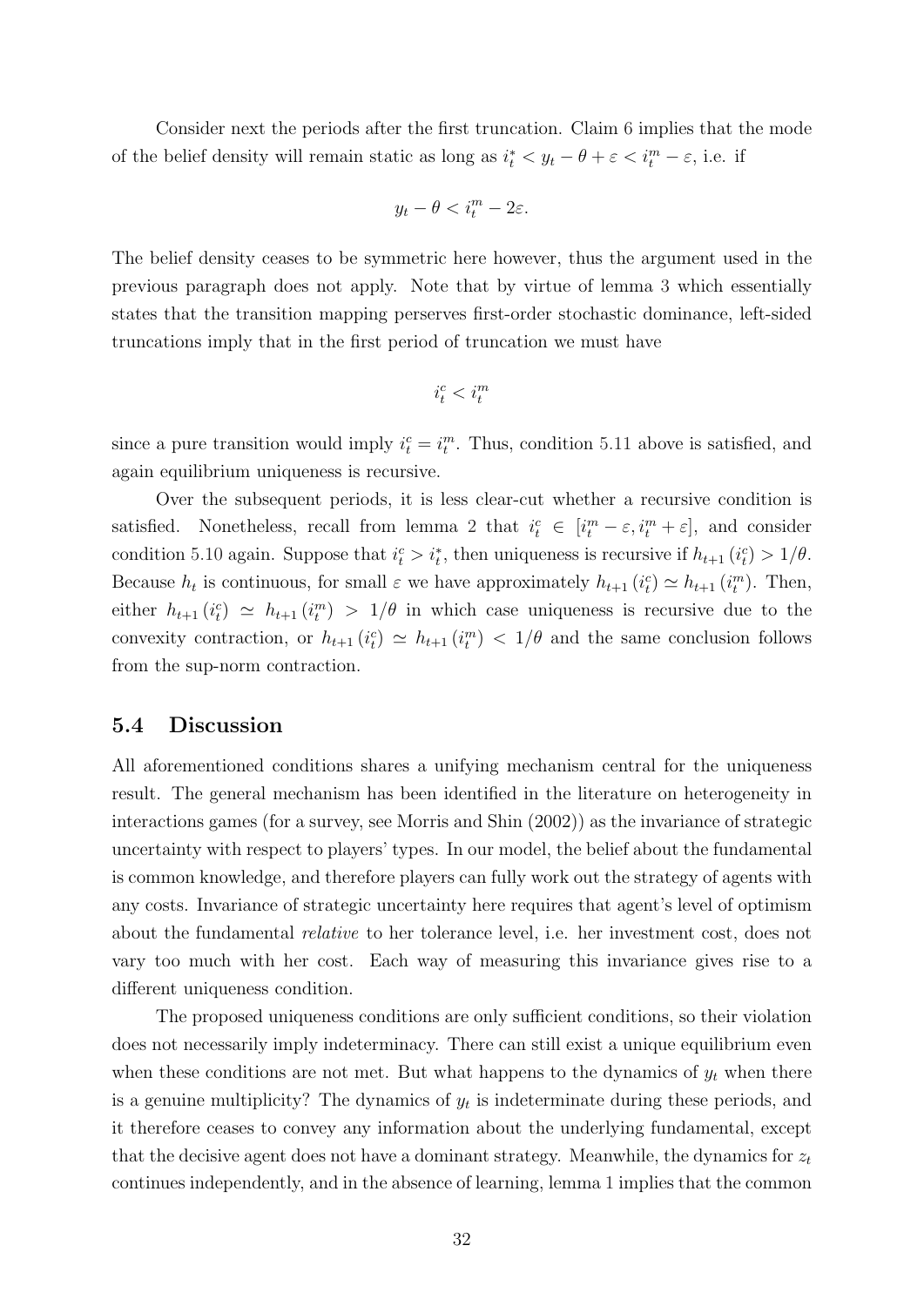Consider next the periods after the first truncation. Claim 6 implies that the mode of the belief density will remain static as long as $i_t^* < y_t - \theta + \varepsilon < i_t^m - \varepsilon$, i.e. if

$$y_t - \theta < i_t^m - 2\varepsilon.$$

The belief density ceases to be symmetric here however, thus the argument used in the previous paragraph does not apply. Note that by virtue of lemma 3 which essentially states that the transition mapping perserves first-order stochastic dominance, left-sided truncations imply that in the first period of truncation we must have

$$i_t^c < i_t^m$$

since a pure transition would imply $i_t^c = i_t^m$. Thus, condition 5.11 above is satisfied, and again equilibrium uniqueness is recursive.

Over the subsequent periods, it is less clear-cut whether a recursive condition is satisfied. Nonetheless, recall from lemma 2 that $i_t^c \in [i_t^m - \varepsilon, i_t^m + \varepsilon]$, and consider condition 5.10 again. Suppose that $i_t^c > i_t^*$, then uniqueness is recursive if $h_{t+1}(i_t^c) > 1/\theta$. Because $h_t$ is continuous, for small $\varepsilon$ we have approximately $h_{t+1}(i_t^c) \simeq h_{t+1}(i_t^m)$. Then, either $h_{t+1}(i_t^c) \simeq h_{t+1}(i_t^m) > 1/\theta$ in which case uniqueness is recursive due to the convexity contraction, or $h_{t+1}(i_t^c) \simeq h_{t+1}(i_t^m) < 1/\theta$ and the same conclusion follows from the sup-norm contraction.

## 5.4 Discussion

All aforementioned conditions shares a unifying mechanism central for the uniqueness result. The general mechanism has been identified in the literature on heterogeneity in interactions games (for a survey, see Morris and Shin (2002)) as the invariance of strategic uncertainty with respect to players' types. In our model, the belief about the fundamental is common knowledge, and therefore players can fully work out the strategy of agents with any costs. Invariance of strategic uncertainty here requires that agent's level of optimism about the fundamental *relative* to her tolerance level, i.e. her investment cost, does not vary too much with her cost. Each way of measuring this invariance gives rise to a different uniqueness condition.

The proposed uniqueness conditions are only sufficient conditions, so their violation does not necessarily imply indeterminacy. There can still exist a unique equilibrium even when these conditions are not met. But what happens to the dynamics of $y_t$ when there is a genuine multiplicity? The dynamics of $y_t$ is indeterminate during these periods, and it therefore ceases to convey any information about the underlying fundamental, except that the decisive agent does not have a dominant strategy. Meanwhile, the dynamics for $z_t$ continues independently, and in the absence of learning, lemma 1 implies that the common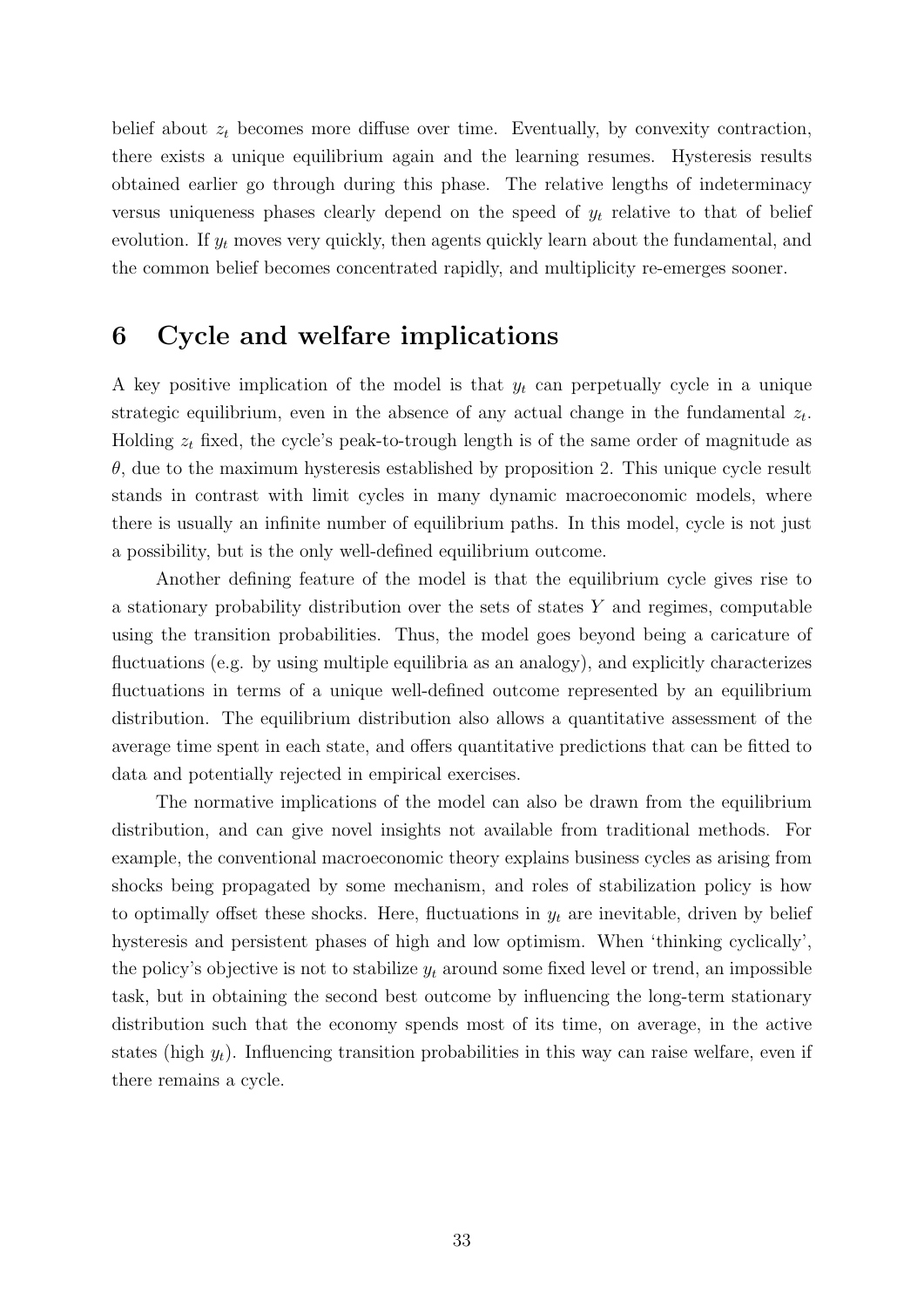belief about $z_t$ becomes more diffuse over time. Eventually, by convexity contraction, there exists a unique equilibrium again and the learning resumes. Hysteresis results obtained earlier go through during this phase. The relative lengths of indeterminacy versus uniqueness phases clearly depend on the speed of $y_t$ relative to that of belief evolution. If $y_t$ moves very quickly, then agents quickly learn about the fundamental, and the common belief becomes concentrated rapidly, and multiplicity re-emerges sooner.

# 6 Cycle and welfare implications

A key positive implication of the model is that $y_t$ can perpetually cycle in a unique strategic equilibrium, even in the absence of any actual change in the fundamental $z_t$. Holding $z_t$ fixed, the cycle's peak-to-trough length is of the same order of magnitude as $\theta$, due to the maximum hysteresis established by proposition 2. This unique cycle result stands in contrast with limit cycles in many dynamic macroeconomic models, where there is usually an infinite number of equilibrium paths. In this model, cycle is not just a possibility, but is the only well-defined equilibrium outcome.

Another defining feature of the model is that the equilibrium cycle gives rise to a stationary probability distribution over the sets of states $Y$ and regimes, computable using the transition probabilities. Thus, the model goes beyond being a caricature of fluctuations (e.g. by using multiple equilibria as an analogy), and explicitly characterizes fluctuations in terms of a unique well-defined outcome represented by an equilibrium distribution. The equilibrium distribution also allows a quantitative assessment of the average time spent in each state, and offers quantitative predictions that can be fitted to data and potentially rejected in empirical exercises.

The normative implications of the model can also be drawn from the equilibrium distribution, and can give novel insights not available from traditional methods. For example, the conventional macroeconomic theory explains business cycles as arising from shocks being propagated by some mechanism, and roles of stabilization policy is how to optimally offset these shocks. Here, fluctuations in $y_t$ are inevitable, driven by belief hysteresis and persistent phases of high and low optimism. When 'thinking cyclically', the policy's objective is not to stabilize $y_t$ around some fixed level or trend, an impossible task, but in obtaining the second best outcome by influencing the long-term stationary distribution such that the economy spends most of its time, on average, in the active states (high $y_t$). Influencing transition probabilities in this way can raise welfare, even if there remains a cycle.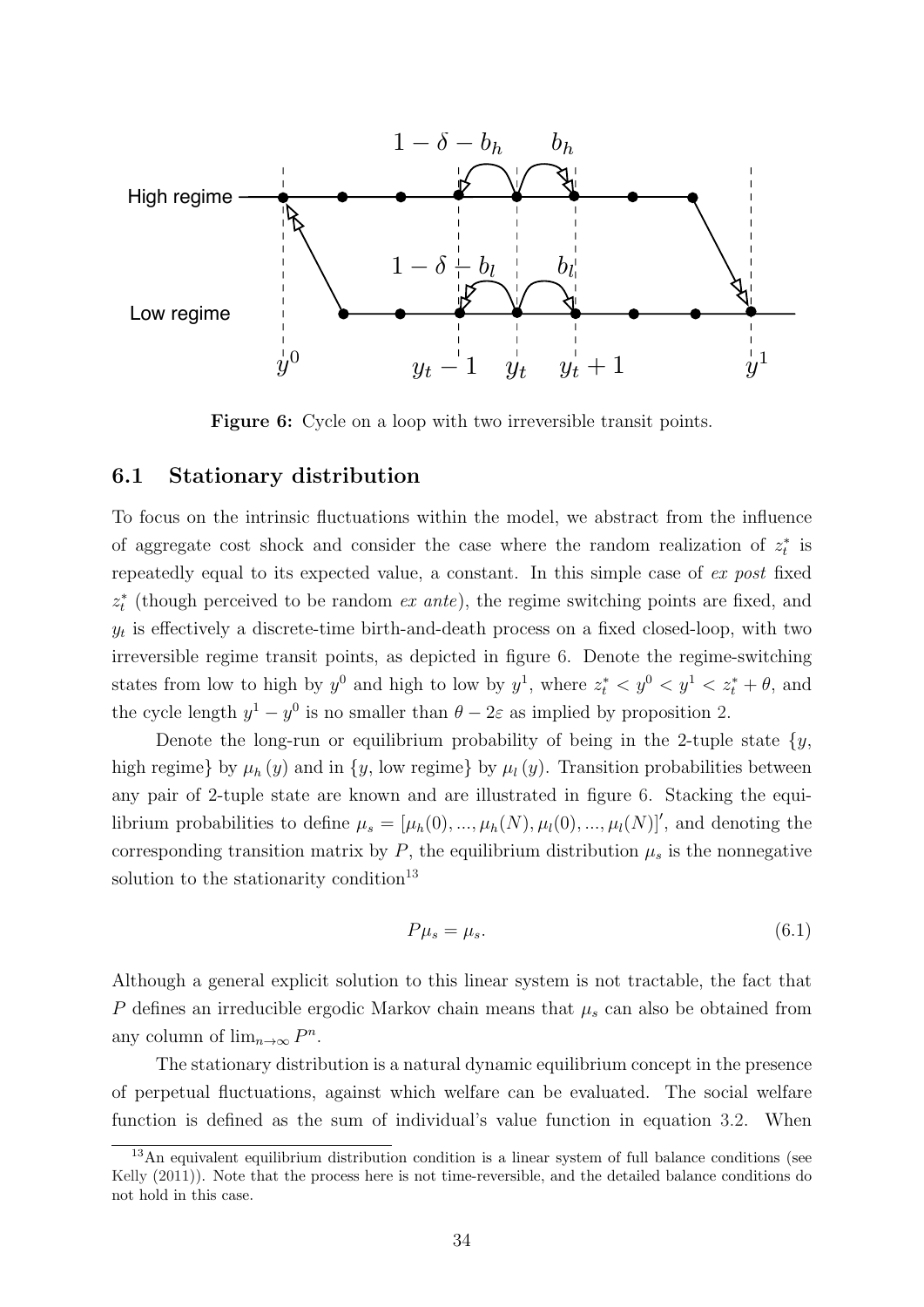**Figure 6:** Cycle on a loop with two irreversible transit points.

## 6.1 Stationary distribution

To focus on the intrinsic fluctuations within the model, we abstract from the influence of aggregate cost shock and consider the case where the random realization of $z_t^*$ is repeatedly equal to its expected value, a constant. In this simple case of *ex post* fixed $z_t^*$ (though perceived to be random *ex ante*), the regime switching points are fixed, and $y_t$ is effectively a discrete-time birth-and-death process on a fixed closed-loop, with two irreversible regime transit points, as depicted in figure 6. Denote the regime-switching states from low to high by $y^0$ and high to low by $y^1$, where $z_t^* < y^0 < y^1 < z_t^* + \theta$, and the cycle length $y^1 - y^0$ is no smaller than $\theta - 2\varepsilon$ as implied by proposition 2.

Denote the long-run or equilibrium probability of being in the 2-tuple state $\{y$, high regime$\}$ by $\mu_h(y)$ and in $\{y$, low regime$\}$ by $\mu_l(y)$. Transition probabilities between any pair of 2-tuple state are known and are illustrated in figure 6. Stacking the equilibrium probabilities to define $\mu_s = [\mu_h(0), ..., \mu_h(N), \mu_l(0), ..., \mu_l(N)]'$, and denoting the corresponding transition matrix by $P$, the equilibrium distribution $\mu_s$ is the nonnegative solution to the stationarity condition[13]

$$P\mu_s = \mu_s. \tag{6.1}$$

Although a general explicit solution to this linear system is not tractable, the fact that $P$ defines an irreducible ergodic Markov chain means that $\mu_s$ can also be obtained from any column of $\lim_{n\to\infty} P^n$.

The stationary distribution is a natural dynamic equilibrium concept in the presence of perpetual fluctuations, against which welfare can be evaluated. The social welfare function is defined as the sum of individual's value function in equation 3.2. When

[13] An equivalent equilibrium distribution condition is a linear system of full balance conditions (see Kelly (2011)). Note that the process here is not time-reversible, and the detailed balance conditions do not hold in this case.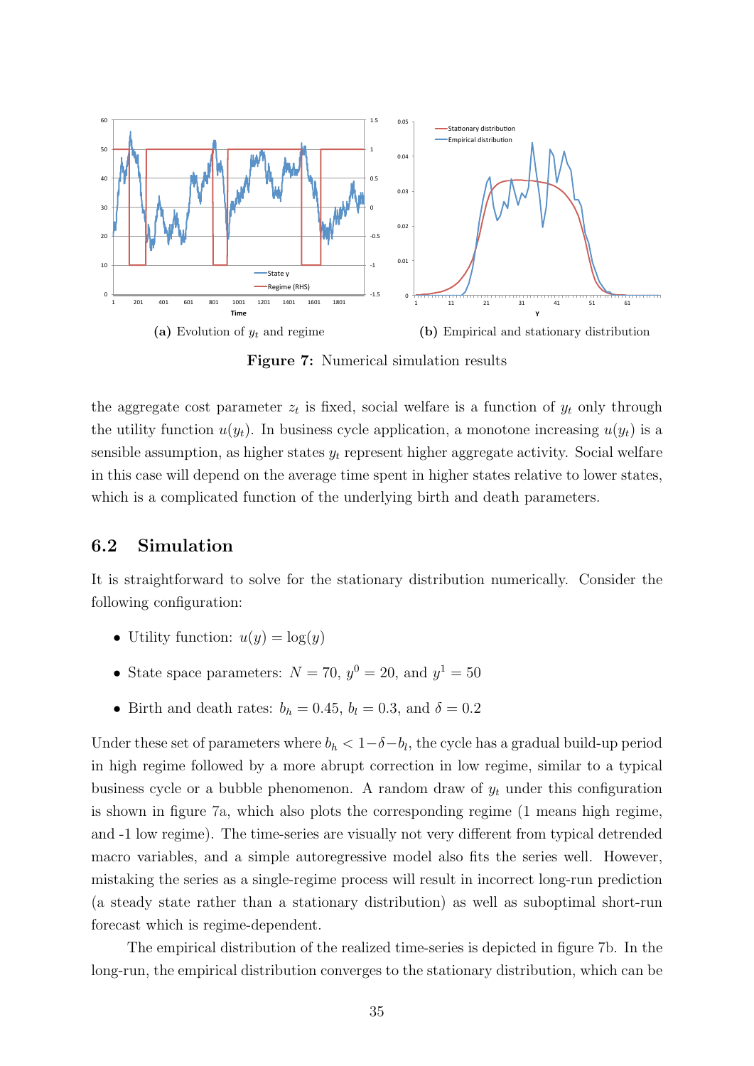(a) Evolution of $y_t$ and regime

(b) Empirical and stationary distribution

**Figure 7:** Numerical simulation results

the aggregate cost parameter $z_t$ is fixed, social welfare is a function of $y_t$ only through the utility function $u(y_t)$. In business cycle application, a monotone increasing $u(y_t)$ is a sensible assumption, as higher states $y_t$ represent higher aggregate activity. Social welfare in this case will depend on the average time spent in higher states relative to lower states, which is a complicated function of the underlying birth and death parameters.

## 6.2 Simulation

It is straightforward to solve for the stationary distribution numerically. Consider the following configuration:

- Utility function: $u(y) = \log(y)$
- State space parameters: $N = 70$, $y^0 = 20$, and $y^1 = 50$
- Birth and death rates: $b_h = 0.45$, $b_l = 0.3$, and $\delta = 0.2$

Under these set of parameters where $b_h < 1-\delta-b_l$, the cycle has a gradual build-up period in high regime followed by a more abrupt correction in low regime, similar to a typical business cycle or a bubble phenomenon. A random draw of $y_t$ under this configuration is shown in figure 7a, which also plots the corresponding regime (1 means high regime, and -1 low regime). The time-series are visually not very different from typical detrended macro variables, and a simple autoregressive model also fits the series well. However, mistaking the series as a single-regime process will result in incorrect long-run prediction (a steady state rather than a stationary distribution) as well as suboptimal short-run forecast which is regime-dependent.

The empirical distribution of the realized time-series is depicted in figure 7b. In the long-run, the empirical distribution converges to the stationary distribution, which can be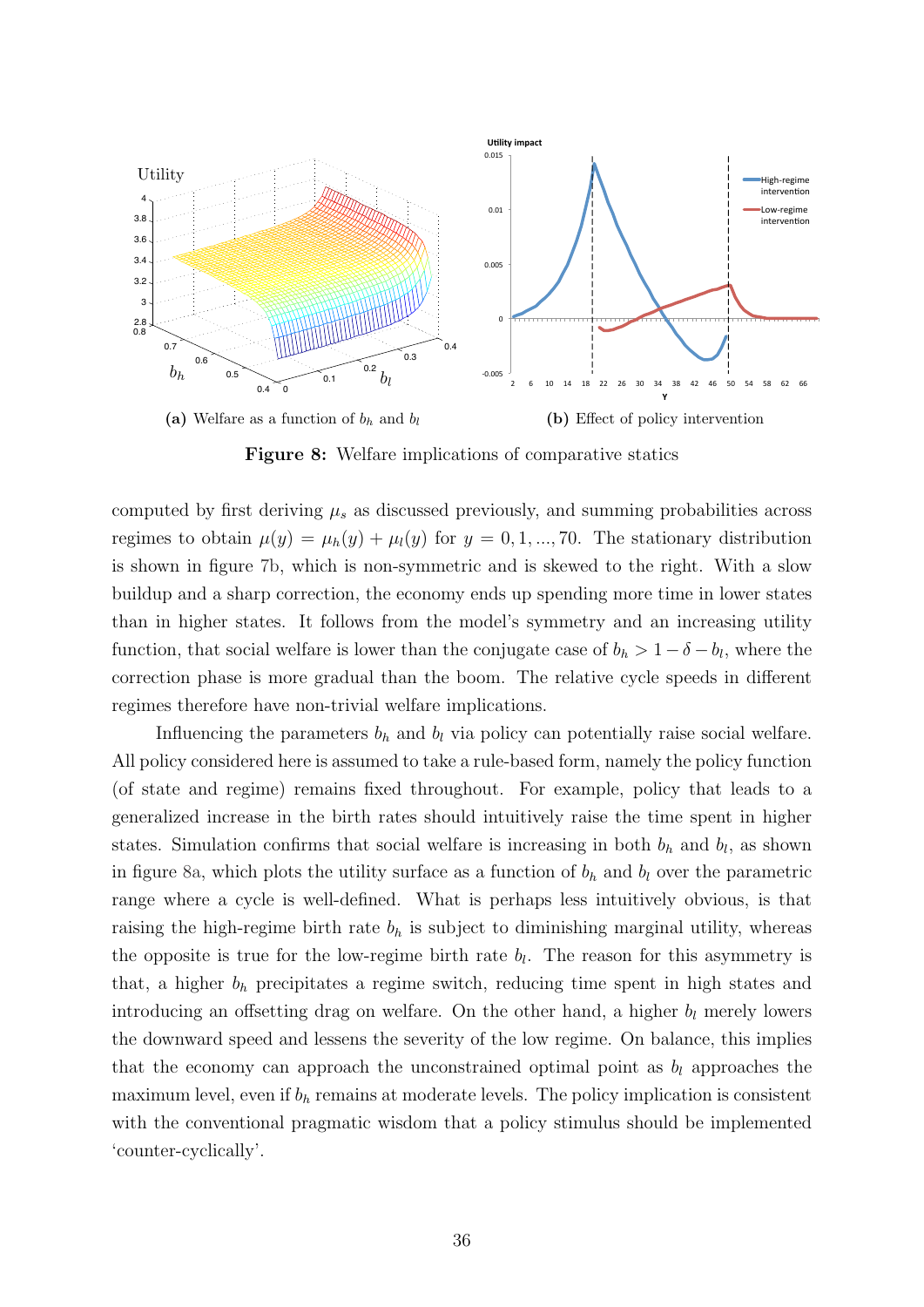**(a)** Welfare as a function of $b_h$ and $b_l$

**(b)** Effect of policy intervention

**Figure 8:** Welfare implications of comparative statics

computed by first deriving $\mu_s$ as discussed previously, and summing probabilities across regimes to obtain $\mu(y) = \mu_h(y) + \mu_l(y)$ for $y = 0, 1, ..., 70$. The stationary distribution is shown in figure 7b, which is non-symmetric and is skewed to the right. With a slow buildup and a sharp correction, the economy ends up spending more time in lower states than in higher states. It follows from the model's symmetry and an increasing utility function, that social welfare is lower than the conjugate case of $b_h > 1 - \delta - b_l$, where the correction phase is more gradual than the boom. The relative cycle speeds in different regimes therefore have non-trivial welfare implications.

Influencing the parameters $b_h$ and $b_l$ via policy can potentially raise social welfare. All policy considered here is assumed to take a rule-based form, namely the policy function (of state and regime) remains fixed throughout. For example, policy that leads to a generalized increase in the birth rates should intuitively raise the time spent in higher states. Simulation confirms that social welfare is increasing in both $b_h$ and $b_l$, as shown in figure 8a, which plots the utility surface as a function of $b_h$ and $b_l$ over the parametric range where a cycle is well-defined. What is perhaps less intuitively obvious, is that raising the high-regime birth rate $b_h$ is subject to diminishing marginal utility, whereas the opposite is true for the low-regime birth rate $b_l$. The reason for this asymmetry is that, a higher $b_h$ precipitates a regime switch, reducing time spent in high states and introducing an offsetting drag on welfare. On the other hand, a higher $b_l$ merely lowers the downward speed and lessens the severity of the low regime. On balance, this implies that the economy can approach the unconstrained optimal point as $b_l$ approaches the maximum level, even if $b_h$ remains at moderate levels. The policy implication is consistent with the conventional pragmatic wisdom that a policy stimulus should be implemented 'counter-cyclically'.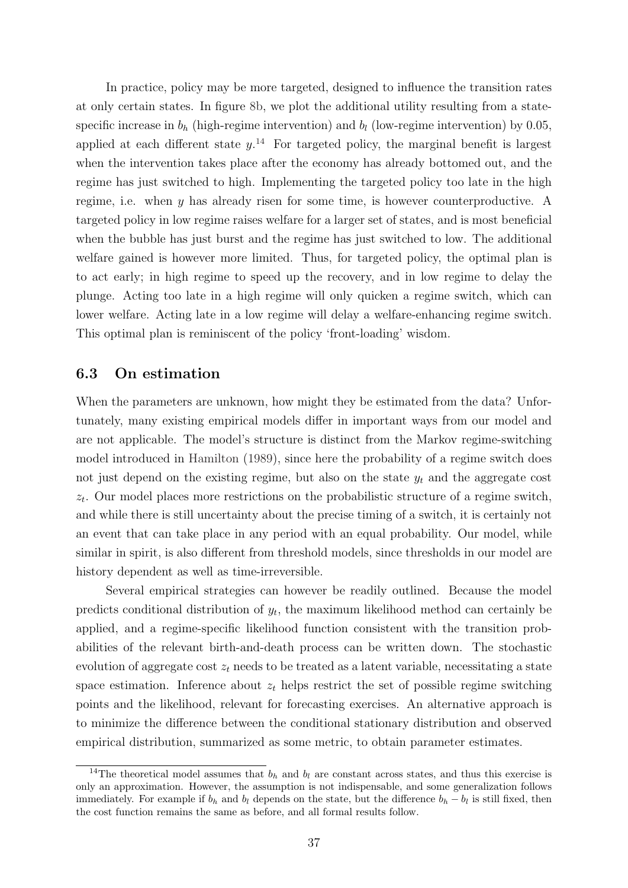In practice, policy may be more targeted, designed to influence the transition rates at only certain states. In figure 8b, we plot the additional utility resulting from a state-specific increase in $b_h$ (high-regime intervention) and $b_l$ (low-regime intervention) by 0.05, applied at each different state $y$.[14] For targeted policy, the marginal benefit is largest when the intervention takes place after the economy has already bottomed out, and the regime has just switched to high. Implementing the targeted policy too late in the high regime, i.e. when $y$ has already risen for some time, is however counterproductive. A targeted policy in low regime raises welfare for a larger set of states, and is most beneficial when the bubble has just burst and the regime has just switched to low. The additional welfare gained is however more limited. Thus, for targeted policy, the optimal plan is to act early; in high regime to speed up the recovery, and in low regime to delay the plunge. Acting too late in a high regime will only quicken a regime switch, which can lower welfare. Acting late in a low regime will delay a welfare-enhancing regime switch. This optimal plan is reminiscent of the policy 'front-loading' wisdom.

### 6.3 On estimation

When the parameters are unknown, how might they be estimated from the data? Unfortunately, many existing empirical models differ in important ways from our model and are not applicable. The model's structure is distinct from the Markov regime-switching model introduced in Hamilton (1989), since here the probability of a regime switch does not just depend on the existing regime, but also on the state $y_t$ and the aggregate cost $z_t$. Our model places more restrictions on the probabilistic structure of a regime switch, and while there is still uncertainty about the precise timing of a switch, it is certainly not an event that can take place in any period with an equal probability. Our model, while similar in spirit, is also different from threshold models, since thresholds in our model are history dependent as well as time-irreversible.

Several empirical strategies can however be readily outlined. Because the model predicts conditional distribution of $y_t$, the maximum likelihood method can certainly be applied, and a regime-specific likelihood function consistent with the transition probabilities of the relevant birth-and-death process can be written down. The stochastic evolution of aggregate cost $z_t$ needs to be treated as a latent variable, necessitating a state space estimation. Inference about $z_t$ helps restrict the set of possible regime switching points and the likelihood, relevant for forecasting exercises. An alternative approach is to minimize the difference between the conditional stationary distribution and observed empirical distribution, summarized as some metric, to obtain parameter estimates.

[14] The theoretical model assumes that $b_h$ and $b_l$ are constant across states, and thus this exercise is only an approximation. However, the assumption is not indispensable, and some generalization follows immediately. For example if $b_h$ and $b_l$ depends on the state, but the difference $b_h - b_l$ is still fixed, then the cost function remains the same as before, and all formal results follow.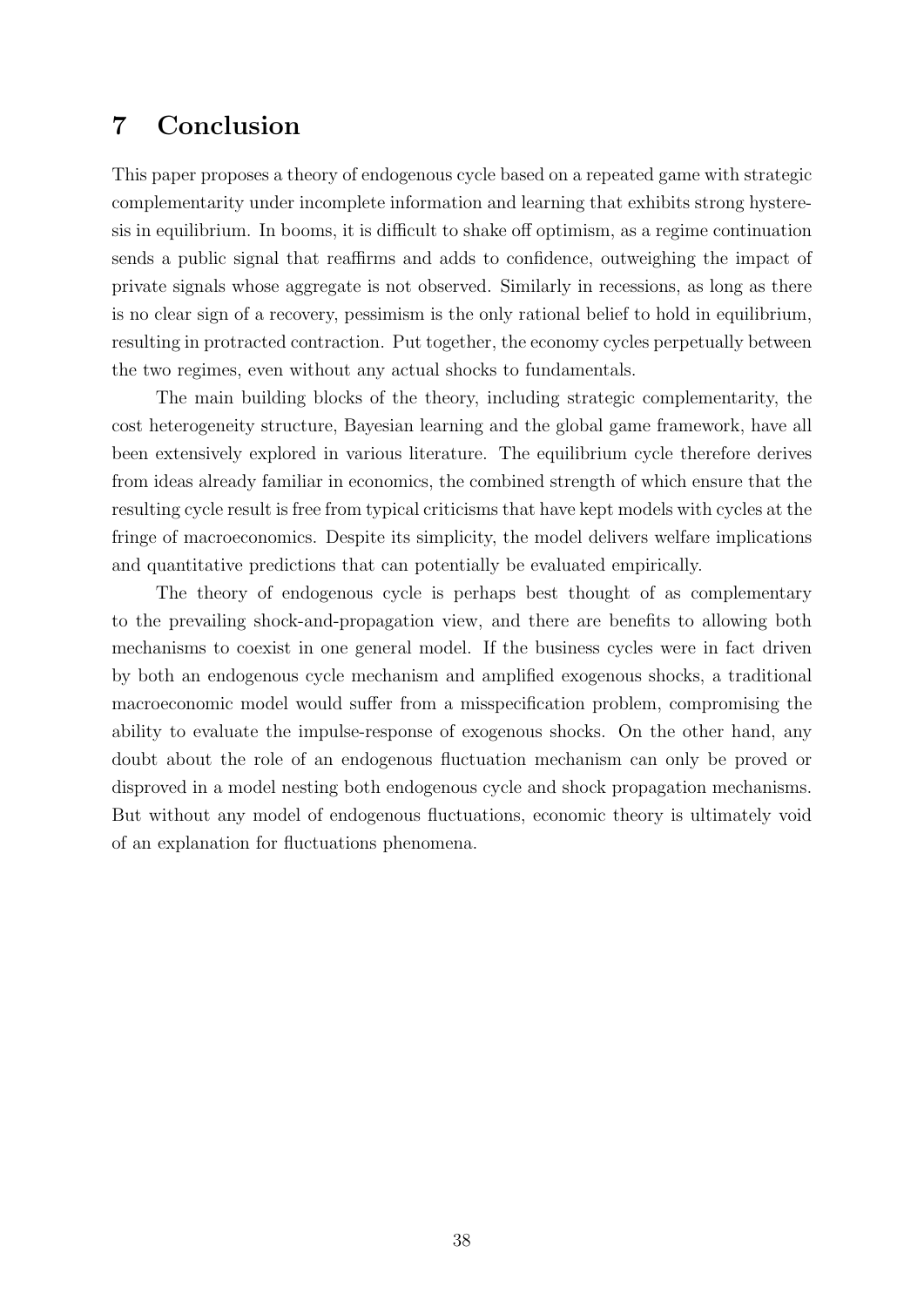# 7 Conclusion

This paper proposes a theory of endogenous cycle based on a repeated game with strategic complementarity under incomplete information and learning that exhibits strong hysteresis in equilibrium. In booms, it is difficult to shake off optimism, as a regime continuation sends a public signal that reaffirms and adds to confidence, outweighing the impact of private signals whose aggregate is not observed. Similarly in recessions, as long as there is no clear sign of a recovery, pessimism is the only rational belief to hold in equilibrium, resulting in protracted contraction. Put together, the economy cycles perpetually between the two regimes, even without any actual shocks to fundamentals.

The main building blocks of the theory, including strategic complementarity, the cost heterogeneity structure, Bayesian learning and the global game framework, have all been extensively explored in various literature. The equilibrium cycle therefore derives from ideas already familiar in economics, the combined strength of which ensure that the resulting cycle result is free from typical criticisms that have kept models with cycles at the fringe of macroeconomics. Despite its simplicity, the model delivers welfare implications and quantitative predictions that can potentially be evaluated empirically.

The theory of endogenous cycle is perhaps best thought of as complementary to the prevailing shock-and-propagation view, and there are benefits to allowing both mechanisms to coexist in one general model. If the business cycles were in fact driven by both an endogenous cycle mechanism and amplified exogenous shocks, a traditional macroeconomic model would suffer from a misspecification problem, compromising the ability to evaluate the impulse-response of exogenous shocks. On the other hand, any doubt about the role of an endogenous fluctuation mechanism can only be proved or disproved in a model nesting both endogenous cycle and shock propagation mechanisms. But without any model of endogenous fluctuations, economic theory is ultimately void of an explanation for fluctuations phenomena.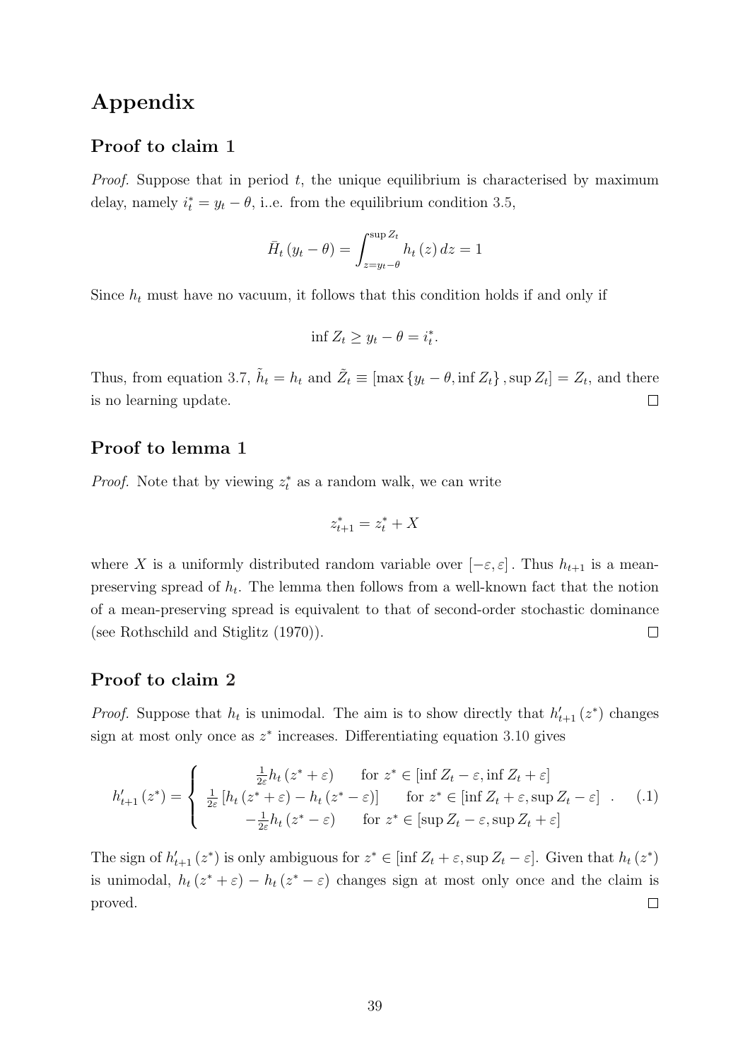# Appendix

## Proof to claim 1

*Proof.* Suppose that in period $t$, the unique equilibrium is characterised by maximum delay, namely $i_t^* = y_t - \theta$, i..e. from the equilibrium condition 3.5,

$$\bar{H}_t(y_t - \theta) = \int_{z=y_t-\theta}^{\sup Z_t} h_t(z)\, dz = 1$$

Since $h_t$ must have no vacuum, it follows that this condition holds if and only if

$$\inf Z_t \geq y_t - \theta = i_t^*.$$

Thus, from equation 3.7, $\tilde{h}_t = h_t$ and $\tilde{Z}_t \equiv [\max\{y_t - \theta, \inf Z_t\}, \sup Z_t] = Z_t$, and there is no learning update. $\square$

## Proof to lemma 1

*Proof.* Note that by viewing $z_t^*$ as a random walk, we can write

$$z_{t+1}^* = z_t^* + X$$

where $X$ is a uniformly distributed random variable over $[-\varepsilon, \varepsilon]$. Thus $h_{t+1}$ is a mean-preserving spread of $h_t$. The lemma then follows from a well-known fact that the notion of a mean-preserving spread is equivalent to that of second-order stochastic dominance (see Rothschild and Stiglitz (1970)). $\square$

## Proof to claim 2

*Proof.* Suppose that $h_t$ is unimodal. The aim is to show directly that $h'_{t+1}(z^*)$ changes sign at most only once as $z^*$ increases. Differentiating equation 3.10 gives

$$h'_{t+1}(z^*) = \begin{cases} \frac{1}{2\varepsilon} h_t(z^* + \varepsilon) & \text{for } z^* \in [\inf Z_t - \varepsilon, \inf Z_t + \varepsilon] \\ \frac{1}{2\varepsilon}[h_t(z^* + \varepsilon) - h_t(z^* - \varepsilon)] & \text{for } z^* \in [\inf Z_t + \varepsilon, \sup Z_t - \varepsilon] \\ -\frac{1}{2\varepsilon} h_t(z^* - \varepsilon) & \text{for } z^* \in [\sup Z_t - \varepsilon, \sup Z_t + \varepsilon] \end{cases}. \quad (.1)$$

The sign of $h'_{t+1}(z^*)$ is only ambiguous for $z^* \in [\inf Z_t + \varepsilon, \sup Z_t - \varepsilon]$. Given that $h_t(z^*)$ is unimodal, $h_t(z^* + \varepsilon) - h_t(z^* - \varepsilon)$ changes sign at most only once and the claim is proved. $\square$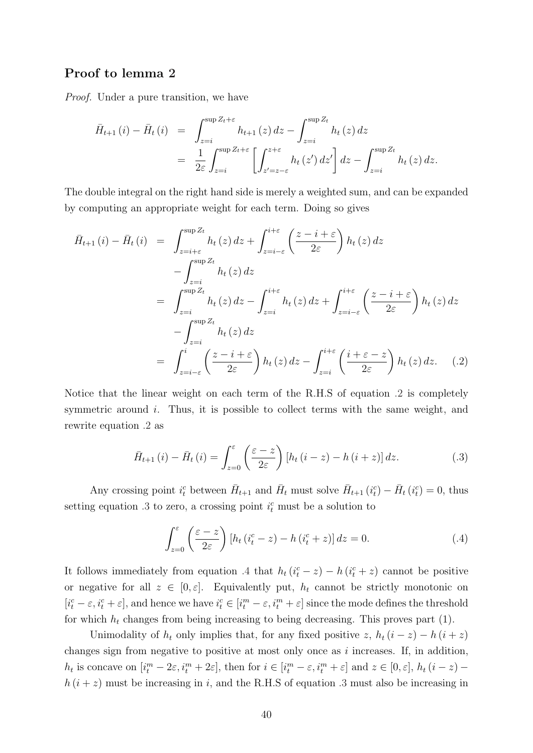## Proof to lemma 2

*Proof.* Under a pure transition, we have

$$
\begin{aligned}
\bar{H}_{t+1}(i) - \bar{H}_t(i) &= \int_{z=i}^{\sup Z_t + \varepsilon} h_{t+1}(z)\, dz - \int_{z=i}^{\sup Z_t} h_t(z)\, dz \\
&= \frac{1}{2\varepsilon} \int_{z=i}^{\sup Z_t + \varepsilon} \left[ \int_{z'=z-\varepsilon}^{z+\varepsilon} h_t(z')\, dz' \right] dz - \int_{z=i}^{\sup Z_t} h_t(z)\, dz.
\end{aligned}
$$

The double integral on the right hand side is merely a weighted sum, and can be expanded by computing an appropriate weight for each term. Doing so gives

$$
\begin{aligned}
\bar{H}_{t+1}(i) - \bar{H}_t(i) &= \int_{z=i+\varepsilon}^{\sup Z_t} h_t(z)\, dz + \int_{z=i-\varepsilon}^{i+\varepsilon} \left( \frac{z - i + \varepsilon}{2\varepsilon} \right) h_t(z)\, dz \\
&\quad - \int_{z=i}^{\sup Z_t} h_t(z)\, dz \\
&= \int_{z=i}^{\sup Z_t} h_t(z)\, dz - \int_{z=i}^{i+\varepsilon} h_t(z)\, dz + \int_{z=i-\varepsilon}^{i+\varepsilon} \left( \frac{z - i + \varepsilon}{2\varepsilon} \right) h_t(z)\, dz \\
&\quad - \int_{z=i}^{\sup Z_t} h_t(z)\, dz \\
&= \int_{z=i-\varepsilon}^{i} \left( \frac{z - i + \varepsilon}{2\varepsilon} \right) h_t(z)\, dz - \int_{z=i}^{i+\varepsilon} \left( \frac{i + \varepsilon - z}{2\varepsilon} \right) h_t(z)\, dz. \qquad (.2)
\end{aligned}
$$

Notice that the linear weight on each term of the R.H.S of equation .2 is completely symmetric around $i$. Thus, it is possible to collect terms with the same weight, and rewrite equation .2 as

$$
\bar{H}_{t+1}(i) - \bar{H}_t(i) = \int_{z=0}^{\varepsilon} \left( \frac{\varepsilon - z}{2\varepsilon} \right) \left[ h_t(i - z) - h(i + z) \right] dz. \qquad (.3)
$$

Any crossing point $i_t^c$ between $\bar{H}_{t+1}$ and $\bar{H}_t$ must solve $\bar{H}_{t+1}(i_t^c) - \bar{H}_t(i_t^c) = 0$, thus setting equation .3 to zero, a crossing point $i_t^c$ must be a solution to

$$
\int_{z=0}^{\varepsilon} \left( \frac{\varepsilon - z}{2\varepsilon} \right) \left[ h_t(i_t^c - z) - h(i_t^c + z) \right] dz = 0. \qquad (.4)
$$

It follows immediately from equation .4 that $h_t(i_t^c - z) - h(i_t^c + z)$ cannot be positive or negative for all $z \in [0, \varepsilon]$. Equivalently put, $h_t$ cannot be strictly monotonic on $[i_t^c - \varepsilon, i_t^c + \varepsilon]$, and hence we have $i_t^c \in [i_t^m - \varepsilon, i_t^m + \varepsilon]$ since the mode defines the threshold for which $h_t$ changes from being increasing to being decreasing. This proves part (1).

Unimodality of $h_t$ only implies that, for any fixed positive $z$, $h_t(i - z) - h(i + z)$ changes sign from negative to positive at most only once as $i$ increases. If, in addition, $h_t$ is concave on $[i_t^m - 2\varepsilon, i_t^m + 2\varepsilon]$, then for $i \in [i_t^m - \varepsilon, i_t^m + \varepsilon]$ and $z \in [0, \varepsilon]$, $h_t(i - z) - h(i + z)$ must be increasing in $i$, and the R.H.S of equation .3 must also be increasing in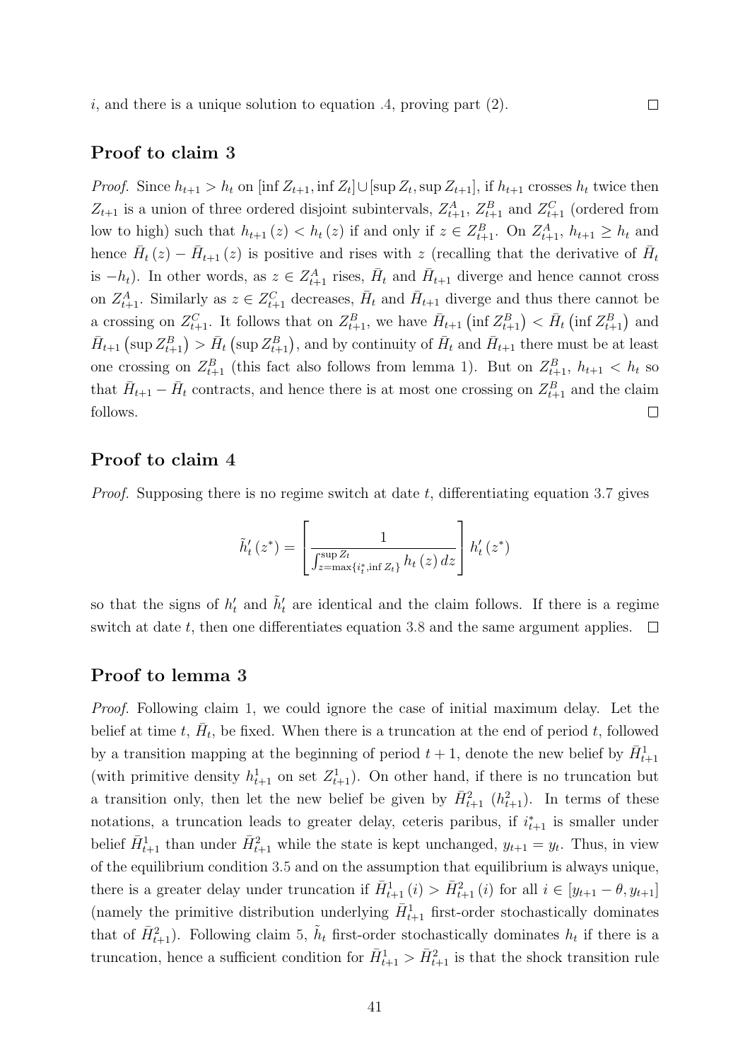$i$, and there is a unique solution to equation .4, proving part (2). $\square$

## Proof to claim 3

*Proof.* Since $h_{t+1} > h_t$ on $[\inf Z_{t+1}, \inf Z_t] \cup [\sup Z_t, \sup Z_{t+1}]$, if $h_{t+1}$ crosses $h_t$ twice then $Z_{t+1}$ is a union of three ordered disjoint subintervals, $Z^A_{t+1}$, $Z^B_{t+1}$ and $Z^C_{t+1}$ (ordered from low to high) such that $h_{t+1}(z) < h_t(z)$ if and only if $z \in Z^B_{t+1}$. On $Z^A_{t+1}$, $h_{t+1} \geq h_t$ and hence $\bar{H}_t(z) - \bar{H}_{t+1}(z)$ is positive and rises with $z$ (recalling that the derivative of $\bar{H}_t$ is $-h_t$). In other words, as $z \in Z^A_{t+1}$ rises, $\bar{H}_t$ and $\bar{H}_{t+1}$ diverge and hence cannot cross on $Z^A_{t+1}$. Similarly as $z \in Z^C_{t+1}$ decreases, $\bar{H}_t$ and $\bar{H}_{t+1}$ diverge and thus there cannot be a crossing on $Z^C_{t+1}$. It follows that on $Z^B_{t+1}$, we have $\bar{H}_{t+1}\left(\inf Z^B_{t+1}\right) < \bar{H}_t\left(\inf Z^B_{t+1}\right)$ and $\bar{H}_{t+1}\left(\sup Z^B_{t+1}\right) > \bar{H}_t\left(\sup Z^B_{t+1}\right)$, and by continuity of $\bar{H}_t$ and $\bar{H}_{t+1}$ there must be at least one crossing on $Z^B_{t+1}$ (this fact also follows from lemma 1). But on $Z^B_{t+1}$, $h_{t+1} < h_t$ so that $\bar{H}_{t+1} - \bar{H}_t$ contracts, and hence there is at most one crossing on $Z^B_{t+1}$ and the claim follows. $\square$

## Proof to claim 4

*Proof.* Supposing there is no regime switch at date $t$, differentiating equation 3.7 gives

$$\tilde{h}'_t(z^*) = \left[\frac{1}{\int_{z=\max\{i^*_t, \inf Z_t\}}^{\sup Z_t} h_t(z)\,dz}\right] h'_t(z^*)$$

so that the signs of $h'_t$ and $\tilde{h}'_t$ are identical and the claim follows. If there is a regime switch at date $t$, then one differentiates equation 3.8 and the same argument applies. $\square$

## Proof to lemma 3

*Proof.* Following claim 1, we could ignore the case of initial maximum delay. Let the belief at time $t$, $\bar{H}_t$, be fixed. When there is a truncation at the end of period $t$, followed by a transition mapping at the beginning of period $t+1$, denote the new belief by $\bar{H}^1_{t+1}$ (with primitive density $h^1_{t+1}$ on set $Z^1_{t+1}$). On other hand, if there is no truncation but a transition only, then let the new belief be given by $\bar{H}^2_{t+1}$ ($h^2_{t+1}$). In terms of these notations, a truncation leads to greater delay, ceteris paribus, if $i^*_{t+1}$ is smaller under belief $\bar{H}^1_{t+1}$ than under $\bar{H}^2_{t+1}$ while the state is kept unchanged, $y_{t+1} = y_t$. Thus, in view of the equilibrium condition 3.5 and on the assumption that equilibrium is always unique, there is a greater delay under truncation if $\bar{H}^1_{t+1}(i) > \bar{H}^2_{t+1}(i)$ for all $i \in [y_{t+1} - \theta, y_{t+1}]$ (namely the primitive distribution underlying $\bar{H}^1_{t+1}$ first-order stochastically dominates that of $\bar{H}^2_{t+1}$). Following claim 5, $\tilde{h}_t$ first-order stochastically dominates $h_t$ if there is a truncation, hence a sufficient condition for $\bar{H}^1_{t+1} > \bar{H}^2_{t+1}$ is that the shock transition rule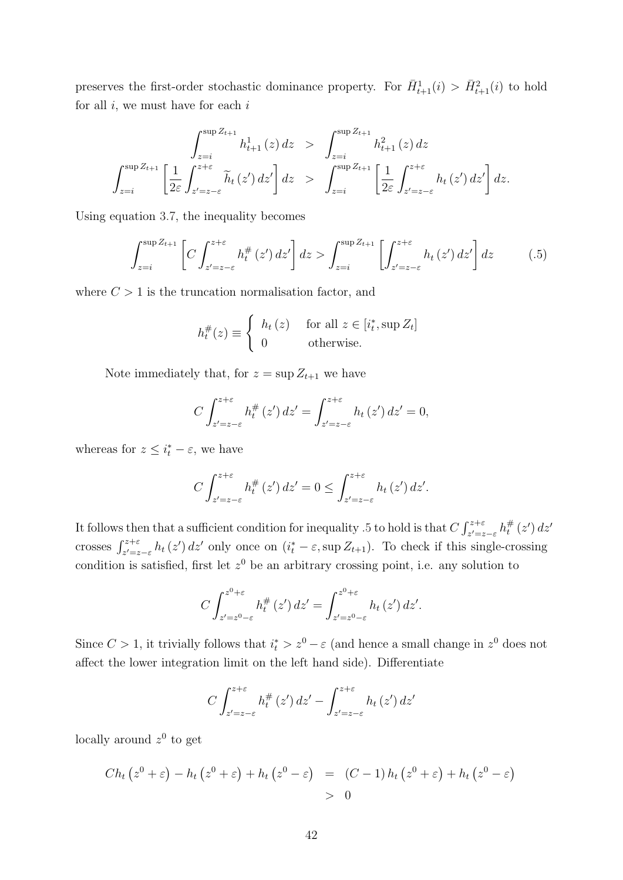preserves the first-order stochastic dominance property. For $\bar{H}^1_{t+1}(i) > \bar{H}^2_{t+1}(i)$ to hold for all $i$, we must have for each $i$

$$
\begin{aligned}
\int_{z=i}^{\sup Z_{t+1}} h^1_{t+1}(z)\, dz &> \int_{z=i}^{\sup Z_{t+1}} h^2_{t+1}(z)\, dz \\
\int_{z=i}^{\sup Z_{t+1}} \left[\frac{1}{2\varepsilon}\int_{z'=z-\varepsilon}^{z+\varepsilon} \widetilde{h}_t(z')\, dz'\right] dz &> \int_{z=i}^{\sup Z_{t+1}} \left[\frac{1}{2\varepsilon}\int_{z'=z-\varepsilon}^{z+\varepsilon} h_t(z')\, dz'\right] dz.
\end{aligned}
$$

Using equation 3.7, the inequality becomes

$$
\int_{z=i}^{\sup Z_{t+1}} \left[C\int_{z'=z-\varepsilon}^{z+\varepsilon} h^{\#}_t(z')\, dz'\right] dz > \int_{z=i}^{\sup Z_{t+1}} \left[\int_{z'=z-\varepsilon}^{z+\varepsilon} h_t(z')\, dz'\right] dz \tag{.5}
$$

where $C > 1$ is the truncation normalisation factor, and

$$
h^{\#}_t(z) \equiv \begin{cases} h_t(z) & \text{for all } z \in [i^*_t, \sup Z_t] \\ 0 & \text{otherwise.} \end{cases}
$$

Note immediately that, for $z = \sup Z_{t+1}$ we have

$$
C\int_{z'=z-\varepsilon}^{z+\varepsilon} h^{\#}_t(z')\, dz' = \int_{z'=z-\varepsilon}^{z+\varepsilon} h_t(z')\, dz' = 0,
$$

whereas for $z \le i^*_t - \varepsilon$, we have

$$
C\int_{z'=z-\varepsilon}^{z+\varepsilon} h^{\#}_t(z')\, dz' = 0 \le \int_{z'=z-\varepsilon}^{z+\varepsilon} h_t(z')\, dz'.
$$

It follows then that a sufficient condition for inequality .5 to hold is that $C\int_{z'=z-\varepsilon}^{z+\varepsilon} h^{\#}_t(z')\, dz'$ crosses $\int_{z'=z-\varepsilon}^{z+\varepsilon} h_t(z')\, dz'$ only once on $(i^*_t - \varepsilon, \sup Z_{t+1})$. To check if this single-crossing condition is satisfied, first let $z^0$ be an arbitrary crossing point, i.e. any solution to

$$
C\int_{z'=z^0-\varepsilon}^{z^0+\varepsilon} h^{\#}_t(z')\, dz' = \int_{z'=z^0-\varepsilon}^{z^0+\varepsilon} h_t(z')\, dz'.
$$

Since $C > 1$, it trivially follows that $i^*_t > z^0 - \varepsilon$ (and hence a small change in $z^0$ does not affect the lower integration limit on the left hand side). Differentiate

$$
C\int_{z'=z-\varepsilon}^{z+\varepsilon} h^{\#}_t(z')\, dz' - \int_{z'=z-\varepsilon}^{z+\varepsilon} h_t(z')\, dz'
$$

locally around $z^0$ to get

$$
\begin{aligned}
Ch_t\left(z^0+\varepsilon\right) - h_t\left(z^0+\varepsilon\right) + h_t\left(z^0-\varepsilon\right) &= (C-1)\, h_t\left(z^0+\varepsilon\right) + h_t\left(z^0-\varepsilon\right) \\
&> 0
\end{aligned}
$$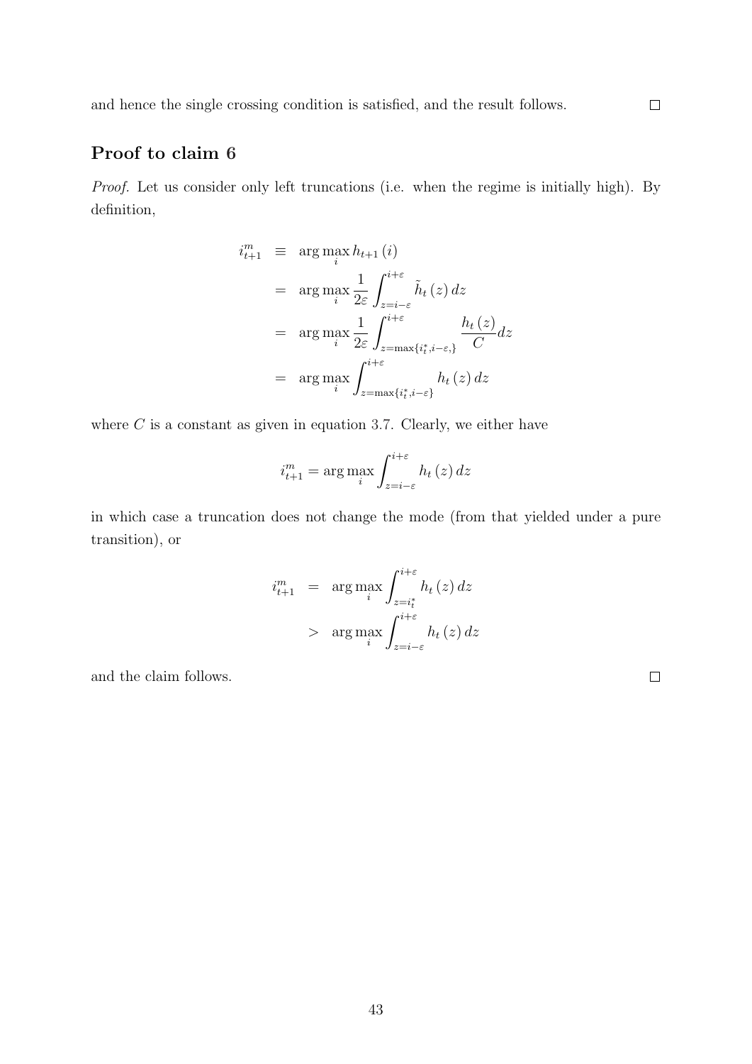and hence the single crossing condition is satisfied, and the result follows. □

## Proof to claim 6

*Proof.* Let us consider only left truncations (i.e. when the regime is initially high). By definition,

$$
\begin{aligned}
i_{t+1}^{m} &\equiv \arg\max_{i} h_{t+1}(i) \\
&= \arg\max_{i} \frac{1}{2\varepsilon} \int_{z=i-\varepsilon}^{i+\varepsilon} \tilde{h}_{t}(z)\, dz \\
&= \arg\max_{i} \frac{1}{2\varepsilon} \int_{z=\max\{i_t^{*}, i-\varepsilon,\}}^{i+\varepsilon} \frac{h_{t}(z)}{C} dz \\
&= \arg\max_{i} \int_{z=\max\{i_t^{*}, i-\varepsilon\}}^{i+\varepsilon} h_{t}(z)\, dz
\end{aligned}
$$

where $C$ is a constant as given in equation 3.7. Clearly, we either have

$$
i_{t+1}^{m} = \arg\max_{i} \int_{z=i-\varepsilon}^{i+\varepsilon} h_{t}(z)\, dz
$$

in which case a truncation does not change the mode (from that yielded under a pure transition), or

$$
\begin{aligned}
i_{t+1}^{m} &= \arg\max_{i} \int_{z=i_t^{*}}^{i+\varepsilon} h_{t}(z)\, dz \\
&> \arg\max_{i} \int_{z=i-\varepsilon}^{i+\varepsilon} h_{t}(z)\, dz
\end{aligned}
$$

and the claim follows. □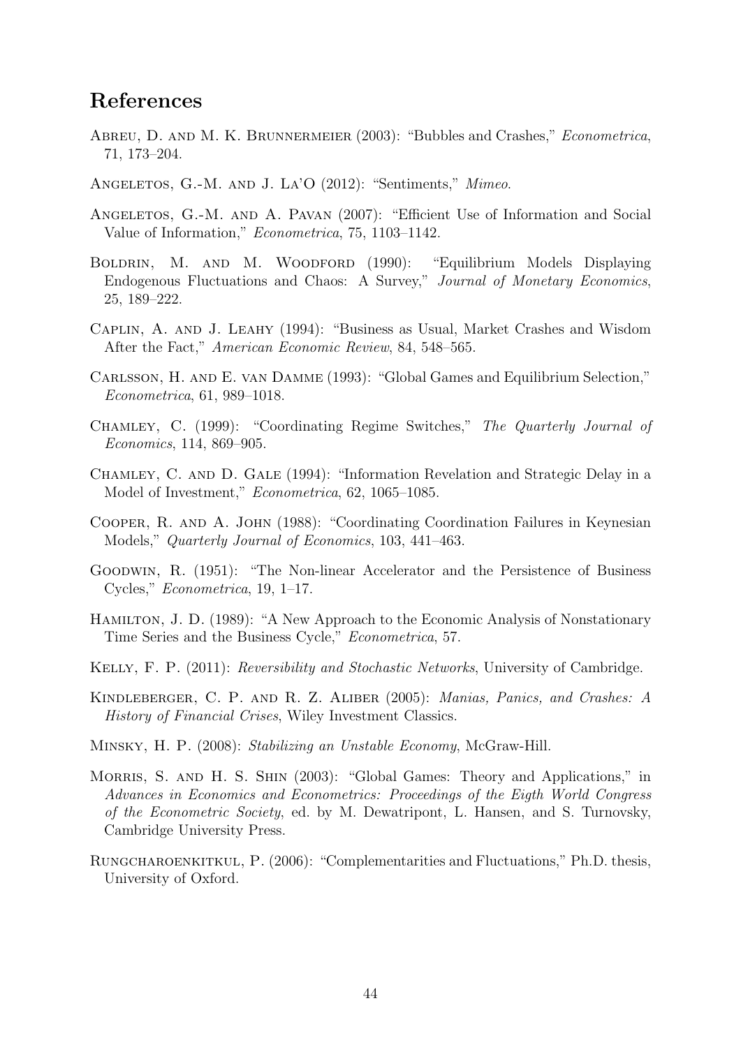## References

Abreu, D. and M. K. Brunnermeier (2003): "Bubbles and Crashes," *Econometrica*, 71, 173–204.

Angeletos, G.-M. and J. La'O (2012): "Sentiments," *Mimeo*.

Angeletos, G.-M. and A. Pavan (2007): "Efficient Use of Information and Social Value of Information," *Econometrica*, 75, 1103–1142.

Boldrin, M. and M. Woodford (1990): "Equilibrium Models Displaying Endogenous Fluctuations and Chaos: A Survey," *Journal of Monetary Economics*, 25, 189–222.

Caplin, A. and J. Leahy (1994): "Business as Usual, Market Crashes and Wisdom After the Fact," *American Economic Review*, 84, 548–565.

Carlsson, H. and E. van Damme (1993): "Global Games and Equilibrium Selection," *Econometrica*, 61, 989–1018.

Chamley, C. (1999): "Coordinating Regime Switches," *The Quarterly Journal of Economics*, 114, 869–905.

Chamley, C. and D. Gale (1994): "Information Revelation and Strategic Delay in a Model of Investment," *Econometrica*, 62, 1065–1085.

Cooper, R. and A. John (1988): "Coordinating Coordination Failures in Keynesian Models," *Quarterly Journal of Economics*, 103, 441–463.

Goodwin, R. (1951): "The Non-linear Accelerator and the Persistence of Business Cycles," *Econometrica*, 19, 1–17.

Hamilton, J. D. (1989): "A New Approach to the Economic Analysis of Nonstationary Time Series and the Business Cycle," *Econometrica*, 57.

Kelly, F. P. (2011): *Reversibility and Stochastic Networks*, University of Cambridge.

Kindleberger, C. P. and R. Z. Aliber (2005): *Manias, Panics, and Crashes: A History of Financial Crises*, Wiley Investment Classics.

Minsky, H. P. (2008): *Stabilizing an Unstable Economy*, McGraw-Hill.

Morris, S. and H. S. Shin (2003): "Global Games: Theory and Applications," in *Advances in Economics and Econometrics: Proceedings of the Eigth World Congress of the Econometric Society*, ed. by M. Dewatripont, L. Hansen, and S. Turnovsky, Cambridge University Press.

Rungcharoenkitkul, P. (2006): "Complementarities and Fluctuations," Ph.D. thesis, University of Oxford.